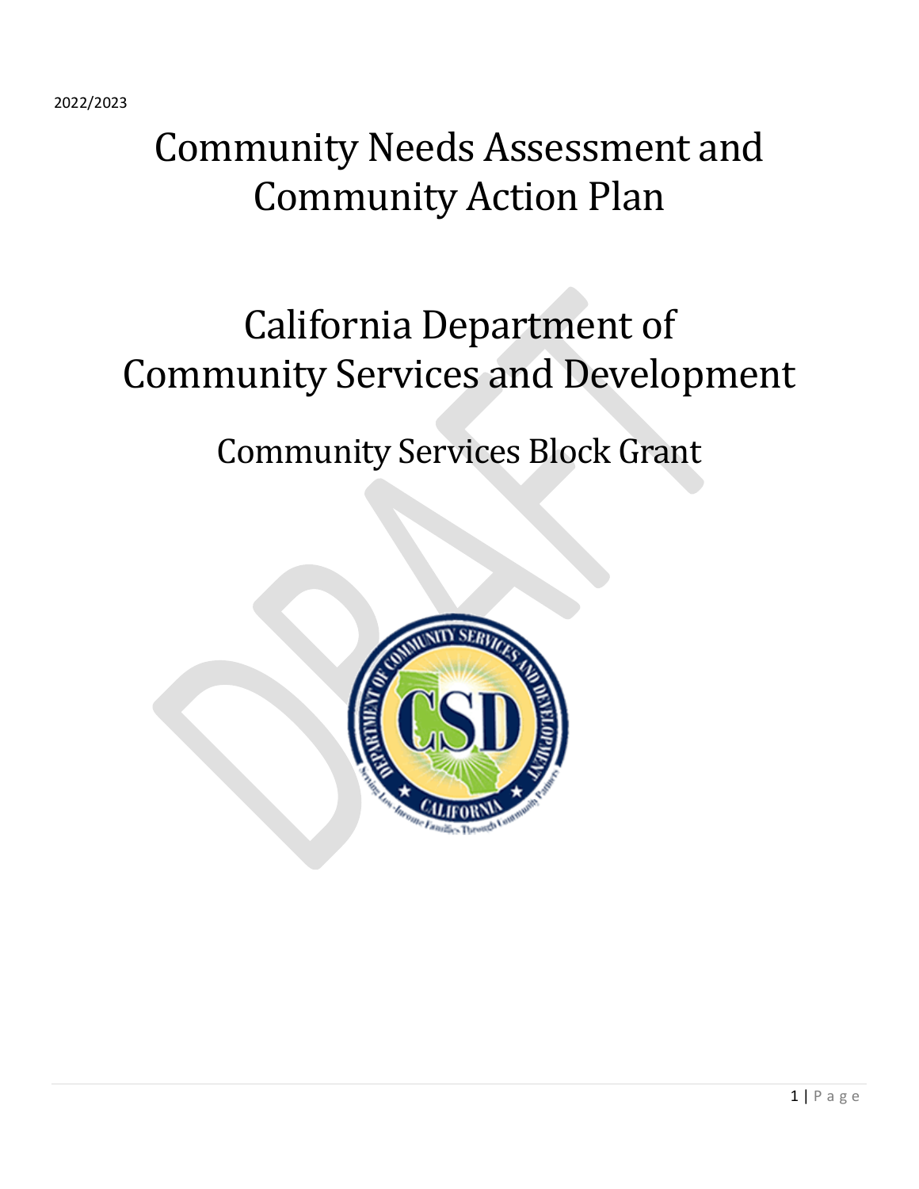2022/2023

# Community Needs Assessment and Community Action Plan

# California Department of Community Services and Development

## Community Services Block Grant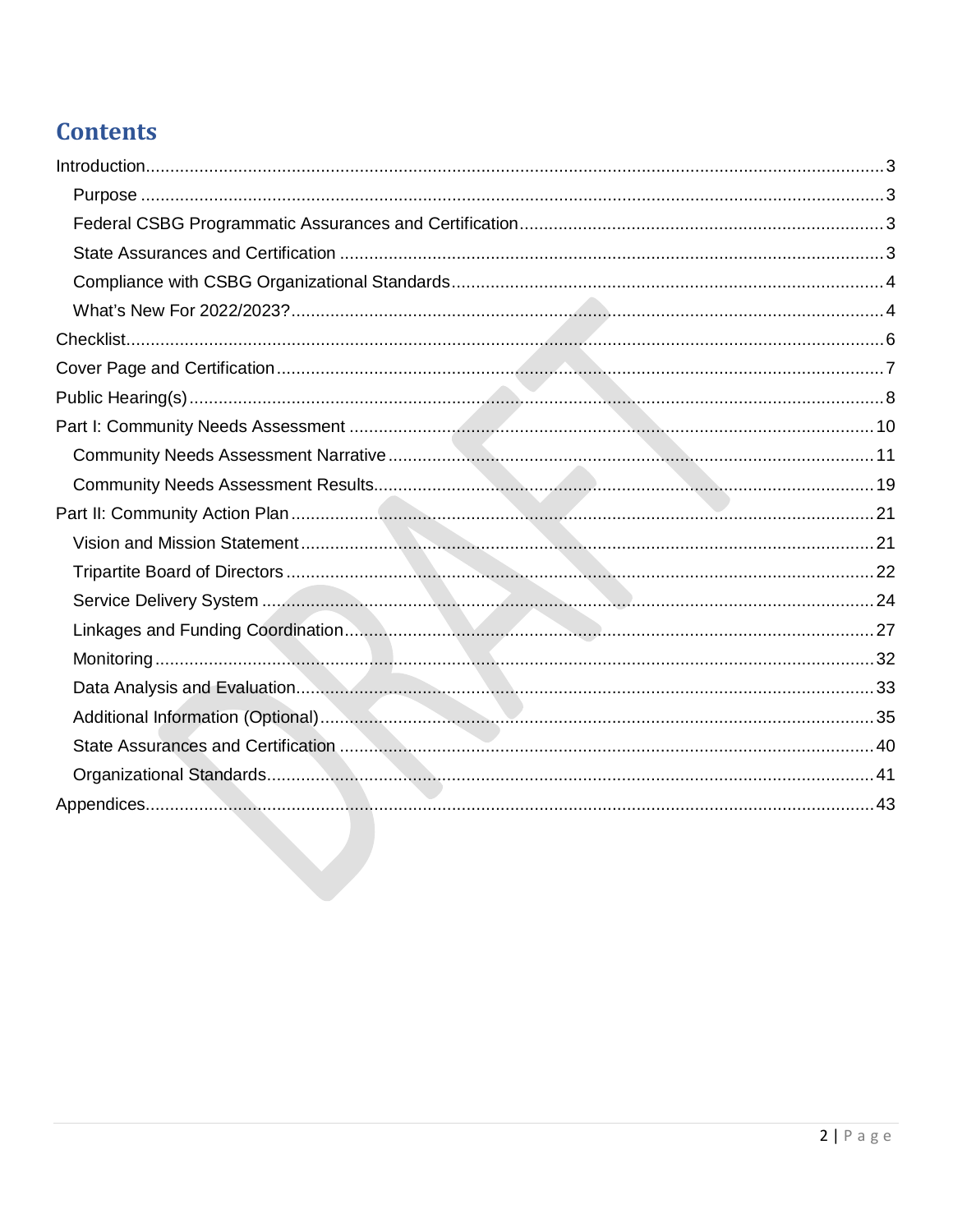# Contents

- Introduction ..... 3
  - Purpose ..... 3
  - Federal CSBG Programmatic Assurances and Certification ..... 3
  - State Assurances and Certification ..... 3
  - Compliance with CSBG Organizational Standards ..... 4
  - What's New For 2022/2023? ..... 4
- Checklist ..... 6
- Cover Page and Certification ..... 7
- Public Hearing(s) ..... 8
- Part I: Community Needs Assessment ..... 10
  - Community Needs Assessment Narrative ..... 11
  - Community Needs Assessment Results ..... 19
- Part II: Community Action Plan ..... 21
  - Vision and Mission Statement ..... 21
  - Tripartite Board of Directors ..... 22
  - Service Delivery System ..... 24
  - Linkages and Funding Coordination ..... 27
  - Monitoring ..... 32
  - Data Analysis and Evaluation ..... 33
  - Additional Information (Optional) ..... 35
  - State Assurances and Certification ..... 40
  - Organizational Standards ..... 41
- Appendices ..... 43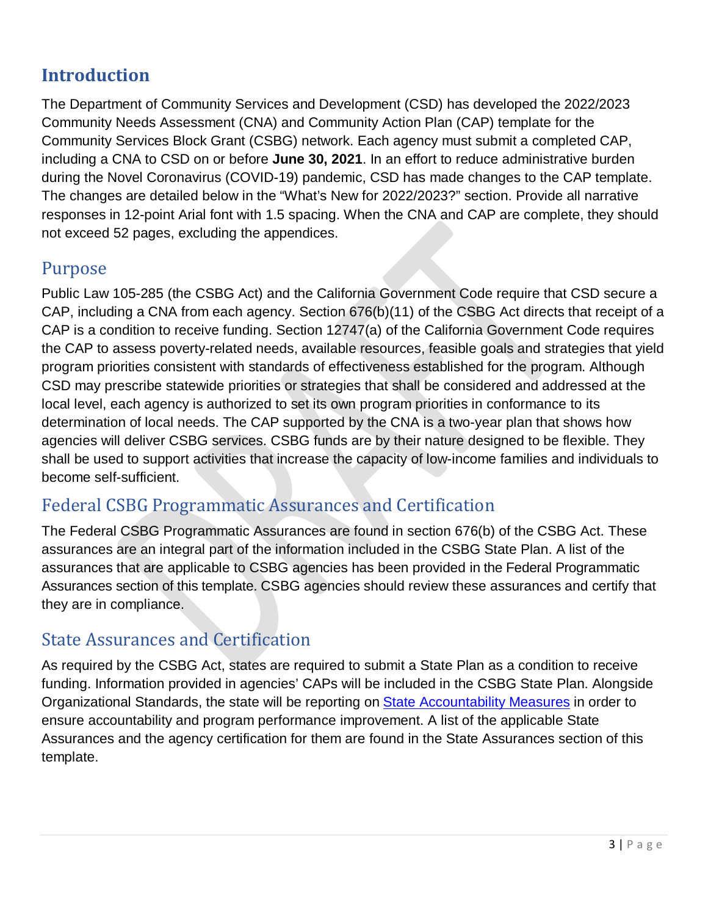# Introduction

The Department of Community Services and Development (CSD) has developed the 2022/2023 Community Needs Assessment (CNA) and Community Action Plan (CAP) template for the Community Services Block Grant (CSBG) network. Each agency must submit a completed CAP, including a CNA to CSD on or before **June 30, 2021**. In an effort to reduce administrative burden during the Novel Coronavirus (COVID-19) pandemic, CSD has made changes to the CAP template. The changes are detailed below in the "What's New for 2022/2023?" section. Provide all narrative responses in 12-point Arial font with 1.5 spacing. When the CNA and CAP are complete, they should not exceed 52 pages, excluding the appendices.

## Purpose

Public Law 105-285 (the CSBG Act) and the California Government Code require that CSD secure a CAP, including a CNA from each agency. Section 676(b)(11) of the CSBG Act directs that receipt of a CAP is a condition to receive funding. Section 12747(a) of the California Government Code requires the CAP to assess poverty-related needs, available resources, feasible goals and strategies that yield program priorities consistent with standards of effectiveness established for the program. Although CSD may prescribe statewide priorities or strategies that shall be considered and addressed at the local level, each agency is authorized to set its own program priorities in conformance to its determination of local needs. The CAP supported by the CNA is a two-year plan that shows how agencies will deliver CSBG services. CSBG funds are by their nature designed to be flexible. They shall be used to support activities that increase the capacity of low-income families and individuals to become self-sufficient.

## Federal CSBG Programmatic Assurances and Certification

The Federal CSBG Programmatic Assurances are found in section 676(b) of the CSBG Act. These assurances are an integral part of the information included in the CSBG State Plan. A list of the assurances that are applicable to CSBG agencies has been provided in the Federal Programmatic Assurances section of this template. CSBG agencies should review these assurances and certify that they are in compliance.

## State Assurances and Certification

As required by the CSBG Act, states are required to submit a State Plan as a condition to receive funding. Information provided in agencies' CAPs will be included in the CSBG State Plan. Alongside Organizational Standards, the state will be reporting on State Accountability Measures in order to ensure accountability and program performance improvement. A list of the applicable State Assurances and the agency certification for them are found in the State Assurances section of this template.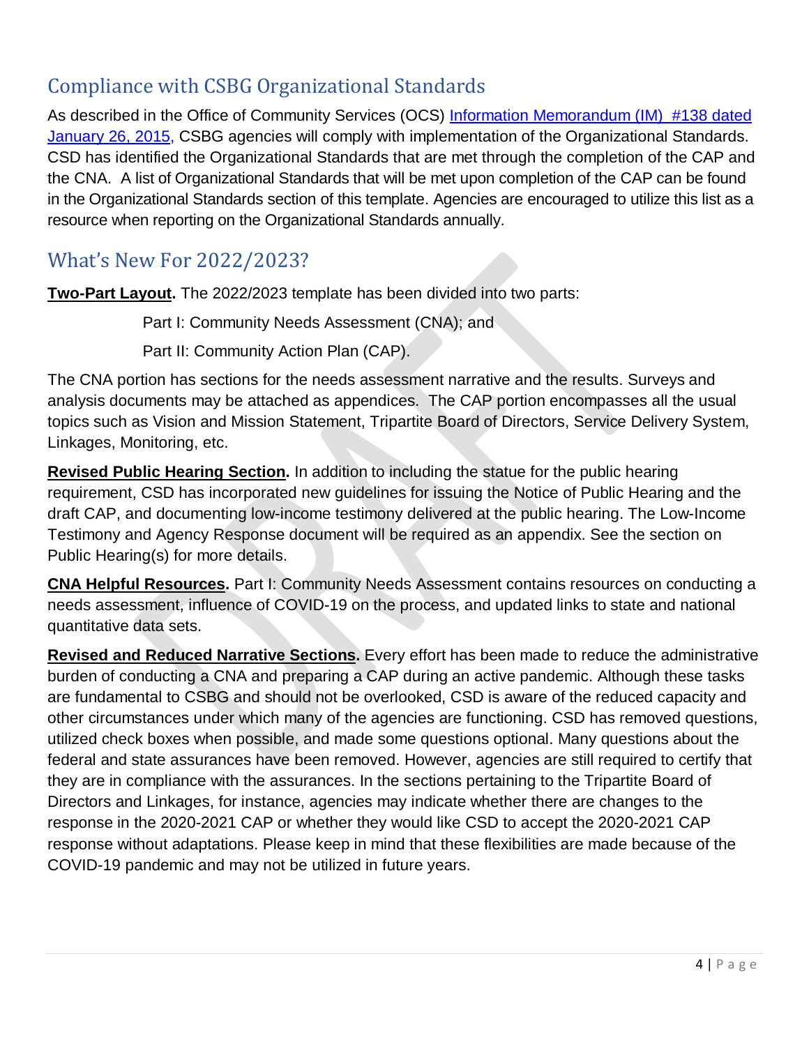## Compliance with CSBG Organizational Standards

As described in the Office of Community Services (OCS) [Information Memorandum (IM) #138 dated January 26, 2015,] CSBG agencies will comply with implementation of the Organizational Standards. CSD has identified the Organizational Standards that are met through the completion of the CAP and the CNA. A list of Organizational Standards that will be met upon completion of the CAP can be found in the Organizational Standards section of this template. Agencies are encouraged to utilize this list as a resource when reporting on the Organizational Standards annually.

## What's New For 2022/2023?

**Two-Part Layout.** The 2022/2023 template has been divided into two parts:

Part I: Community Needs Assessment (CNA); and

Part II: Community Action Plan (CAP).

The CNA portion has sections for the needs assessment narrative and the results. Surveys and analysis documents may be attached as appendices. The CAP portion encompasses all the usual topics such as Vision and Mission Statement, Tripartite Board of Directors, Service Delivery System, Linkages, Monitoring, etc.

**Revised Public Hearing Section.** In addition to including the statue for the public hearing requirement, CSD has incorporated new guidelines for issuing the Notice of Public Hearing and the draft CAP, and documenting low-income testimony delivered at the public hearing. The Low-Income Testimony and Agency Response document will be required as an appendix. See the section on Public Hearing(s) for more details.

**CNA Helpful Resources.** Part I: Community Needs Assessment contains resources on conducting a needs assessment, influence of COVID-19 on the process, and updated links to state and national quantitative data sets.

**Revised and Reduced Narrative Sections.** Every effort has been made to reduce the administrative burden of conducting a CNA and preparing a CAP during an active pandemic. Although these tasks are fundamental to CSBG and should not be overlooked, CSD is aware of the reduced capacity and other circumstances under which many of the agencies are functioning. CSD has removed questions, utilized check boxes when possible, and made some questions optional. Many questions about the federal and state assurances have been removed. However, agencies are still required to certify that they are in compliance with the assurances. In the sections pertaining to the Tripartite Board of Directors and Linkages, for instance, agencies may indicate whether there are changes to the response in the 2020-2021 CAP or whether they would like CSD to accept the 2020-2021 CAP response without adaptations. Please keep in mind that these flexibilities are made because of the COVID-19 pandemic and may not be utilized in future years.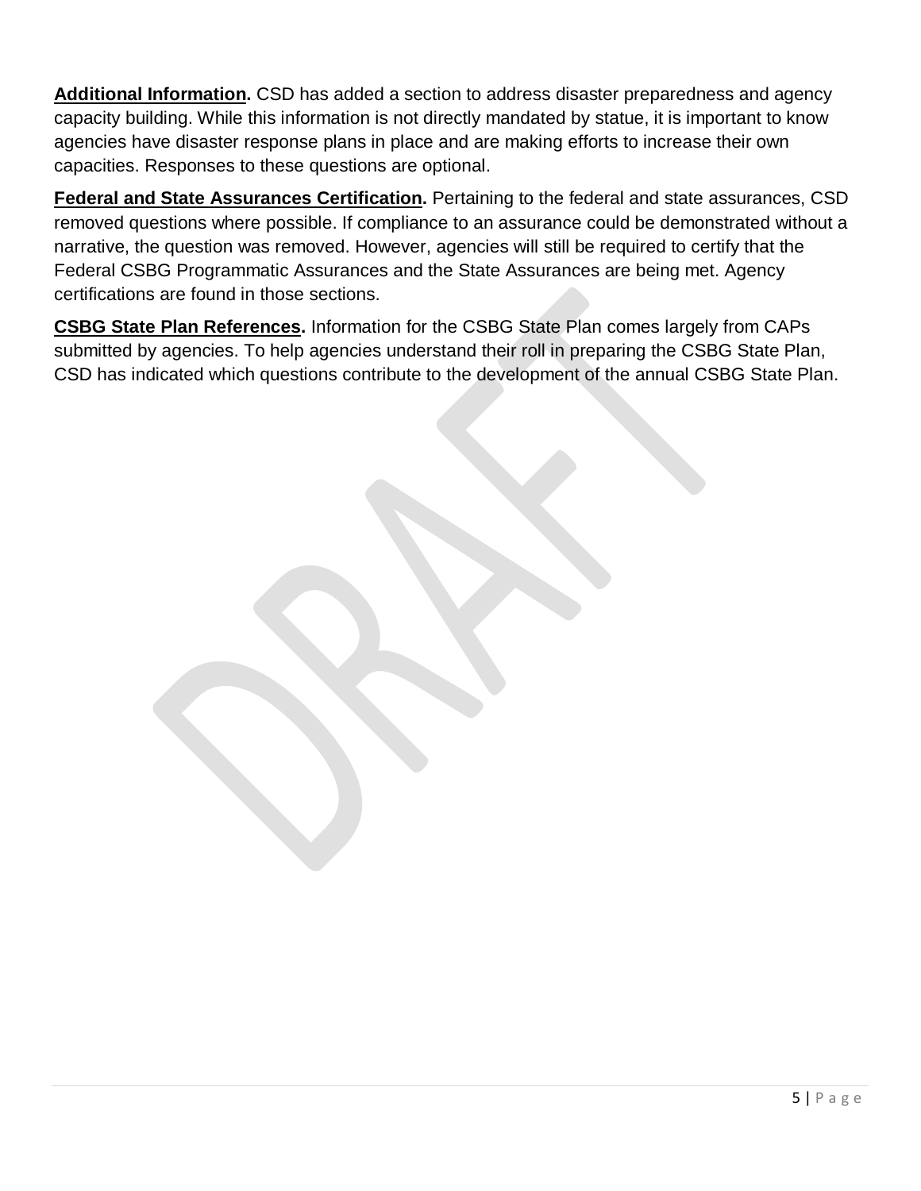**<u>Additional Information</u>.** CSD has added a section to address disaster preparedness and agency capacity building. While this information is not directly mandated by statue, it is important to know agencies have disaster response plans in place and are making efforts to increase their own capacities. Responses to these questions are optional.

**<u>Federal and State Assurances Certification</u>.** Pertaining to the federal and state assurances, CSD removed questions where possible. If compliance to an assurance could be demonstrated without a narrative, the question was removed. However, agencies will still be required to certify that the Federal CSBG Programmatic Assurances and the State Assurances are being met. Agency certifications are found in those sections.

**<u>CSBG State Plan References</u>.** Information for the CSBG State Plan comes largely from CAPs submitted by agencies. To help agencies understand their roll in preparing the CSBG State Plan, CSD has indicated which questions contribute to the development of the annual CSBG State Plan.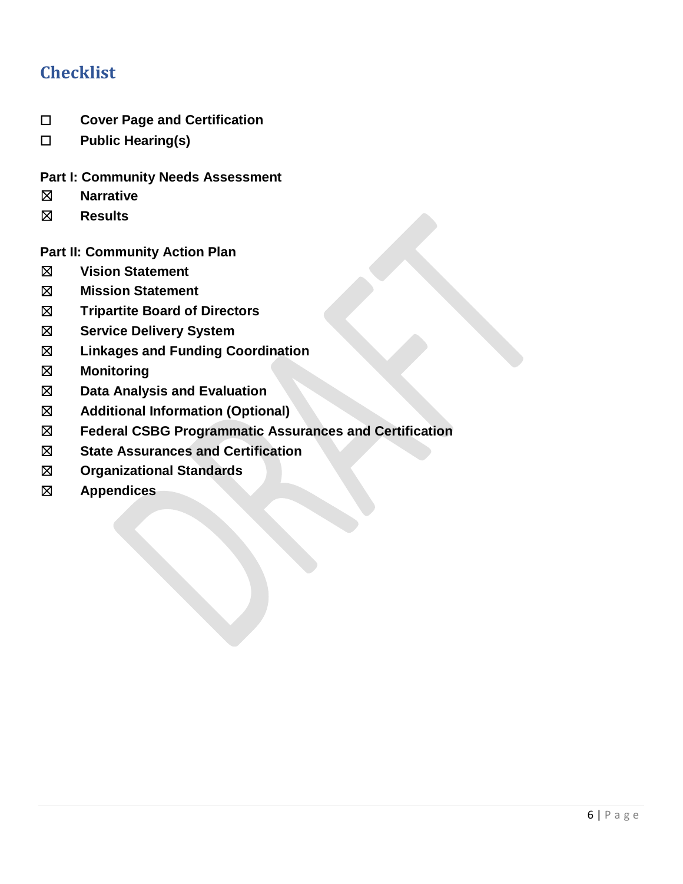## Checklist

☐ **Cover Page and Certification**

☐ **Public Hearing(s)**

**Part I: Community Needs Assessment**

☒ **Narrative**

☒ **Results**

**Part II: Community Action Plan**

☒ **Vision Statement**

☒ **Mission Statement**

☒ **Tripartite Board of Directors**

☒ **Service Delivery System**

☒ **Linkages and Funding Coordination**

☒ **Monitoring**

☒ **Data Analysis and Evaluation**

☒ **Additional Information (Optional)**

☒ **Federal CSBG Programmatic Assurances and Certification**

☒ **State Assurances and Certification**

☒ **Organizational Standards**

☒ **Appendices**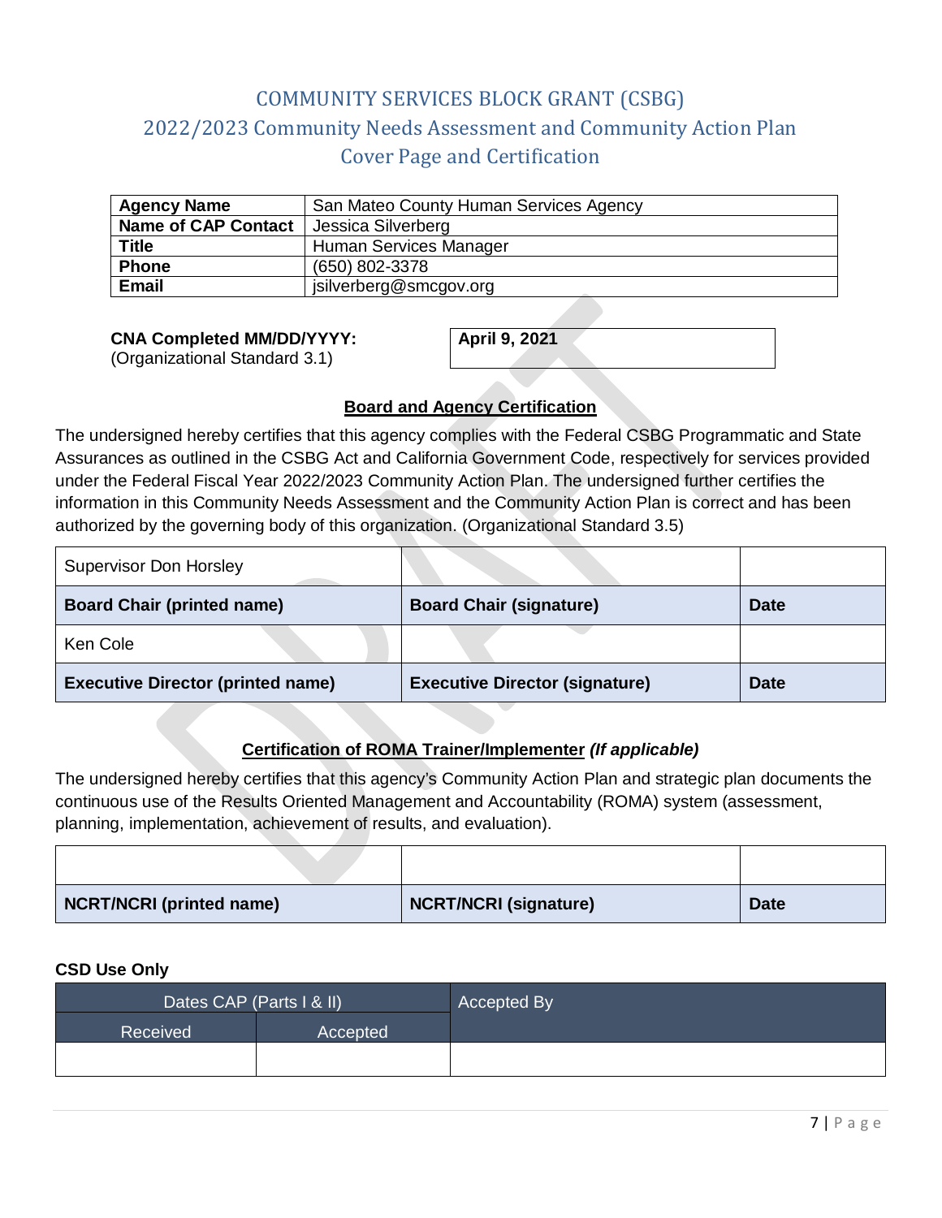# COMMUNITY SERVICES BLOCK GRANT (CSBG)
# 2022/2023 Community Needs Assessment and Community Action Plan
# Cover Page and Certification

| **Agency Name** | San Mateo County Human Services Agency |
|---|---|
| **Name of CAP Contact** | Jessica Silverberg |
| **Title** | Human Services Manager |
| **Phone** | (650) 802-3378 |
| **Email** | jsilverberg@smcgov.org |

**CNA Completed MM/DD/YYYY:**
(Organizational Standard 3.1)

**April 9, 2021**

## Board and Agency Certification

The undersigned hereby certifies that this agency complies with the Federal CSBG Programmatic and State Assurances as outlined in the CSBG Act and California Government Code, respectively for services provided under the Federal Fiscal Year 2022/2023 Community Action Plan. The undersigned further certifies the information in this Community Needs Assessment and the Community Action Plan is correct and has been authorized by the governing body of this organization. (Organizational Standard 3.5)

| Supervisor Don Horsley | | |
|---|---|---|
| **Board Chair (printed name)** | **Board Chair (signature)** | **Date** |
| Ken Cole | | |
| **Executive Director (printed name)** | **Executive Director (signature)** | **Date** |

## Certification of ROMA Trainer/Implementer *(If applicable)*

The undersigned hereby certifies that this agency's Community Action Plan and strategic plan documents the continuous use of the Results Oriented Management and Accountability (ROMA) system (assessment, planning, implementation, achievement of results, and evaluation).

| | | |
|---|---|---|
| **NCRT/NCRI (printed name)** | **NCRT/NCRI (signature)** | **Date** |

**CSD Use Only**

| Dates CAP (Parts I & II) | | Accepted By |
|---|---|---|
| Received | Accepted | |
| | | |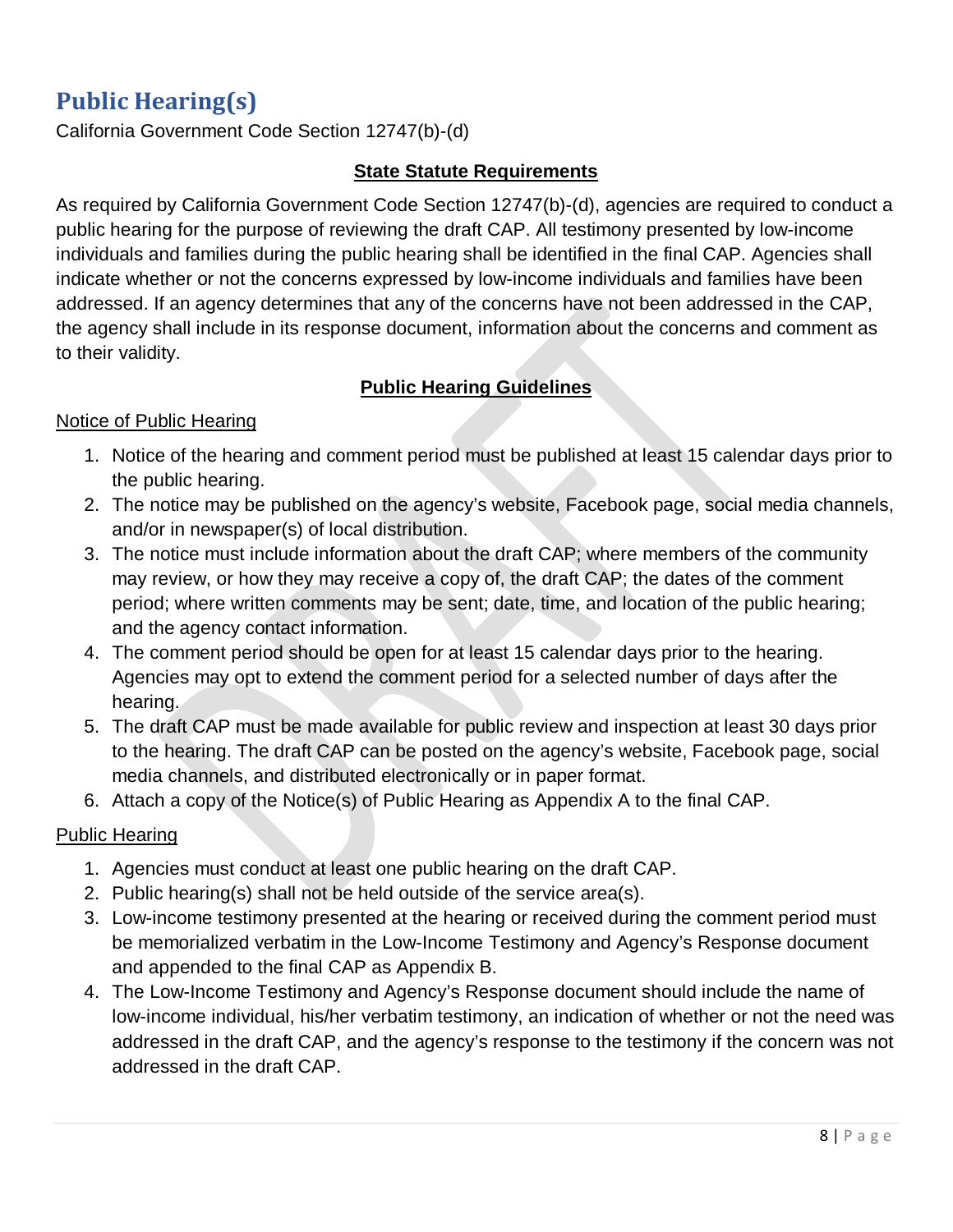## Public Hearing(s)

California Government Code Section 12747(b)-(d)

**State Statute Requirements**

As required by California Government Code Section 12747(b)-(d), agencies are required to conduct a public hearing for the purpose of reviewing the draft CAP. All testimony presented by low-income individuals and families during the public hearing shall be identified in the final CAP. Agencies shall indicate whether or not the concerns expressed by low-income individuals and families have been addressed. If an agency determines that any of the concerns have not been addressed in the CAP, the agency shall include in its response document, information about the concerns and comment as to their validity.

**Public Hearing Guidelines**

Notice of Public Hearing

1. Notice of the hearing and comment period must be published at least 15 calendar days prior to the public hearing.
2. The notice may be published on the agency's website, Facebook page, social media channels, and/or in newspaper(s) of local distribution.
3. The notice must include information about the draft CAP; where members of the community may review, or how they may receive a copy of, the draft CAP; the dates of the comment period; where written comments may be sent; date, time, and location of the public hearing; and the agency contact information.
4. The comment period should be open for at least 15 calendar days prior to the hearing. Agencies may opt to extend the comment period for a selected number of days after the hearing.
5. The draft CAP must be made available for public review and inspection at least 30 days prior to the hearing. The draft CAP can be posted on the agency's website, Facebook page, social media channels, and distributed electronically or in paper format.
6. Attach a copy of the Notice(s) of Public Hearing as Appendix A to the final CAP.

Public Hearing

1. Agencies must conduct at least one public hearing on the draft CAP.
2. Public hearing(s) shall not be held outside of the service area(s).
3. Low-income testimony presented at the hearing or received during the comment period must be memorialized verbatim in the Low-Income Testimony and Agency's Response document and appended to the final CAP as Appendix B.
4. The Low-Income Testimony and Agency's Response document should include the name of low-income individual, his/her verbatim testimony, an indication of whether or not the need was addressed in the draft CAP, and the agency's response to the testimony if the concern was not addressed in the draft CAP.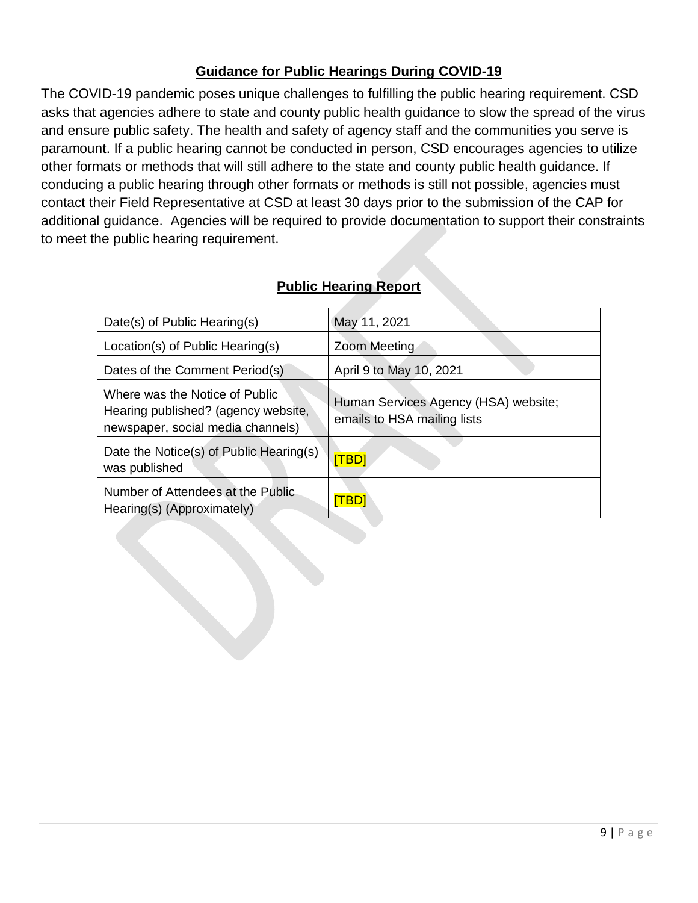## Guidance for Public Hearings During COVID-19

The COVID-19 pandemic poses unique challenges to fulfilling the public hearing requirement. CSD asks that agencies adhere to state and county public health guidance to slow the spread of the virus and ensure public safety. The health and safety of agency staff and the communities you serve is paramount. If a public hearing cannot be conducted in person, CSD encourages agencies to utilize other formats or methods that will still adhere to the state and county public health guidance. If conducing a public hearing through other formats or methods is still not possible, agencies must contact their Field Representative at CSD at least 30 days prior to the submission of the CAP for additional guidance. Agencies will be required to provide documentation to support their constraints to meet the public hearing requirement.

## Public Hearing Report

| | |
|---|---|
| Date(s) of Public Hearing(s) | May 11, 2021 |
| Location(s) of Public Hearing(s) | Zoom Meeting |
| Dates of the Comment Period(s) | April 9 to May 10, 2021 |
| Where was the Notice of Public Hearing published? (agency website, newspaper, social media channels) | Human Services Agency (HSA) website; emails to HSA mailing lists |
| Date the Notice(s) of Public Hearing(s) was published | [TBD] |
| Number of Attendees at the Public Hearing(s) (Approximately) | [TBD] |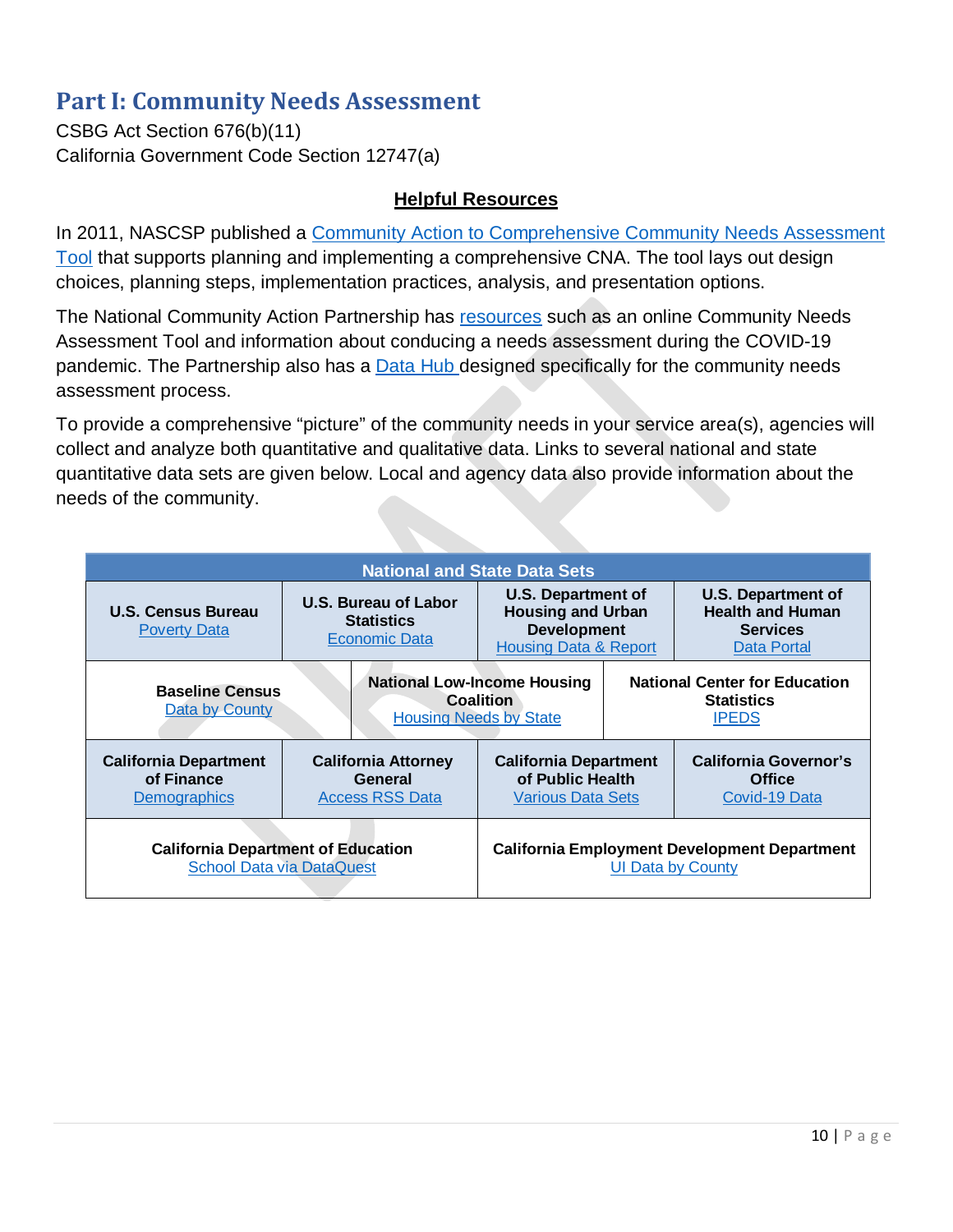# Part I: Community Needs Assessment

CSBG Act Section 676(b)(11)
California Government Code Section 12747(a)

**Helpful Resources**

In 2011, NASCSP published a Community Action to Comprehensive Community Needs Assessment Tool that supports planning and implementing a comprehensive CNA. The tool lays out design choices, planning steps, implementation practices, analysis, and presentation options.

The National Community Action Partnership has resources such as an online Community Needs Assessment Tool and information about conducing a needs assessment during the COVID-19 pandemic. The Partnership also has a Data Hub designed specifically for the community needs assessment process.

To provide a comprehensive "picture" of the community needs in your service area(s), agencies will collect and analyze both quantitative and qualitative data. Links to several national and state quantitative data sets are given below. Local and agency data also provide information about the needs of the community.

| National and State Data Sets | | | |
|---|---|---|---|
| **U.S. Census Bureau** Poverty Data | **U.S. Bureau of Labor Statistics** Economic Data | **U.S. Department of Housing and Urban Development** Housing Data & Report | **U.S. Department of Health and Human Services** Data Portal |
| **Baseline Census** Data by County | **National Low-Income Housing Coalition** Housing Needs by State | **National Center for Education Statistics** IPEDS | |
| **California Department of Finance** Demographics | **California Attorney General** Access RSS Data | **California Department of Public Health** Various Data Sets | **California Governor's Office** Covid-19 Data |
| **California Department of Education** School Data via DataQuest | **California Employment Development Department** UI Data by County | | |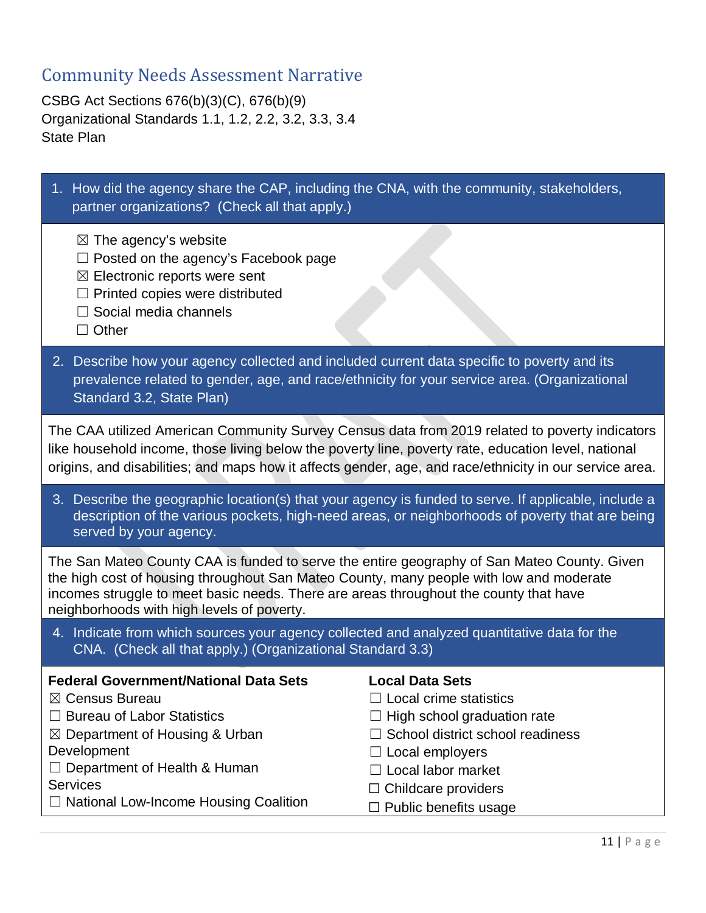## Community Needs Assessment Narrative

CSBG Act Sections 676(b)(3)(C), 676(b)(9)
Organizational Standards 1.1, 1.2, 2.2, 3.2, 3.3, 3.4
State Plan

1. How did the agency share the CAP, including the CNA, with the community, stakeholders, partner organizations? (Check all that apply.)

☒ The agency's website
☐ Posted on the agency's Facebook page
☒ Electronic reports were sent
☐ Printed copies were distributed
☐ Social media channels
☐ Other

2. Describe how your agency collected and included current data specific to poverty and its prevalence related to gender, age, and race/ethnicity for your service area. (Organizational Standard 3.2, State Plan)

The CAA utilized American Community Survey Census data from 2019 related to poverty indicators like household income, those living below the poverty line, poverty rate, education level, national origins, and disabilities; and maps how it affects gender, age, and race/ethnicity in our service area.

3. Describe the geographic location(s) that your agency is funded to serve. If applicable, include a description of the various pockets, high-need areas, or neighborhoods of poverty that are being served by your agency.

The San Mateo County CAA is funded to serve the entire geography of San Mateo County. Given the high cost of housing throughout San Mateo County, many people with low and moderate incomes struggle to meet basic needs. There are areas throughout the county that have neighborhoods with high levels of poverty.

4. Indicate from which sources your agency collected and analyzed quantitative data for the CNA. (Check all that apply.) (Organizational Standard 3.3)

**Federal Government/National Data Sets**
☒ Census Bureau
☐ Bureau of Labor Statistics
☒ Department of Housing & Urban Development
☐ Department of Health & Human Services
☐ National Low-Income Housing Coalition

**Local Data Sets**
☐ Local crime statistics
☐ High school graduation rate
☐ School district school readiness
☐ Local employers
☐ Local labor market
☐ Childcare providers
☐ Public benefits usage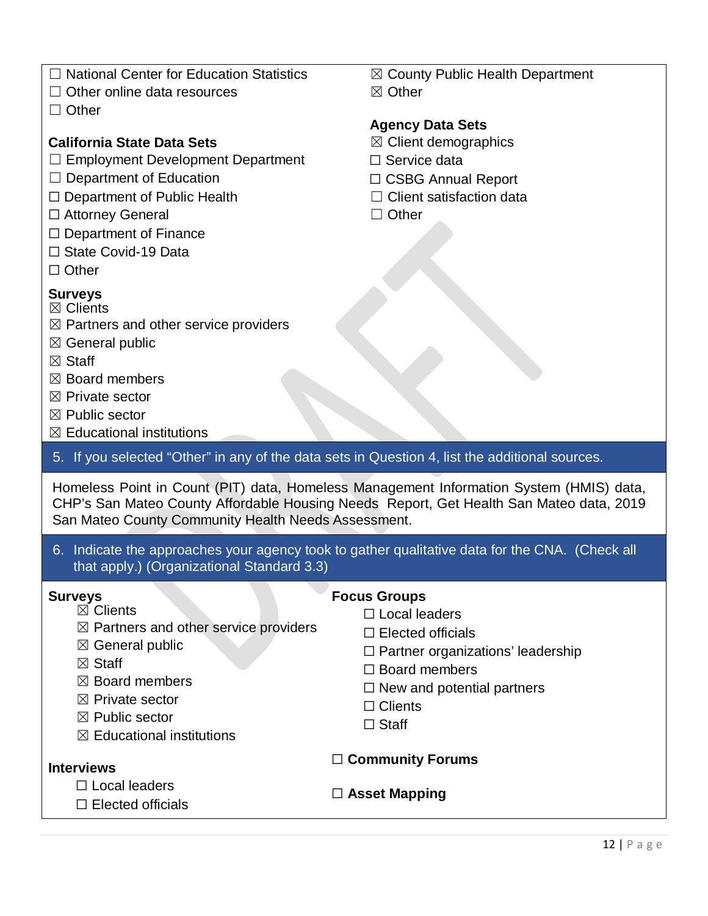☐ National Center for Education Statistics
☐ Other online data resources
☐ Other

**California State Data Sets**
☐ Employment Development Department
☐ Department of Education
☐ Department of Public Health
☐ Attorney General
☐ Department of Finance
☐ State Covid-19 Data
☐ Other

**Surveys**
☒ Clients
☒ Partners and other service providers
☒ General public
☒ Staff
☒ Board members
☒ Private sector
☒ Public sector
☒ Educational institutions

☒ County Public Health Department
☒ Other

**Agency Data Sets**
☒ Client demographics
☐ Service data
☐ CSBG Annual Report
☐ Client satisfaction data
☐ Other

5. If you selected "Other" in any of the data sets in Question 4, list the additional sources.

Homeless Point in Count (PIT) data, Homeless Management Information System (HMIS) data, CHP's San Mateo County Affordable Housing Needs Report, Get Health San Mateo data, 2019 San Mateo County Community Health Needs Assessment.

6. Indicate the approaches your agency took to gather qualitative data for the CNA. (Check all that apply.) (Organizational Standard 3.3)

**Surveys**
- ☒ Clients
- ☒ Partners and other service providers
- ☒ General public
- ☒ Staff
- ☒ Board members
- ☒ Private sector
- ☒ Public sector
- ☒ Educational institutions

**Interviews**
- ☐ Local leaders
- ☐ Elected officials

**Focus Groups**
- ☐ Local leaders
- ☐ Elected officials
- ☐ Partner organizations' leadership
- ☐ Board members
- ☐ New and potential partners
- ☐ Clients
- ☐ Staff

☐ **Community Forums**

☐ **Asset Mapping**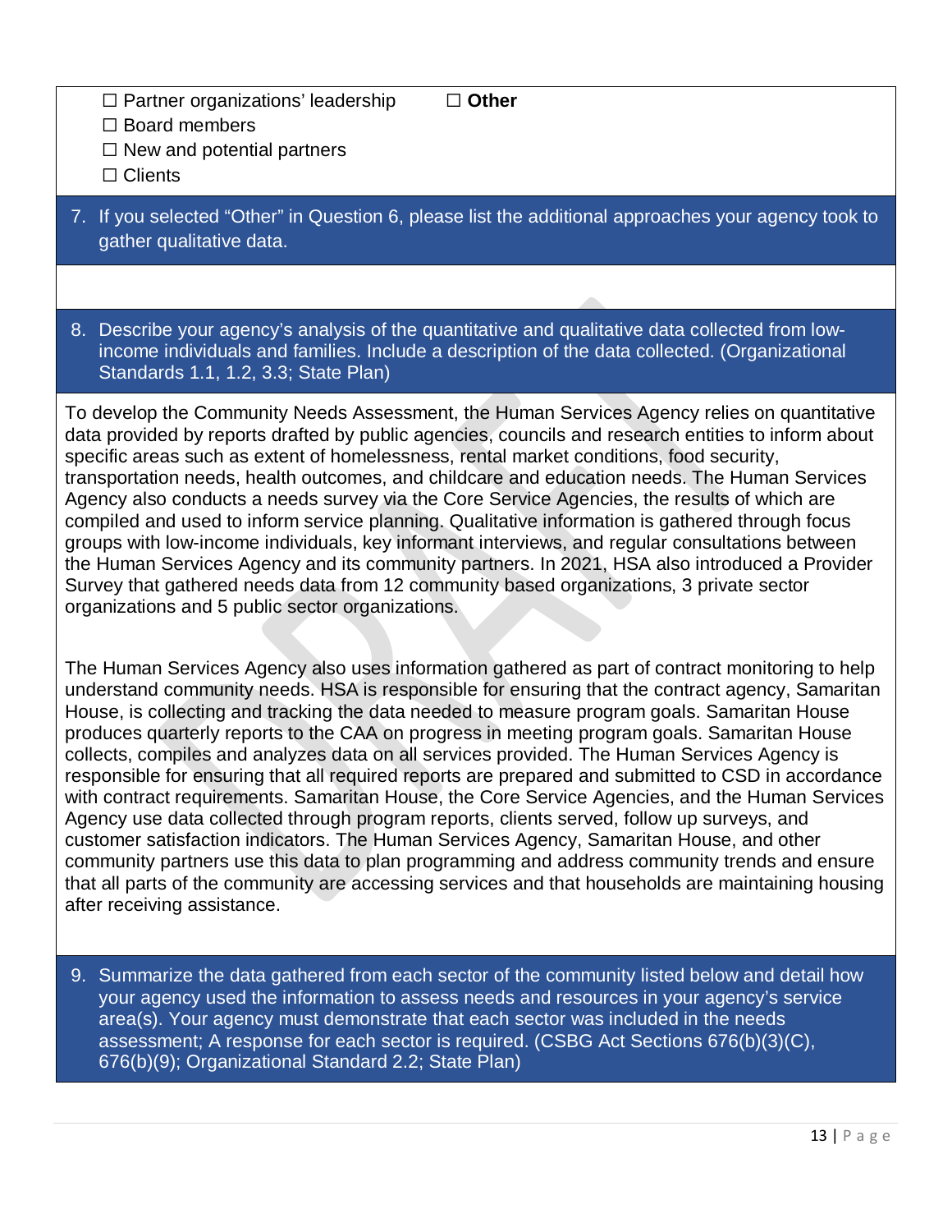☐ Partner organizations' leadership
☐ Board members
☐ New and potential partners
☐ Clients
☐ **Other**

7. If you selected "Other" in Question 6, please list the additional approaches your agency took to gather qualitative data.

8. Describe your agency's analysis of the quantitative and qualitative data collected from low-income individuals and families. Include a description of the data collected. (Organizational Standards 1.1, 1.2, 3.3; State Plan)

To develop the Community Needs Assessment, the Human Services Agency relies on quantitative data provided by reports drafted by public agencies, councils and research entities to inform about specific areas such as extent of homelessness, rental market conditions, food security, transportation needs, health outcomes, and childcare and education needs. The Human Services Agency also conducts a needs survey via the Core Service Agencies, the results of which are compiled and used to inform service planning. Qualitative information is gathered through focus groups with low-income individuals, key informant interviews, and regular consultations between the Human Services Agency and its community partners. In 2021, HSA also introduced a Provider Survey that gathered needs data from 12 community based organizations, 3 private sector organizations and 5 public sector organizations.

The Human Services Agency also uses information gathered as part of contract monitoring to help understand community needs. HSA is responsible for ensuring that the contract agency, Samaritan House, is collecting and tracking the data needed to measure program goals. Samaritan House produces quarterly reports to the CAA on progress in meeting program goals. Samaritan House collects, compiles and analyzes data on all services provided. The Human Services Agency is responsible for ensuring that all required reports are prepared and submitted to CSD in accordance with contract requirements. Samaritan House, the Core Service Agencies, and the Human Services Agency use data collected through program reports, clients served, follow up surveys, and customer satisfaction indicators. The Human Services Agency, Samaritan House, and other community partners use this data to plan programming and address community trends and ensure that all parts of the community are accessing services and that households are maintaining housing after receiving assistance.

9. Summarize the data gathered from each sector of the community listed below and detail how your agency used the information to assess needs and resources in your agency's service area(s). Your agency must demonstrate that each sector was included in the needs assessment; A response for each sector is required. (CSBG Act Sections 676(b)(3)(C), 676(b)(9); Organizational Standard 2.2; State Plan)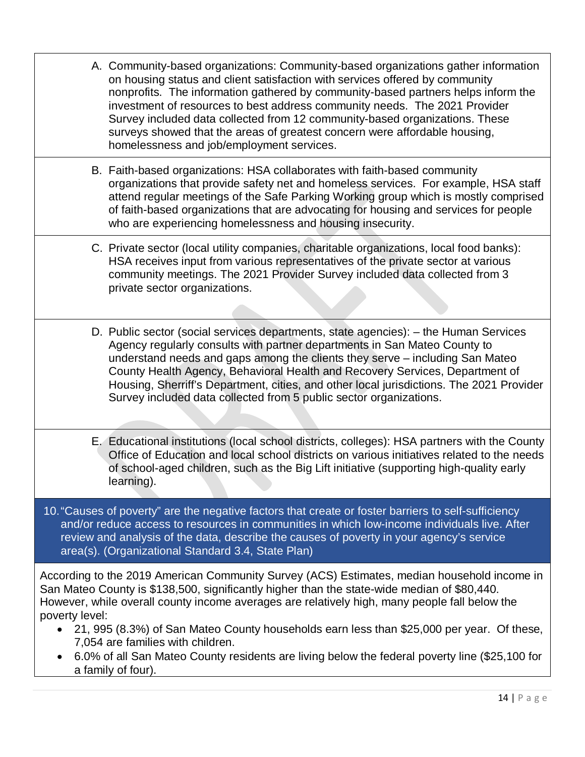A. Community-based organizations: Community-based organizations gather information on housing status and client satisfaction with services offered by community nonprofits. The information gathered by community-based partners helps inform the investment of resources to best address community needs. The 2021 Provider Survey included data collected from 12 community-based organizations. These surveys showed that the areas of greatest concern were affordable housing, homelessness and job/employment services.

B. Faith-based organizations: HSA collaborates with faith-based community organizations that provide safety net and homeless services. For example, HSA staff attend regular meetings of the Safe Parking Working group which is mostly comprised of faith-based organizations that are advocating for housing and services for people who are experiencing homelessness and housing insecurity.

C. Private sector (local utility companies, charitable organizations, local food banks): HSA receives input from various representatives of the private sector at various community meetings. The 2021 Provider Survey included data collected from 3 private sector organizations.

D. Public sector (social services departments, state agencies): – the Human Services Agency regularly consults with partner departments in San Mateo County to understand needs and gaps among the clients they serve – including San Mateo County Health Agency, Behavioral Health and Recovery Services, Department of Housing, Sherriff's Department, cities, and other local jurisdictions. The 2021 Provider Survey included data collected from 5 public sector organizations.

E. Educational institutions (local school districts, colleges): HSA partners with the County Office of Education and local school districts on various initiatives related to the needs of school-aged children, such as the Big Lift initiative (supporting high-quality early learning).

**10. "Causes of poverty" are the negative factors that create or foster barriers to self-sufficiency and/or reduce access to resources in communities in which low-income individuals live. After review and analysis of the data, describe the causes of poverty in your agency's service area(s). (Organizational Standard 3.4, State Plan)**

According to the 2019 American Community Survey (ACS) Estimates, median household income in San Mateo County is $138,500, significantly higher than the state-wide median of $80,440. However, while overall county income averages are relatively high, many people fall below the poverty level:

- 21, 995 (8.3%) of San Mateo County households earn less than $25,000 per year. Of these, 7,054 are families with children.
- 6.0% of all San Mateo County residents are living below the federal poverty line ($25,100 for a family of four).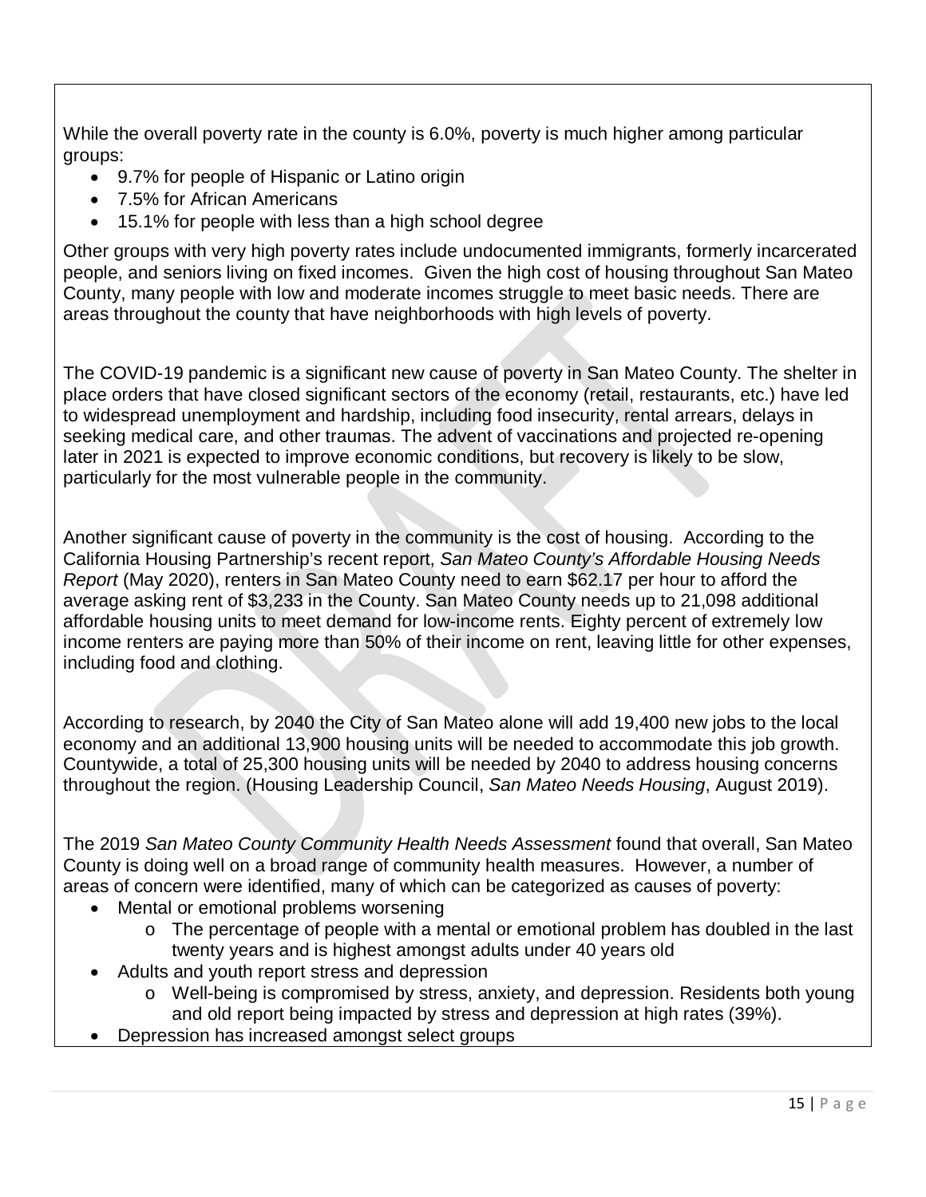While the overall poverty rate in the county is 6.0%, poverty is much higher among particular groups:

- 9.7% for people of Hispanic or Latino origin
- 7.5% for African Americans
- 15.1% for people with less than a high school degree

Other groups with very high poverty rates include undocumented immigrants, formerly incarcerated people, and seniors living on fixed incomes. Given the high cost of housing throughout San Mateo County, many people with low and moderate incomes struggle to meet basic needs. There are areas throughout the county that have neighborhoods with high levels of poverty.

The COVID-19 pandemic is a significant new cause of poverty in San Mateo County. The shelter in place orders that have closed significant sectors of the economy (retail, restaurants, etc.) have led to widespread unemployment and hardship, including food insecurity, rental arrears, delays in seeking medical care, and other traumas. The advent of vaccinations and projected re-opening later in 2021 is expected to improve economic conditions, but recovery is likely to be slow, particularly for the most vulnerable people in the community.

Another significant cause of poverty in the community is the cost of housing. According to the California Housing Partnership's recent report, *San Mateo County's Affordable Housing Needs Report* (May 2020), renters in San Mateo County need to earn $62.17 per hour to afford the average asking rent of $3,233 in the County. San Mateo County needs up to 21,098 additional affordable housing units to meet demand for low-income rents. Eighty percent of extremely low income renters are paying more than 50% of their income on rent, leaving little for other expenses, including food and clothing.

According to research, by 2040 the City of San Mateo alone will add 19,400 new jobs to the local economy and an additional 13,900 housing units will be needed to accommodate this job growth. Countywide, a total of 25,300 housing units will be needed by 2040 to address housing concerns throughout the region. (Housing Leadership Council, *San Mateo Needs Housing*, August 2019).

The 2019 *San Mateo County Community Health Needs Assessment* found that overall, San Mateo County is doing well on a broad range of community health measures. However, a number of areas of concern were identified, many of which can be categorized as causes of poverty:

- Mental or emotional problems worsening
  - The percentage of people with a mental or emotional problem has doubled in the last twenty years and is highest amongst adults under 40 years old
- Adults and youth report stress and depression
  - Well-being is compromised by stress, anxiety, and depression. Residents both young and old report being impacted by stress and depression at high rates (39%).
- Depression has increased amongst select groups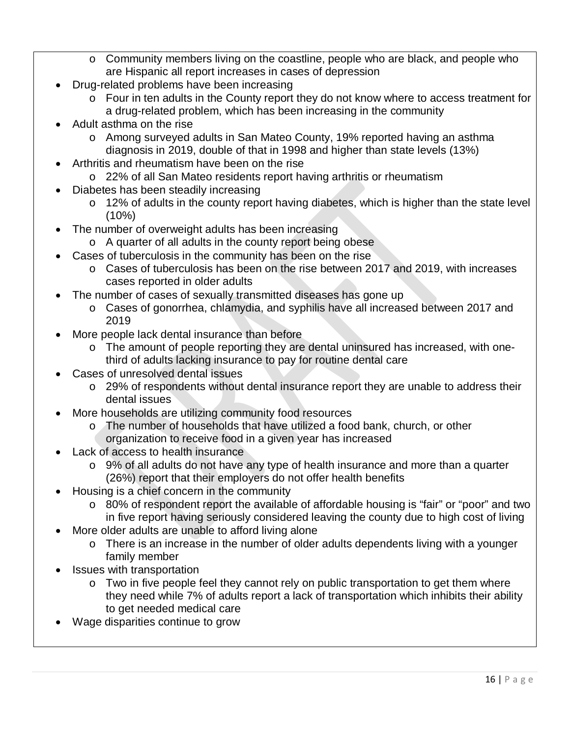- Community members living on the coastline, people who are black, and people who are Hispanic all report increases in cases of depression
- Drug-related problems have been increasing
  - Four in ten adults in the County report they do not know where to access treatment for a drug-related problem, which has been increasing in the community
- Adult asthma on the rise
  - Among surveyed adults in San Mateo County, 19% reported having an asthma diagnosis in 2019, double of that in 1998 and higher than state levels (13%)
- Arthritis and rheumatism have been on the rise
  - 22% of all San Mateo residents report having arthritis or rheumatism
- Diabetes has been steadily increasing
  - 12% of adults in the county report having diabetes, which is higher than the state level (10%)
- The number of overweight adults has been increasing
  - A quarter of all adults in the county report being obese
- Cases of tuberculosis in the community has been on the rise
  - Cases of tuberculosis has been on the rise between 2017 and 2019, with increases cases reported in older adults
- The number of cases of sexually transmitted diseases has gone up
  - Cases of gonorrhea, chlamydia, and syphilis have all increased between 2017 and 2019
- More people lack dental insurance than before
  - The amount of people reporting they are dental uninsured has increased, with one-third of adults lacking insurance to pay for routine dental care
- Cases of unresolved dental issues
  - 29% of respondents without dental insurance report they are unable to address their dental issues
- More households are utilizing community food resources
  - The number of households that have utilized a food bank, church, or other organization to receive food in a given year has increased
- Lack of access to health insurance
  - 9% of all adults do not have any type of health insurance and more than a quarter (26%) report that their employers do not offer health benefits
- Housing is a chief concern in the community
  - 80% of respondent report the available of affordable housing is "fair" or "poor" and two in five report having seriously considered leaving the county due to high cost of living
- More older adults are unable to afford living alone
  - There is an increase in the number of older adults dependents living with a younger family member
- Issues with transportation
  - Two in five people feel they cannot rely on public transportation to get them where they need while 7% of adults report a lack of transportation which inhibits their ability to get needed medical care
- Wage disparities continue to grow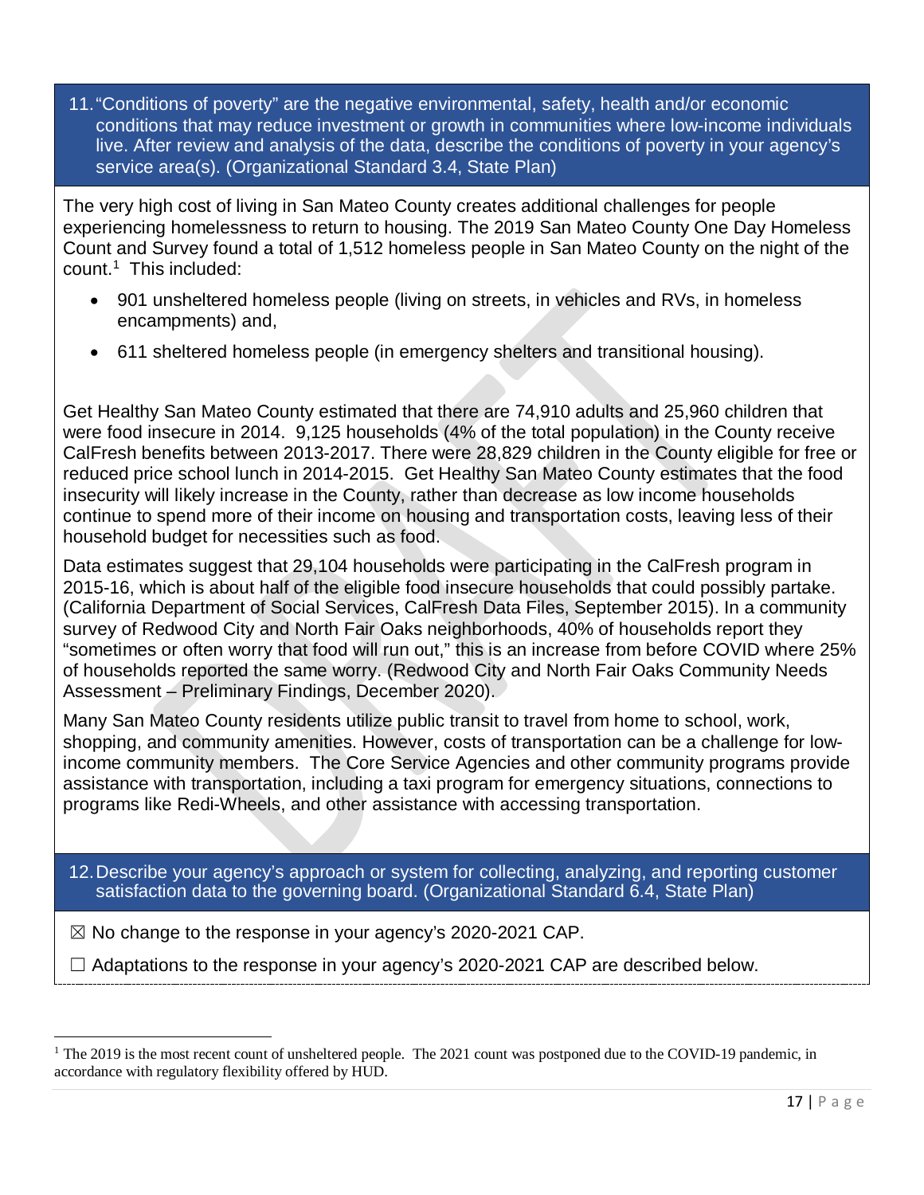11. "Conditions of poverty" are the negative environmental, safety, health and/or economic conditions that may reduce investment or growth in communities where low-income individuals live. After review and analysis of the data, describe the conditions of poverty in your agency's service area(s). (Organizational Standard 3.4, State Plan)

The very high cost of living in San Mateo County creates additional challenges for people experiencing homelessness to return to housing. The 2019 San Mateo County One Day Homeless Count and Survey found a total of 1,512 homeless people in San Mateo County on the night of the count.[1] This included:

- 901 unsheltered homeless people (living on streets, in vehicles and RVs, in homeless encampments) and,
- 611 sheltered homeless people (in emergency shelters and transitional housing).

Get Healthy San Mateo County estimated that there are 74,910 adults and 25,960 children that were food insecure in 2014. 9,125 households (4% of the total population) in the County receive CalFresh benefits between 2013-2017. There were 28,829 children in the County eligible for free or reduced price school lunch in 2014-2015. Get Healthy San Mateo County estimates that the food insecurity will likely increase in the County, rather than decrease as low income households continue to spend more of their income on housing and transportation costs, leaving less of their household budget for necessities such as food.

Data estimates suggest that 29,104 households were participating in the CalFresh program in 2015-16, which is about half of the eligible food insecure households that could possibly partake. (California Department of Social Services, CalFresh Data Files, September 2015). In a community survey of Redwood City and North Fair Oaks neighborhoods, 40% of households report they "sometimes or often worry that food will run out," this is an increase from before COVID where 25% of households reported the same worry. (Redwood City and North Fair Oaks Community Needs Assessment – Preliminary Findings, December 2020).

Many San Mateo County residents utilize public transit to travel from home to school, work, shopping, and community amenities. However, costs of transportation can be a challenge for low-income community members. The Core Service Agencies and other community programs provide assistance with transportation, including a taxi program for emergency situations, connections to programs like Redi-Wheels, and other assistance with accessing transportation.

12. Describe your agency's approach or system for collecting, analyzing, and reporting customer satisfaction data to the governing board. (Organizational Standard 6.4, State Plan)

☒ No change to the response in your agency's 2020-2021 CAP.

☐ Adaptations to the response in your agency's 2020-2021 CAP are described below.

[1] The 2019 is the most recent count of unsheltered people. The 2021 count was postponed due to the COVID-19 pandemic, in accordance with regulatory flexibility offered by HUD.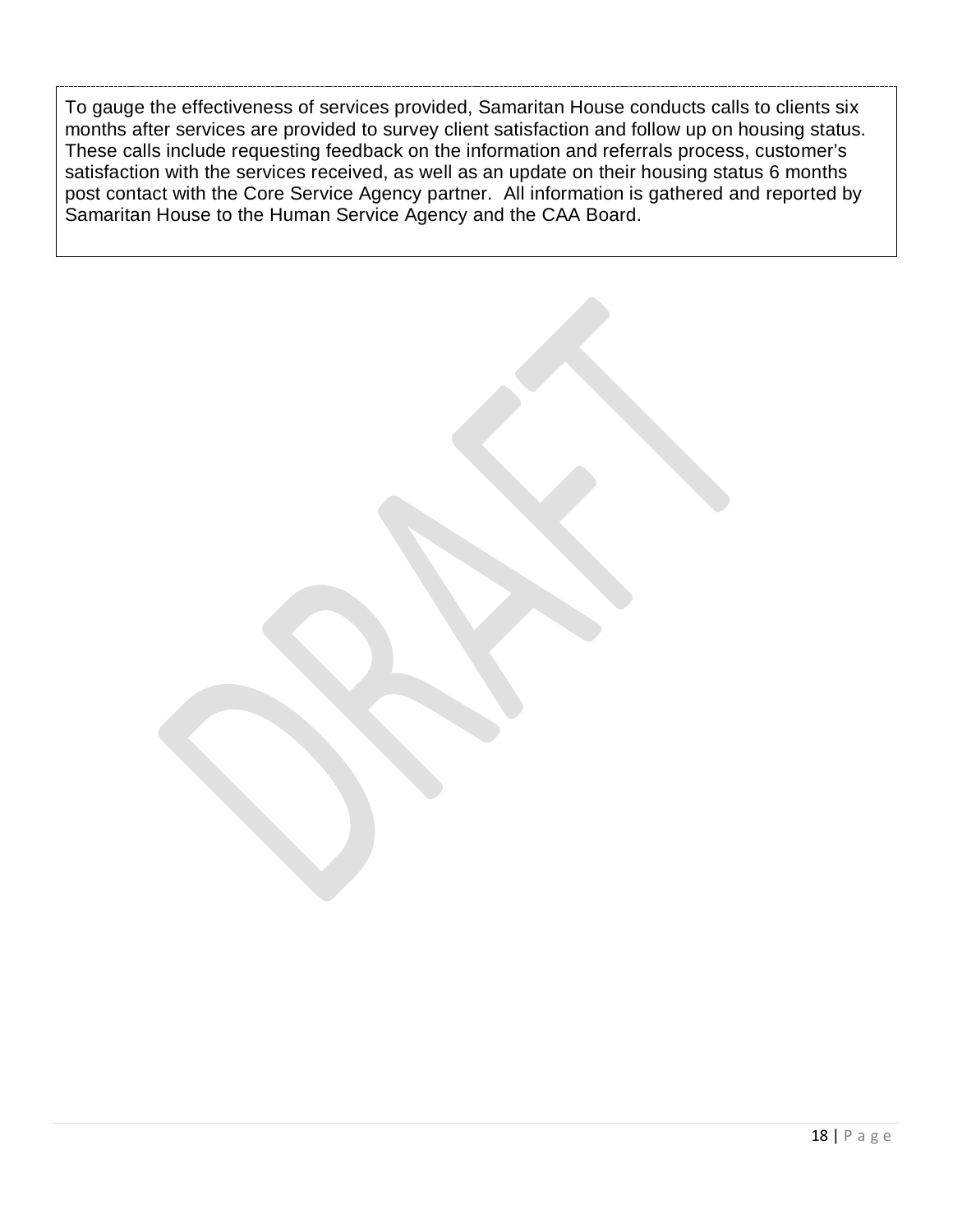To gauge the effectiveness of services provided, Samaritan House conducts calls to clients six months after services are provided to survey client satisfaction and follow up on housing status. These calls include requesting feedback on the information and referrals process, customer's satisfaction with the services received, as well as an update on their housing status 6 months post contact with the Core Service Agency partner. All information is gathered and reported by Samaritan House to the Human Service Agency and the CAA Board.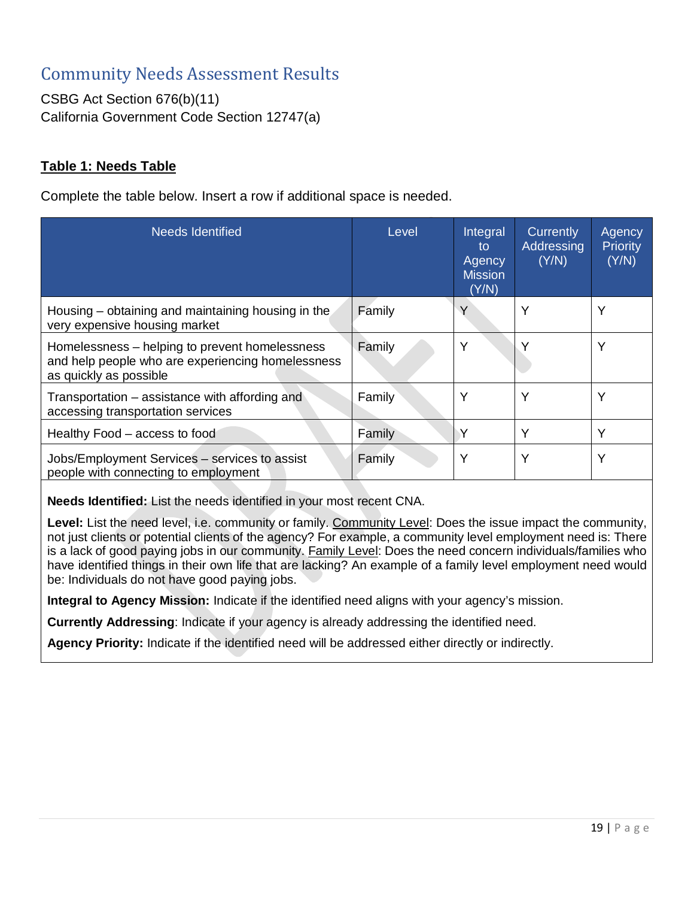# Community Needs Assessment Results

CSBG Act Section 676(b)(11)
California Government Code Section 12747(a)

**Table 1: Needs Table**

Complete the table below. Insert a row if additional space is needed.

| Needs Identified | Level | Integral to Agency Mission (Y/N) | Currently Addressing (Y/N) | Agency Priority (Y/N) |
|---|---|---|---|---|
| Housing – obtaining and maintaining housing in the very expensive housing market | Family | Y | Y | Y |
| Homelessness – helping to prevent homelessness and help people who are experiencing homelessness as quickly as possible | Family | Y | Y | Y |
| Transportation – assistance with affording and accessing transportation services | Family | Y | Y | Y |
| Healthy Food – access to food | Family | Y | Y | Y |
| Jobs/Employment Services – services to assist people with connecting to employment | Family | Y | Y | Y |

**Needs Identified:** List the needs identified in your most recent CNA.

**Level:** List the need level, i.e. community or family. Community Level: Does the issue impact the community, not just clients or potential clients of the agency? For example, a community level employment need is: There is a lack of good paying jobs in our community. Family Level: Does the need concern individuals/families who have identified things in their own life that are lacking? An example of a family level employment need would be: Individuals do not have good paying jobs.

**Integral to Agency Mission:** Indicate if the identified need aligns with your agency's mission.

**Currently Addressing**: Indicate if your agency is already addressing the identified need.

**Agency Priority:** Indicate if the identified need will be addressed either directly or indirectly.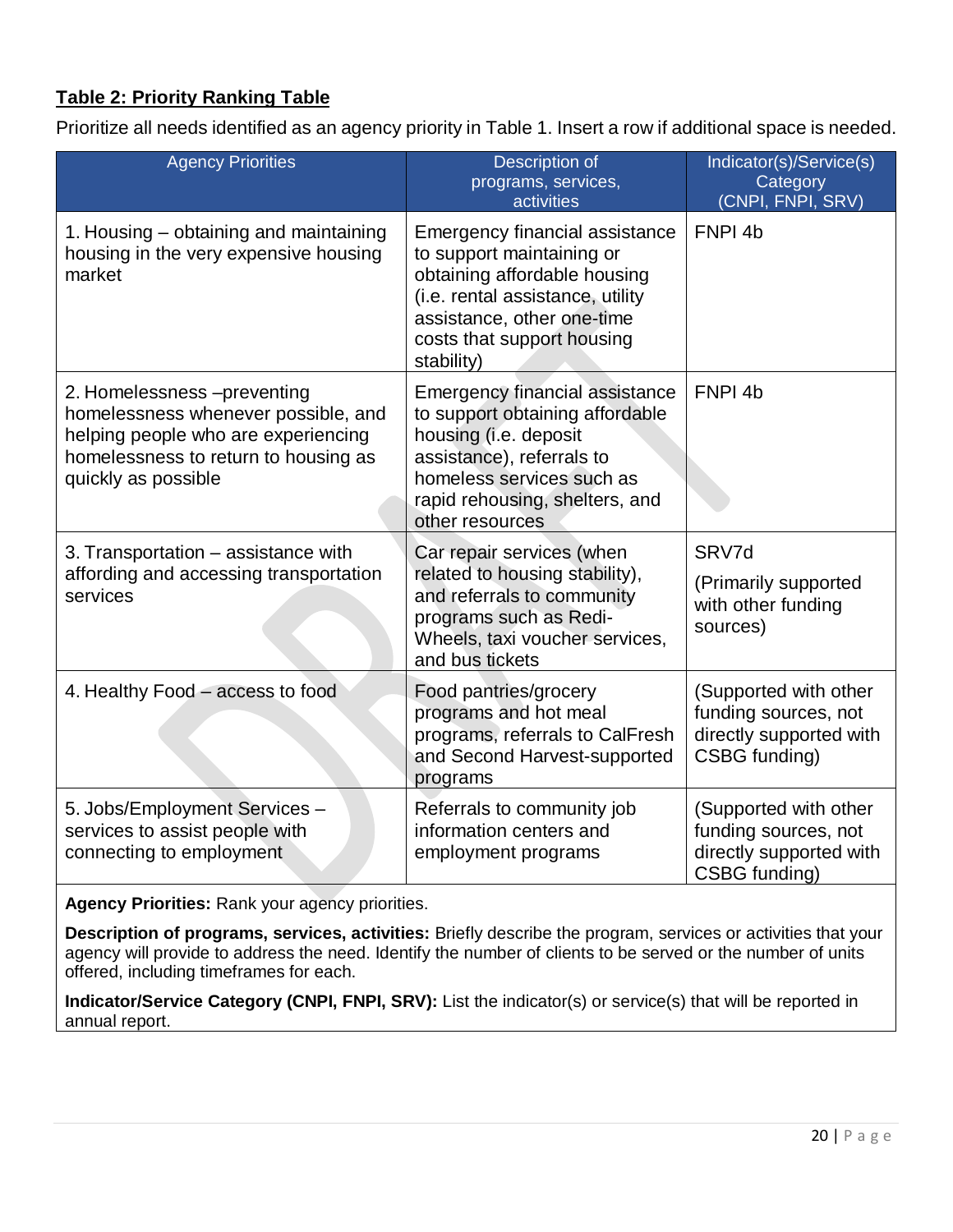**Table 2: Priority Ranking Table**

Prioritize all needs identified as an agency priority in Table 1. Insert a row if additional space is needed.

| Agency Priorities | Description of programs, services, activities | Indicator(s)/Service(s) Category (CNPI, FNPI, SRV) |
|---|---|---|
| 1. Housing – obtaining and maintaining housing in the very expensive housing market | Emergency financial assistance to support maintaining or obtaining affordable housing (i.e. rental assistance, utility assistance, other one-time costs that support housing stability) | FNPI 4b |
| 2. Homelessness –preventing homelessness whenever possible, and helping people who are experiencing homelessness to return to housing as quickly as possible | Emergency financial assistance to support obtaining affordable housing (i.e. deposit assistance), referrals to homeless services such as rapid rehousing, shelters, and other resources | FNPI 4b |
| 3. Transportation – assistance with affording and accessing transportation services | Car repair services (when related to housing stability), and referrals to community programs such as Redi-Wheels, taxi voucher services, and bus tickets | SRV7d (Primarily supported with other funding sources) |
| 4. Healthy Food – access to food | Food pantries/grocery programs and hot meal programs, referrals to CalFresh and Second Harvest-supported programs | (Supported with other funding sources, not directly supported with CSBG funding) |
| 5. Jobs/Employment Services – services to assist people with connecting to employment | Referrals to community job information centers and employment programs | (Supported with other funding sources, not directly supported with CSBG funding) |

**Agency Priorities:** Rank your agency priorities.

**Description of programs, services, activities:** Briefly describe the program, services or activities that your agency will provide to address the need. Identify the number of clients to be served or the number of units offered, including timeframes for each.

**Indicator/Service Category (CNPI, FNPI, SRV):** List the indicator(s) or service(s) that will be reported in annual report.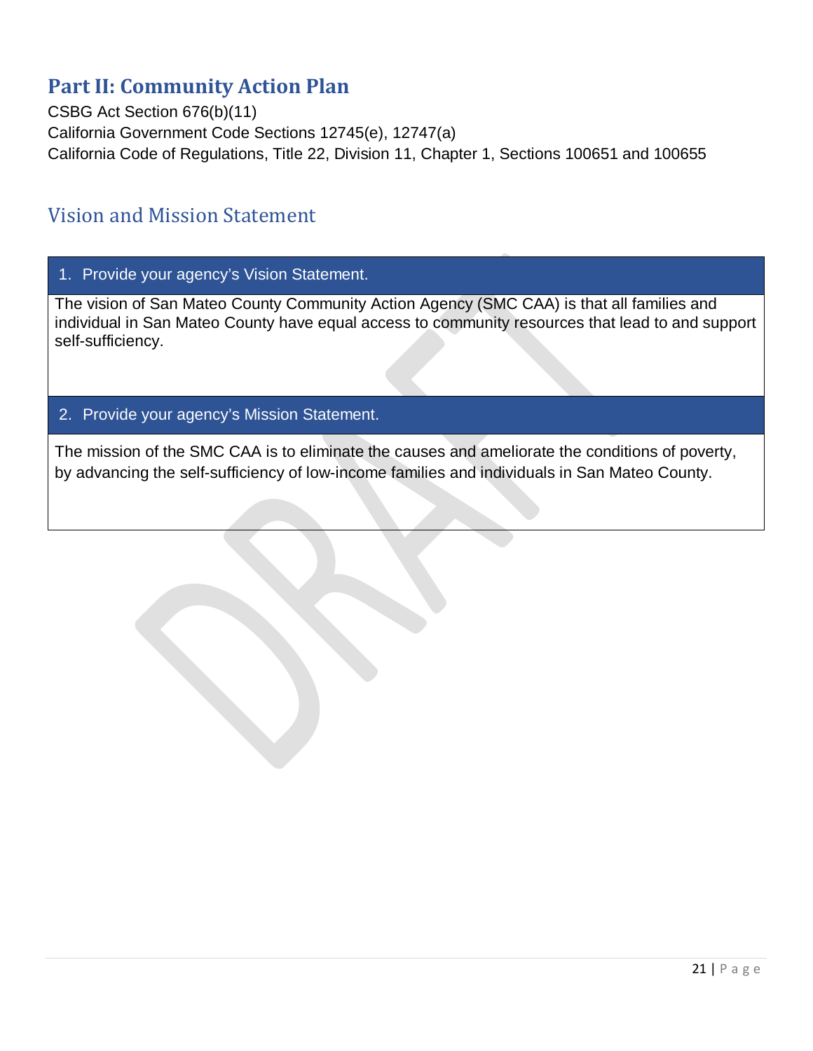# Part II: Community Action Plan

CSBG Act Section 676(b)(11)
California Government Code Sections 12745(e), 12747(a)
California Code of Regulations, Title 22, Division 11, Chapter 1, Sections 100651 and 100655

## Vision and Mission Statement

| 1. Provide your agency's Vision Statement. |
| --- |
| The vision of San Mateo County Community Action Agency (SMC CAA) is that all families and individual in San Mateo County have equal access to community resources that lead to and support self-sufficiency. |

| 2. Provide your agency's Mission Statement. |
| --- |
| The mission of the SMC CAA is to eliminate the causes and ameliorate the conditions of poverty, by advancing the self-sufficiency of low-income families and individuals in San Mateo County. |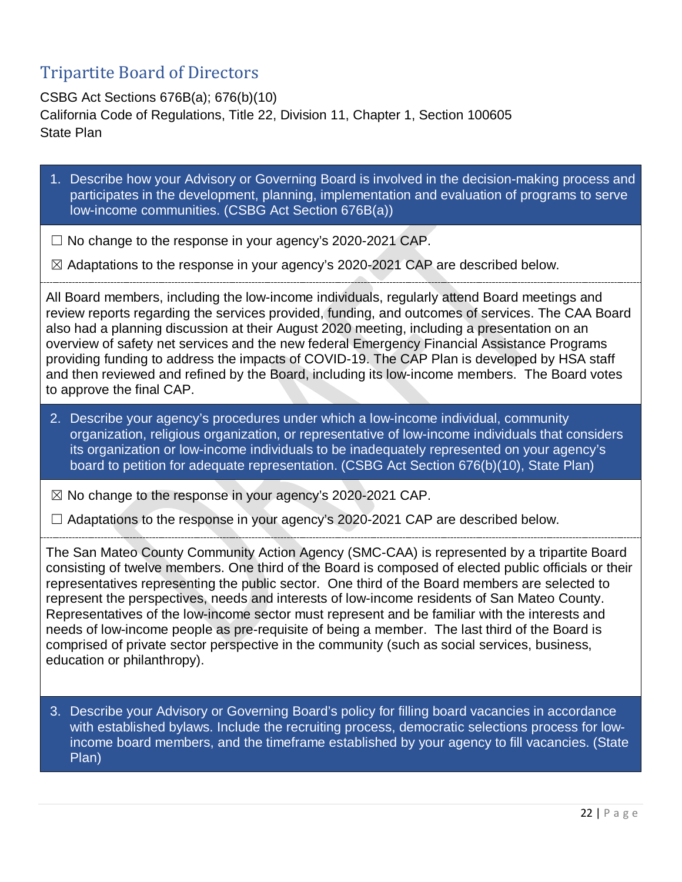## Tripartite Board of Directors

CSBG Act Sections 676B(a); 676(b)(10)
California Code of Regulations, Title 22, Division 11, Chapter 1, Section 100605
State Plan

1. Describe how your Advisory or Governing Board is involved in the decision-making process and participates in the development, planning, implementation and evaluation of programs to serve low-income communities. (CSBG Act Section 676B(a))

☐ No change to the response in your agency's 2020-2021 CAP.

☒ Adaptations to the response in your agency's 2020-2021 CAP are described below.

All Board members, including the low-income individuals, regularly attend Board meetings and review reports regarding the services provided, funding, and outcomes of services. The CAA Board also had a planning discussion at their August 2020 meeting, including a presentation on an overview of safety net services and the new federal Emergency Financial Assistance Programs providing funding to address the impacts of COVID-19. The CAP Plan is developed by HSA staff and then reviewed and refined by the Board, including its low-income members. The Board votes to approve the final CAP.

2. Describe your agency's procedures under which a low-income individual, community organization, religious organization, or representative of low-income individuals that considers its organization or low-income individuals to be inadequately represented on your agency's board to petition for adequate representation. (CSBG Act Section 676(b)(10), State Plan)

☒ No change to the response in your agency's 2020-2021 CAP.

☐ Adaptations to the response in your agency's 2020-2021 CAP are described below.

The San Mateo County Community Action Agency (SMC-CAA) is represented by a tripartite Board consisting of twelve members. One third of the Board is composed of elected public officials or their representatives representing the public sector. One third of the Board members are selected to represent the perspectives, needs and interests of low-income residents of San Mateo County. Representatives of the low-income sector must represent and be familiar with the interests and needs of low-income people as pre-requisite of being a member. The last third of the Board is comprised of private sector perspective in the community (such as social services, business, education or philanthropy).

3. Describe your Advisory or Governing Board's policy for filling board vacancies in accordance with established bylaws. Include the recruiting process, democratic selections process for low-income board members, and the timeframe established by your agency to fill vacancies. (State Plan)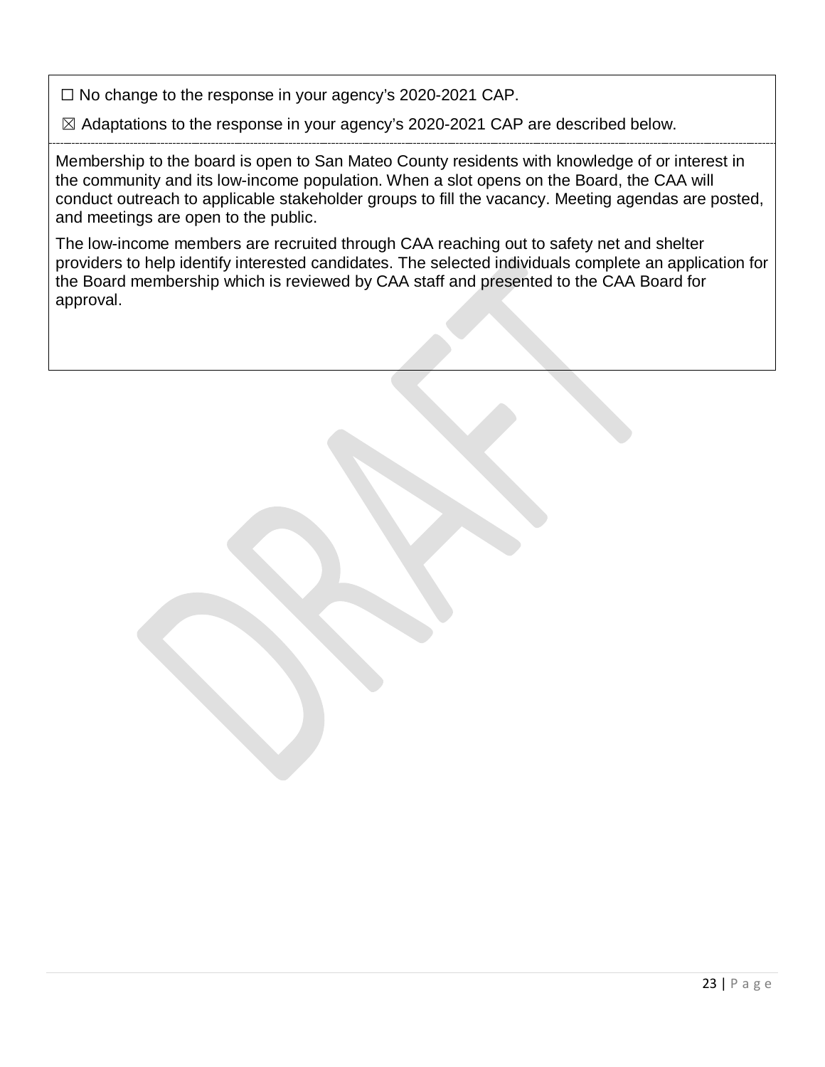☐ No change to the response in your agency's 2020-2021 CAP.

☒ Adaptations to the response in your agency's 2020-2021 CAP are described below.

Membership to the board is open to San Mateo County residents with knowledge of or interest in the community and its low-income population. When a slot opens on the Board, the CAA will conduct outreach to applicable stakeholder groups to fill the vacancy. Meeting agendas are posted, and meetings are open to the public.

The low-income members are recruited through CAA reaching out to safety net and shelter providers to help identify interested candidates. The selected individuals complete an application for the Board membership which is reviewed by CAA staff and presented to the CAA Board for approval.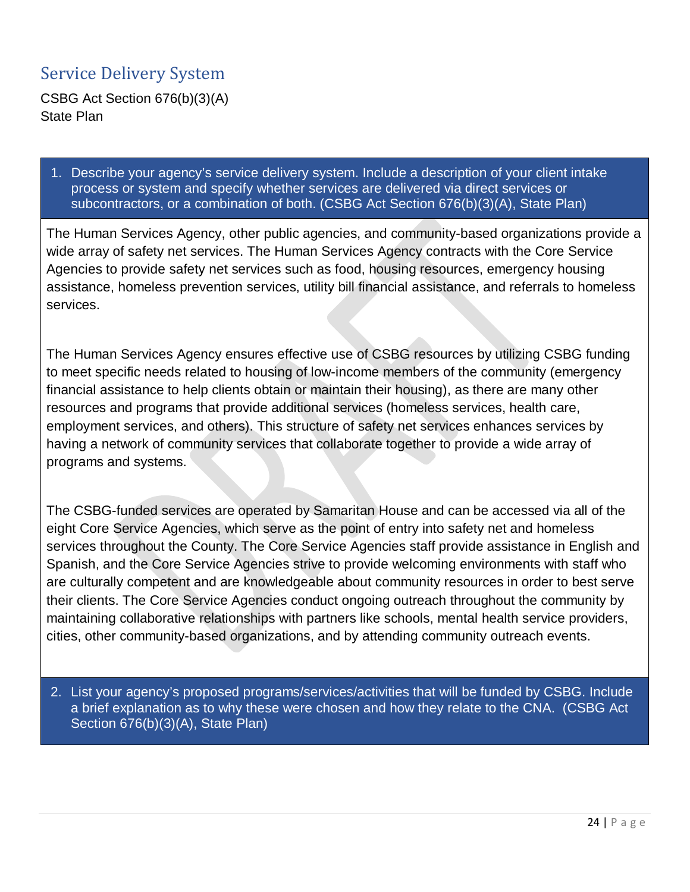## Service Delivery System

CSBG Act Section 676(b)(3)(A)
State Plan

1. Describe your agency's service delivery system. Include a description of your client intake process or system and specify whether services are delivered via direct services or subcontractors, or a combination of both. (CSBG Act Section 676(b)(3)(A), State Plan)

The Human Services Agency, other public agencies, and community-based organizations provide a wide array of safety net services. The Human Services Agency contracts with the Core Service Agencies to provide safety net services such as food, housing resources, emergency housing assistance, homeless prevention services, utility bill financial assistance, and referrals to homeless services.

The Human Services Agency ensures effective use of CSBG resources by utilizing CSBG funding to meet specific needs related to housing of low-income members of the community (emergency financial assistance to help clients obtain or maintain their housing), as there are many other resources and programs that provide additional services (homeless services, health care, employment services, and others). This structure of safety net services enhances services by having a network of community services that collaborate together to provide a wide array of programs and systems.

The CSBG-funded services are operated by Samaritan House and can be accessed via all of the eight Core Service Agencies, which serve as the point of entry into safety net and homeless services throughout the County. The Core Service Agencies staff provide assistance in English and Spanish, and the Core Service Agencies strive to provide welcoming environments with staff who are culturally competent and are knowledgeable about community resources in order to best serve their clients. The Core Service Agencies conduct ongoing outreach throughout the community by maintaining collaborative relationships with partners like schools, mental health service providers, cities, other community-based organizations, and by attending community outreach events.

2. List your agency's proposed programs/services/activities that will be funded by CSBG. Include a brief explanation as to why these were chosen and how they relate to the CNA. (CSBG Act Section 676(b)(3)(A), State Plan)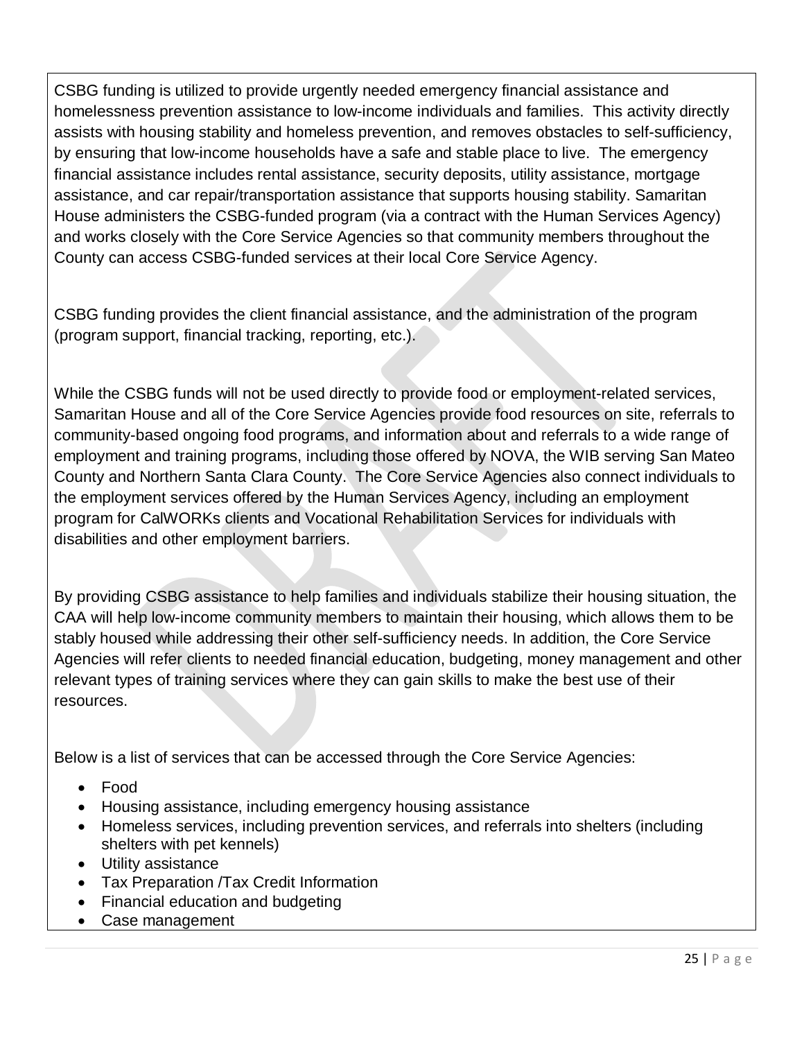CSBG funding is utilized to provide urgently needed emergency financial assistance and homelessness prevention assistance to low-income individuals and families. This activity directly assists with housing stability and homeless prevention, and removes obstacles to self-sufficiency, by ensuring that low-income households have a safe and stable place to live. The emergency financial assistance includes rental assistance, security deposits, utility assistance, mortgage assistance, and car repair/transportation assistance that supports housing stability. Samaritan House administers the CSBG-funded program (via a contract with the Human Services Agency) and works closely with the Core Service Agencies so that community members throughout the County can access CSBG-funded services at their local Core Service Agency.

CSBG funding provides the client financial assistance, and the administration of the program (program support, financial tracking, reporting, etc.).

While the CSBG funds will not be used directly to provide food or employment-related services, Samaritan House and all of the Core Service Agencies provide food resources on site, referrals to community-based ongoing food programs, and information about and referrals to a wide range of employment and training programs, including those offered by NOVA, the WIB serving San Mateo County and Northern Santa Clara County. The Core Service Agencies also connect individuals to the employment services offered by the Human Services Agency, including an employment program for CalWORKs clients and Vocational Rehabilitation Services for individuals with disabilities and other employment barriers.

By providing CSBG assistance to help families and individuals stabilize their housing situation, the CAA will help low-income community members to maintain their housing, which allows them to be stably housed while addressing their other self-sufficiency needs. In addition, the Core Service Agencies will refer clients to needed financial education, budgeting, money management and other relevant types of training services where they can gain skills to make the best use of their resources.

Below is a list of services that can be accessed through the Core Service Agencies:

- Food
- Housing assistance, including emergency housing assistance
- Homeless services, including prevention services, and referrals into shelters (including shelters with pet kennels)
- Utility assistance
- Tax Preparation /Tax Credit Information
- Financial education and budgeting
- Case management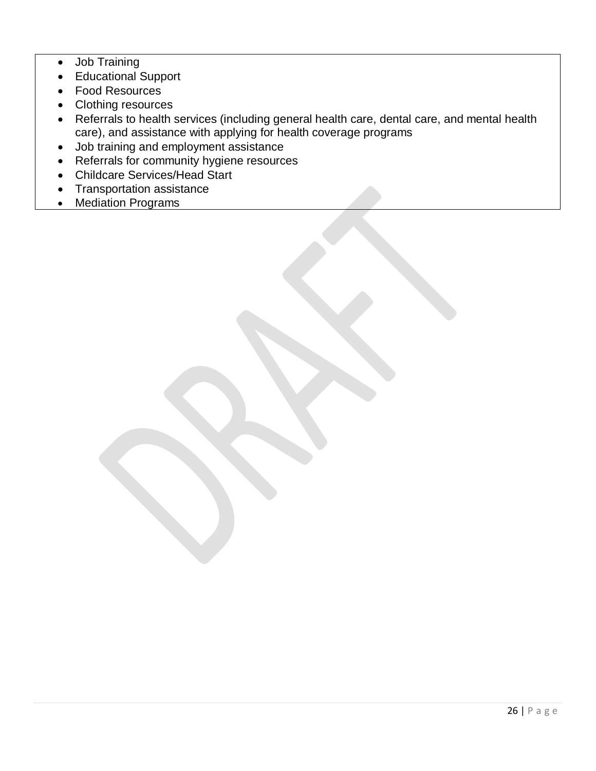- Job Training
- Educational Support
- Food Resources
- Clothing resources
- Referrals to health services (including general health care, dental care, and mental health care), and assistance with applying for health coverage programs
- Job training and employment assistance
- Referrals for community hygiene resources
- Childcare Services/Head Start
- Transportation assistance
- Mediation Programs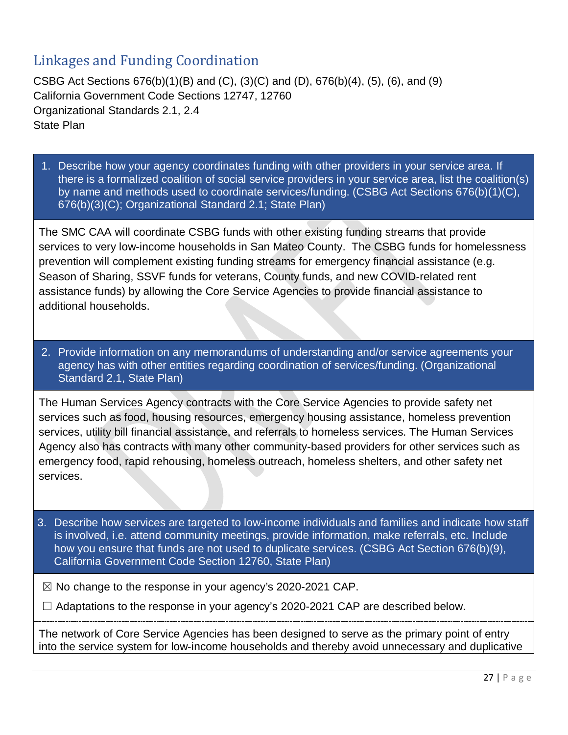## Linkages and Funding Coordination

CSBG Act Sections 676(b)(1)(B) and (C), (3)(C) and (D), 676(b)(4), (5), (6), and (9)
California Government Code Sections 12747, 12760
Organizational Standards 2.1, 2.4
State Plan

**1. Describe how your agency coordinates funding with other providers in your service area. If there is a formalized coalition of social service providers in your service area, list the coalition(s) by name and methods used to coordinate services/funding. (CSBG Act Sections 676(b)(1)(C), 676(b)(3)(C); Organizational Standard 2.1; State Plan)**

The SMC CAA will coordinate CSBG funds with other existing funding streams that provide services to very low-income households in San Mateo County. The CSBG funds for homelessness prevention will complement existing funding streams for emergency financial assistance (e.g. Season of Sharing, SSVF funds for veterans, County funds, and new COVID-related rent assistance funds) by allowing the Core Service Agencies to provide financial assistance to additional households.

**2. Provide information on any memorandums of understanding and/or service agreements your agency has with other entities regarding coordination of services/funding. (Organizational Standard 2.1, State Plan)**

The Human Services Agency contracts with the Core Service Agencies to provide safety net services such as food, housing resources, emergency housing assistance, homeless prevention services, utility bill financial assistance, and referrals to homeless services. The Human Services Agency also has contracts with many other community-based providers for other services such as emergency food, rapid rehousing, homeless outreach, homeless shelters, and other safety net services.

**3. Describe how services are targeted to low-income individuals and families and indicate how staff is involved, i.e. attend community meetings, provide information, make referrals, etc. Include how you ensure that funds are not used to duplicate services. (CSBG Act Section 676(b)(9), California Government Code Section 12760, State Plan)**

☒ No change to the response in your agency's 2020-2021 CAP.

☐ Adaptations to the response in your agency's 2020-2021 CAP are described below.

The network of Core Service Agencies has been designed to serve as the primary point of entry into the service system for low-income households and thereby avoid unnecessary and duplicative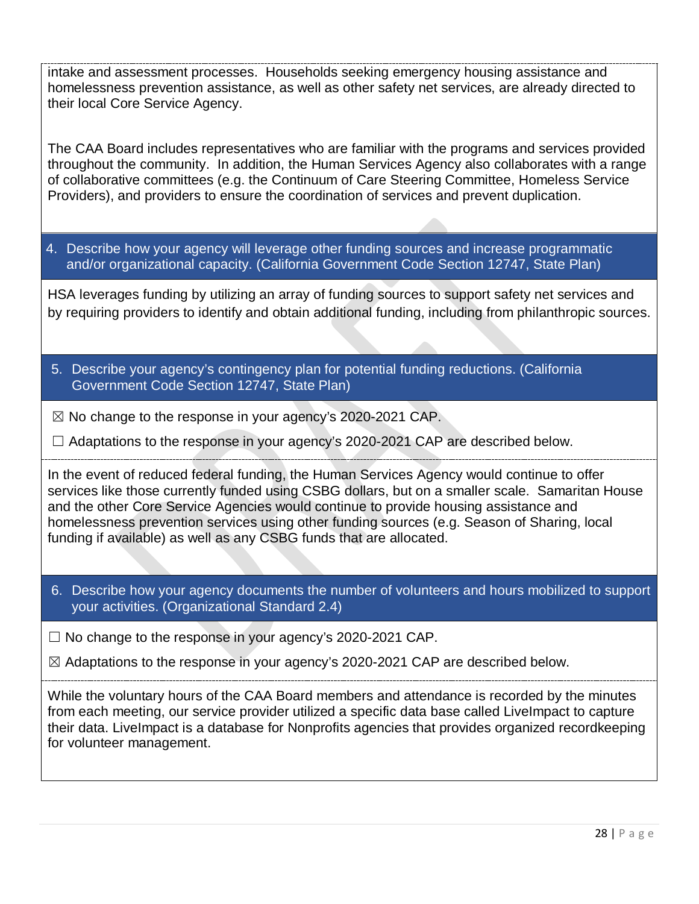intake and assessment processes. Households seeking emergency housing assistance and homelessness prevention assistance, as well as other safety net services, are already directed to their local Core Service Agency.

The CAA Board includes representatives who are familiar with the programs and services provided throughout the community. In addition, the Human Services Agency also collaborates with a range of collaborative committees (e.g. the Continuum of Care Steering Committee, Homeless Service Providers), and providers to ensure the coordination of services and prevent duplication.

**4. Describe how your agency will leverage other funding sources and increase programmatic and/or organizational capacity. (California Government Code Section 12747, State Plan)**

HSA leverages funding by utilizing an array of funding sources to support safety net services and by requiring providers to identify and obtain additional funding, including from philanthropic sources.

**5. Describe your agency's contingency plan for potential funding reductions. (California Government Code Section 12747, State Plan)**

☒ No change to the response in your agency's 2020-2021 CAP.

☐ Adaptations to the response in your agency's 2020-2021 CAP are described below.

In the event of reduced federal funding, the Human Services Agency would continue to offer services like those currently funded using CSBG dollars, but on a smaller scale. Samaritan House and the other Core Service Agencies would continue to provide housing assistance and homelessness prevention services using other funding sources (e.g. Season of Sharing, local funding if available) as well as any CSBG funds that are allocated.

**6. Describe how your agency documents the number of volunteers and hours mobilized to support your activities. (Organizational Standard 2.4)**

☐ No change to the response in your agency's 2020-2021 CAP.

☒ Adaptations to the response in your agency's 2020-2021 CAP are described below.

While the voluntary hours of the CAA Board members and attendance is recorded by the minutes from each meeting, our service provider utilized a specific data base called LiveImpact to capture their data. LiveImpact is a database for Nonprofits agencies that provides organized recordkeeping for volunteer management.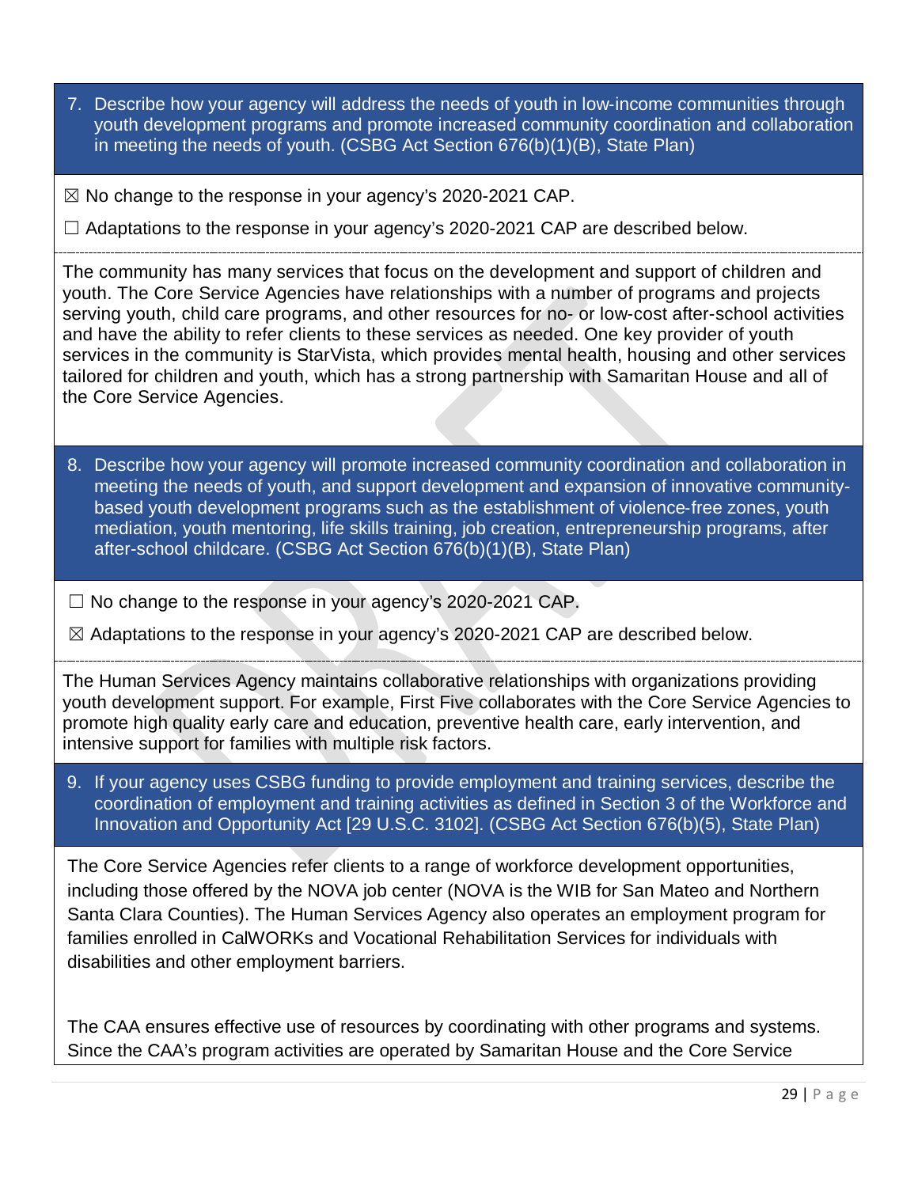7. Describe how your agency will address the needs of youth in low-income communities through youth development programs and promote increased community coordination and collaboration in meeting the needs of youth. (CSBG Act Section 676(b)(1)(B), State Plan)

☒ No change to the response in your agency's 2020-2021 CAP.

☐ Adaptations to the response in your agency's 2020-2021 CAP are described below.

The community has many services that focus on the development and support of children and youth. The Core Service Agencies have relationships with a number of programs and projects serving youth, child care programs, and other resources for no- or low-cost after-school activities and have the ability to refer clients to these services as needed. One key provider of youth services in the community is StarVista, which provides mental health, housing and other services tailored for children and youth, which has a strong partnership with Samaritan House and all of the Core Service Agencies.

8. Describe how your agency will promote increased community coordination and collaboration in meeting the needs of youth, and support development and expansion of innovative community-based youth development programs such as the establishment of violence-free zones, youth mediation, youth mentoring, life skills training, job creation, entrepreneurship programs, after after-school childcare. (CSBG Act Section 676(b)(1)(B), State Plan)

☐ No change to the response in your agency's 2020-2021 CAP.

☒ Adaptations to the response in your agency's 2020-2021 CAP are described below.

The Human Services Agency maintains collaborative relationships with organizations providing youth development support. For example, First Five collaborates with the Core Service Agencies to promote high quality early care and education, preventive health care, early intervention, and intensive support for families with multiple risk factors.

9. If your agency uses CSBG funding to provide employment and training services, describe the coordination of employment and training activities as defined in Section 3 of the Workforce and Innovation and Opportunity Act [29 U.S.C. 3102]. (CSBG Act Section 676(b)(5), State Plan)

The Core Service Agencies refer clients to a range of workforce development opportunities, including those offered by the NOVA job center (NOVA is the WIB for San Mateo and Northern Santa Clara Counties). The Human Services Agency also operates an employment program for families enrolled in CalWORKs and Vocational Rehabilitation Services for individuals with disabilities and other employment barriers.

The CAA ensures effective use of resources by coordinating with other programs and systems. Since the CAA's program activities are operated by Samaritan House and the Core Service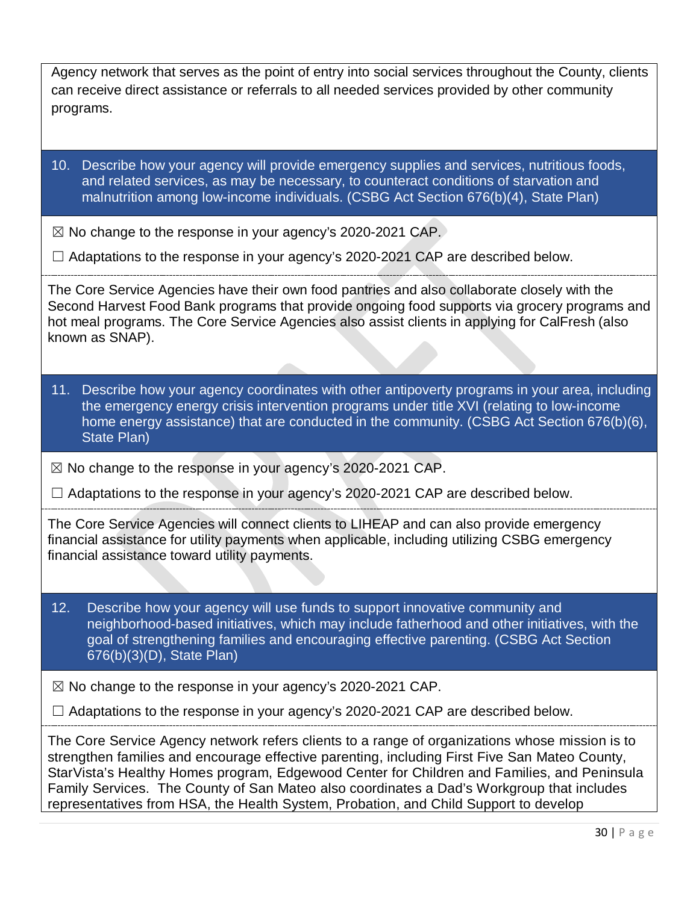Agency network that serves as the point of entry into social services throughout the County, clients can receive direct assistance or referrals to all needed services provided by other community programs.

**10. Describe how your agency will provide emergency supplies and services, nutritious foods, and related services, as may be necessary, to counteract conditions of starvation and malnutrition among low-income individuals. (CSBG Act Section 676(b)(4), State Plan)**

☒ No change to the response in your agency's 2020-2021 CAP.

☐ Adaptations to the response in your agency's 2020-2021 CAP are described below.

The Core Service Agencies have their own food pantries and also collaborate closely with the Second Harvest Food Bank programs that provide ongoing food supports via grocery programs and hot meal programs. The Core Service Agencies also assist clients in applying for CalFresh (also known as SNAP).

**11. Describe how your agency coordinates with other antipoverty programs in your area, including the emergency energy crisis intervention programs under title XVI (relating to low-income home energy assistance) that are conducted in the community. (CSBG Act Section 676(b)(6), State Plan)**

☒ No change to the response in your agency's 2020-2021 CAP.

☐ Adaptations to the response in your agency's 2020-2021 CAP are described below.

The Core Service Agencies will connect clients to LIHEAP and can also provide emergency financial assistance for utility payments when applicable, including utilizing CSBG emergency financial assistance toward utility payments.

**12. Describe how your agency will use funds to support innovative community and neighborhood-based initiatives, which may include fatherhood and other initiatives, with the goal of strengthening families and encouraging effective parenting. (CSBG Act Section 676(b)(3)(D), State Plan)**

☒ No change to the response in your agency's 2020-2021 CAP.

☐ Adaptations to the response in your agency's 2020-2021 CAP are described below.

The Core Service Agency network refers clients to a range of organizations whose mission is to strengthen families and encourage effective parenting, including First Five San Mateo County, StarVista's Healthy Homes program, Edgewood Center for Children and Families, and Peninsula Family Services. The County of San Mateo also coordinates a Dad's Workgroup that includes representatives from HSA, the Health System, Probation, and Child Support to develop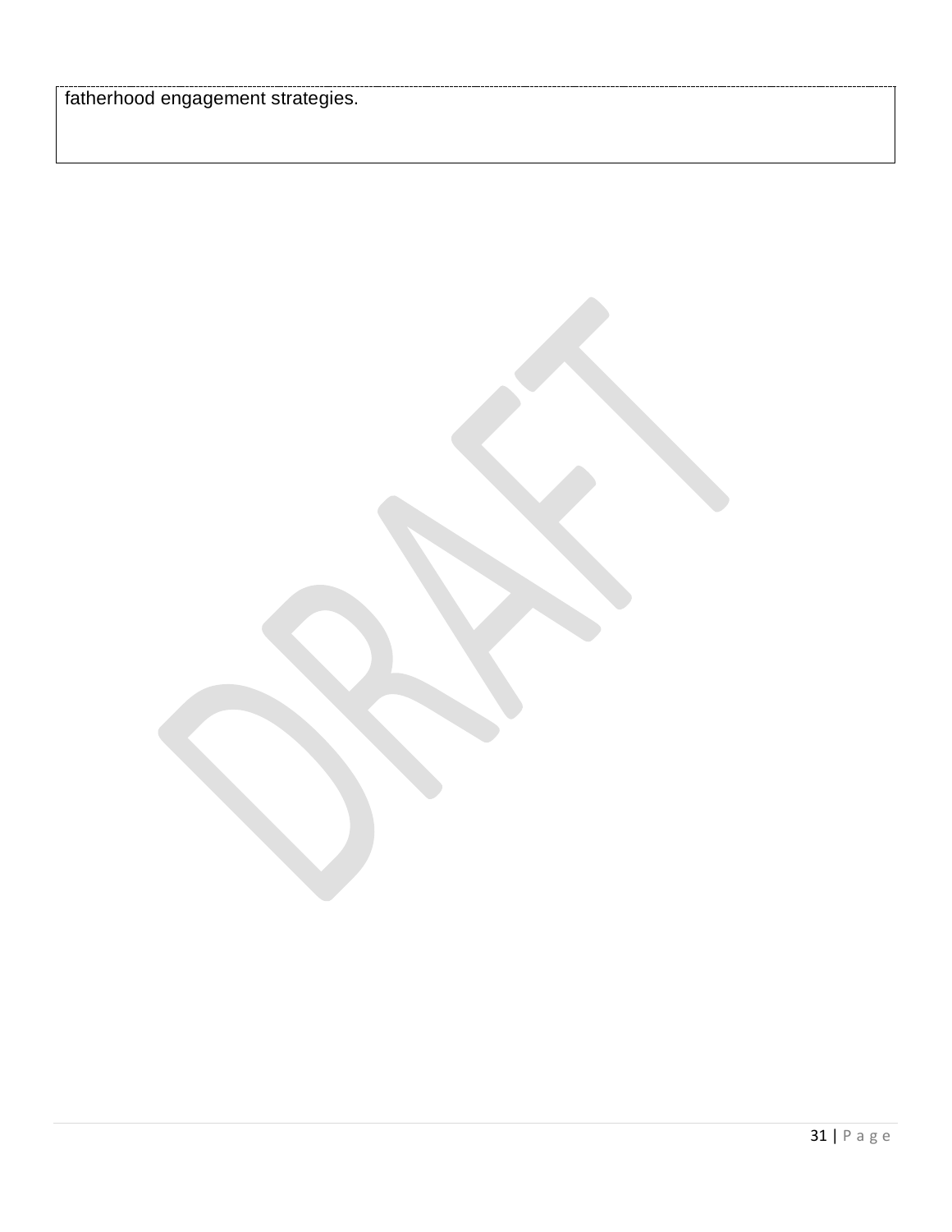| fatherhood engagement strategies. |
| --- |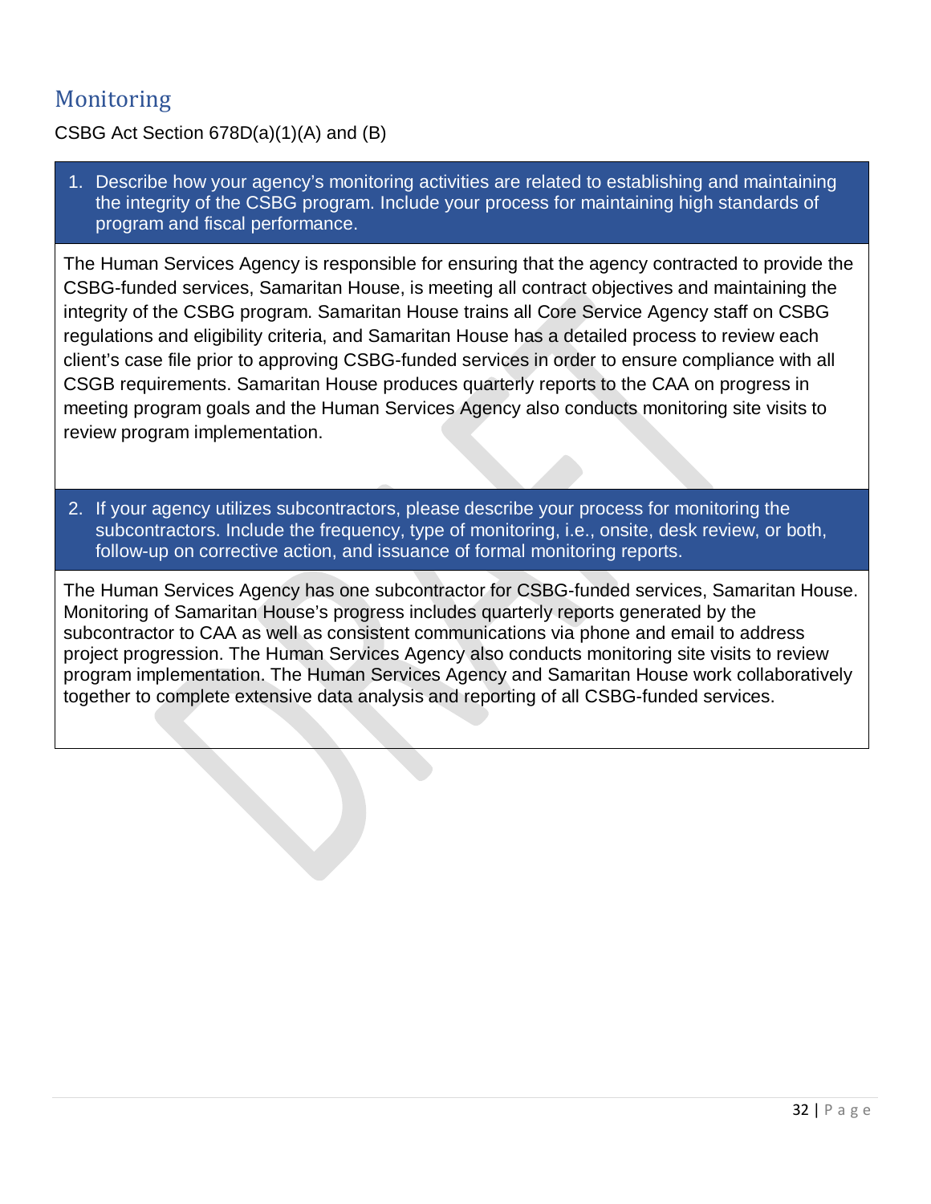## Monitoring

CSBG Act Section 678D(a)(1)(A) and (B)

1. Describe how your agency's monitoring activities are related to establishing and maintaining the integrity of the CSBG program. Include your process for maintaining high standards of program and fiscal performance.

The Human Services Agency is responsible for ensuring that the agency contracted to provide the CSBG-funded services, Samaritan House, is meeting all contract objectives and maintaining the integrity of the CSBG program. Samaritan House trains all Core Service Agency staff on CSBG regulations and eligibility criteria, and Samaritan House has a detailed process to review each client's case file prior to approving CSBG-funded services in order to ensure compliance with all CSGB requirements. Samaritan House produces quarterly reports to the CAA on progress in meeting program goals and the Human Services Agency also conducts monitoring site visits to review program implementation.

2. If your agency utilizes subcontractors, please describe your process for monitoring the subcontractors. Include the frequency, type of monitoring, i.e., onsite, desk review, or both, follow-up on corrective action, and issuance of formal monitoring reports.

The Human Services Agency has one subcontractor for CSBG-funded services, Samaritan House. Monitoring of Samaritan House's progress includes quarterly reports generated by the subcontractor to CAA as well as consistent communications via phone and email to address project progression. The Human Services Agency also conducts monitoring site visits to review program implementation. The Human Services Agency and Samaritan House work collaboratively together to complete extensive data analysis and reporting of all CSBG-funded services.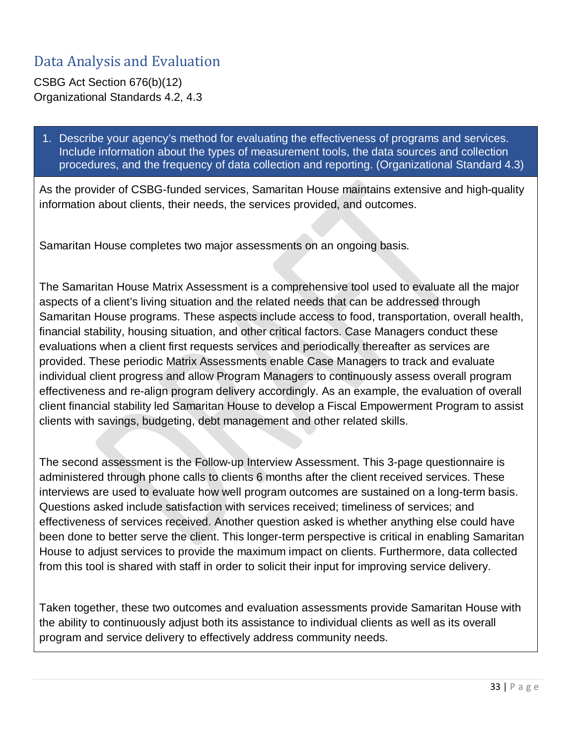## Data Analysis and Evaluation

CSBG Act Section 676(b)(12)
Organizational Standards 4.2, 4.3

**1. Describe your agency's method for evaluating the effectiveness of programs and services. Include information about the types of measurement tools, the data sources and collection procedures, and the frequency of data collection and reporting. (Organizational Standard 4.3)**

As the provider of CSBG-funded services, Samaritan House maintains extensive and high-quality information about clients, their needs, the services provided, and outcomes.

Samaritan House completes two major assessments on an ongoing basis.

The Samaritan House Matrix Assessment is a comprehensive tool used to evaluate all the major aspects of a client's living situation and the related needs that can be addressed through Samaritan House programs. These aspects include access to food, transportation, overall health, financial stability, housing situation, and other critical factors. Case Managers conduct these evaluations when a client first requests services and periodically thereafter as services are provided. These periodic Matrix Assessments enable Case Managers to track and evaluate individual client progress and allow Program Managers to continuously assess overall program effectiveness and re-align program delivery accordingly. As an example, the evaluation of overall client financial stability led Samaritan House to develop a Fiscal Empowerment Program to assist clients with savings, budgeting, debt management and other related skills.

The second assessment is the Follow-up Interview Assessment. This 3-page questionnaire is administered through phone calls to clients 6 months after the client received services. These interviews are used to evaluate how well program outcomes are sustained on a long-term basis. Questions asked include satisfaction with services received; timeliness of services; and effectiveness of services received. Another question asked is whether anything else could have been done to better serve the client. This longer-term perspective is critical in enabling Samaritan House to adjust services to provide the maximum impact on clients. Furthermore, data collected from this tool is shared with staff in order to solicit their input for improving service delivery.

Taken together, these two outcomes and evaluation assessments provide Samaritan House with the ability to continuously adjust both its assistance to individual clients as well as its overall program and service delivery to effectively address community needs.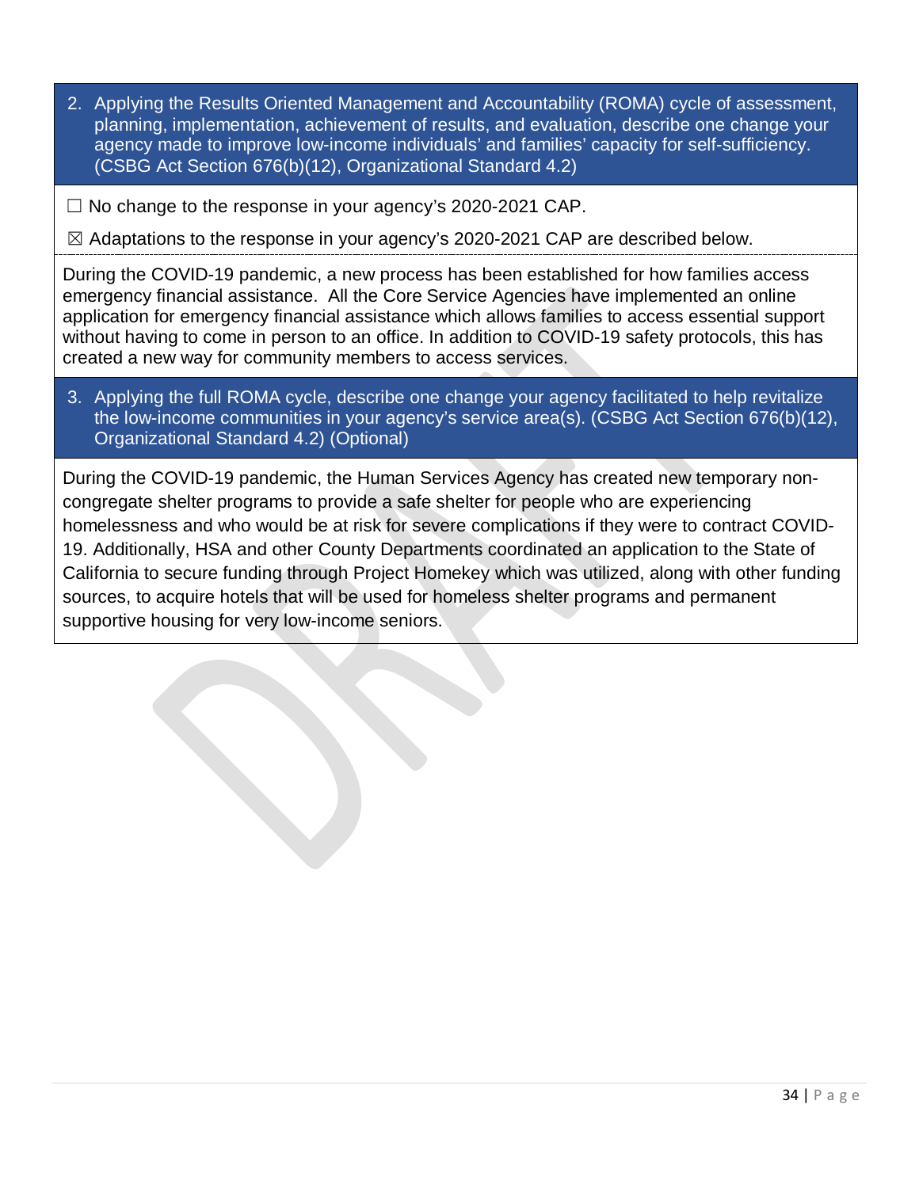2. Applying the Results Oriented Management and Accountability (ROMA) cycle of assessment, planning, implementation, achievement of results, and evaluation, describe one change your agency made to improve low-income individuals' and families' capacity for self-sufficiency. (CSBG Act Section 676(b)(12), Organizational Standard 4.2)

☐ No change to the response in your agency's 2020-2021 CAP.

☒ Adaptations to the response in your agency's 2020-2021 CAP are described below.

During the COVID-19 pandemic, a new process has been established for how families access emergency financial assistance. All the Core Service Agencies have implemented an online application for emergency financial assistance which allows families to access essential support without having to come in person to an office. In addition to COVID-19 safety protocols, this has created a new way for community members to access services.

3. Applying the full ROMA cycle, describe one change your agency facilitated to help revitalize the low-income communities in your agency's service area(s). (CSBG Act Section 676(b)(12), Organizational Standard 4.2) (Optional)

During the COVID-19 pandemic, the Human Services Agency has created new temporary non-congregate shelter programs to provide a safe shelter for people who are experiencing homelessness and who would be at risk for severe complications if they were to contract COVID-19. Additionally, HSA and other County Departments coordinated an application to the State of California to secure funding through Project Homekey which was utilized, along with other funding sources, to acquire hotels that will be used for homeless shelter programs and permanent supportive housing for very low-income seniors.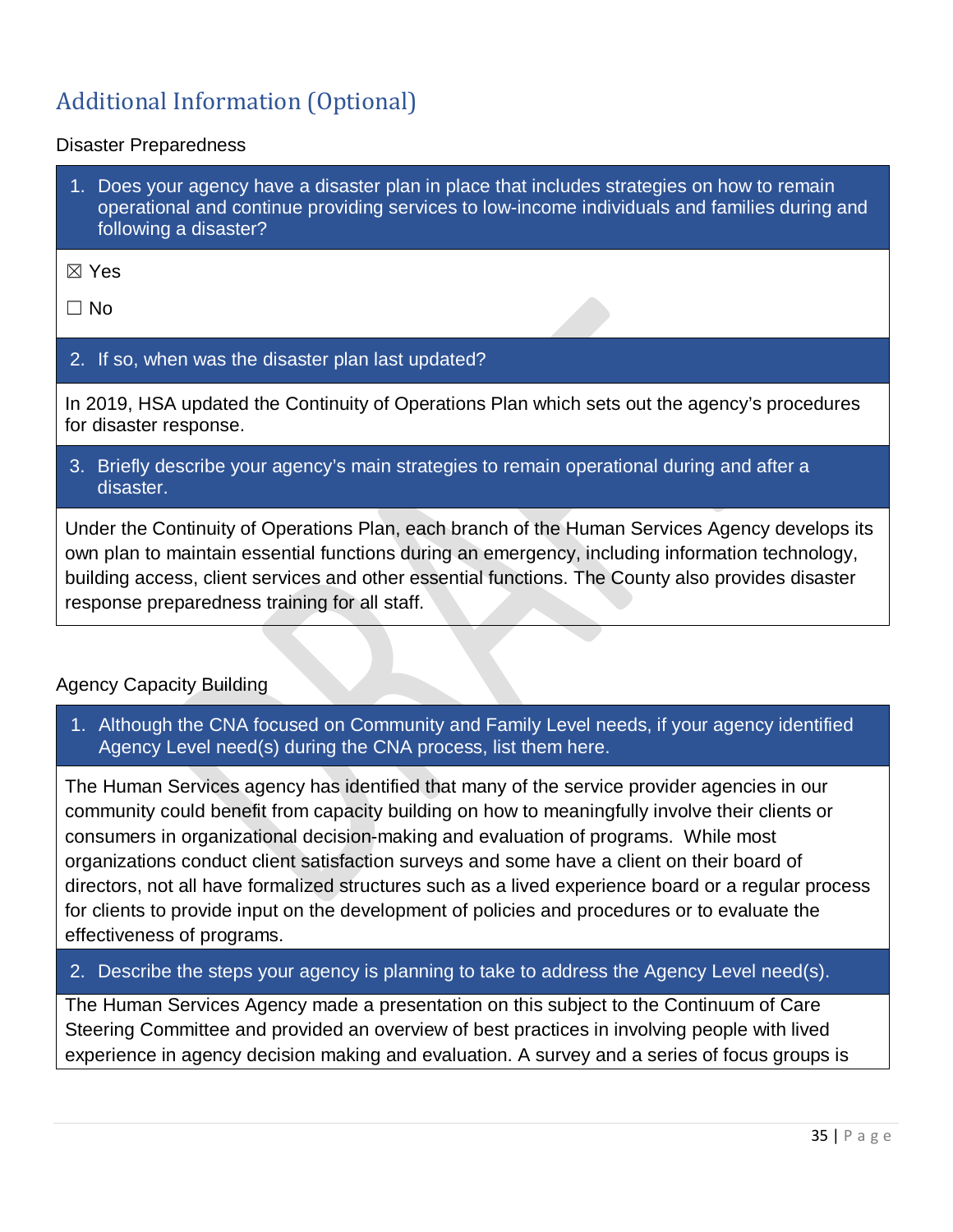## Additional Information (Optional)

Disaster Preparedness

1. Does your agency have a disaster plan in place that includes strategies on how to remain operational and continue providing services to low-income individuals and families during and following a disaster?

☒ Yes

☐ No

2. If so, when was the disaster plan last updated?

In 2019, HSA updated the Continuity of Operations Plan which sets out the agency's procedures for disaster response.

3. Briefly describe your agency's main strategies to remain operational during and after a disaster.

Under the Continuity of Operations Plan, each branch of the Human Services Agency develops its own plan to maintain essential functions during an emergency, including information technology, building access, client services and other essential functions. The County also provides disaster response preparedness training for all staff.

Agency Capacity Building

1. Although the CNA focused on Community and Family Level needs, if your agency identified Agency Level need(s) during the CNA process, list them here.

The Human Services agency has identified that many of the service provider agencies in our community could benefit from capacity building on how to meaningfully involve their clients or consumers in organizational decision-making and evaluation of programs. While most organizations conduct client satisfaction surveys and some have a client on their board of directors, not all have formalized structures such as a lived experience board or a regular process for clients to provide input on the development of policies and procedures or to evaluate the effectiveness of programs.

2. Describe the steps your agency is planning to take to address the Agency Level need(s).

The Human Services Agency made a presentation on this subject to the Continuum of Care Steering Committee and provided an overview of best practices in involving people with lived experience in agency decision making and evaluation. A survey and a series of focus groups is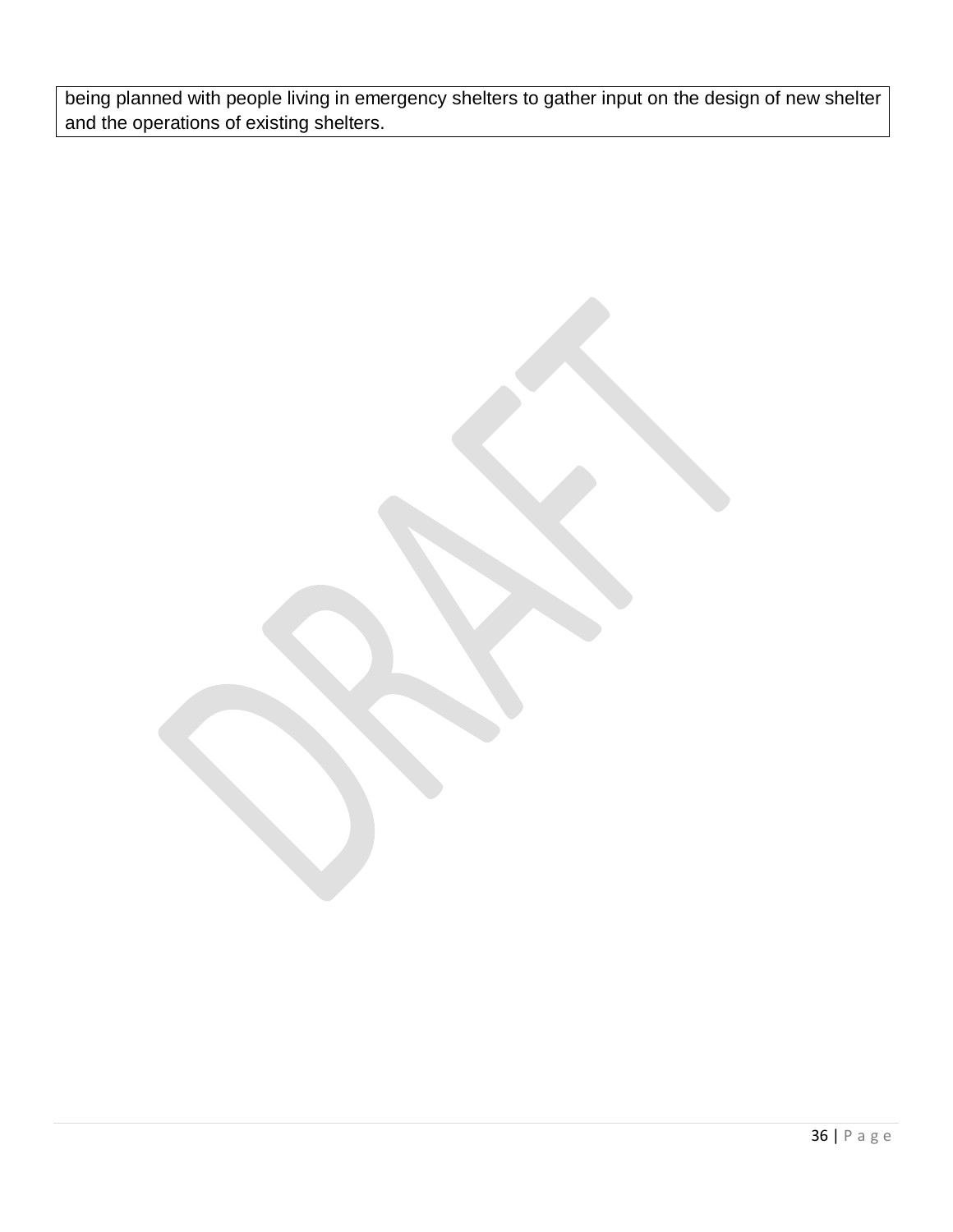being planned with people living in emergency shelters to gather input on the design of new shelter and the operations of existing shelters.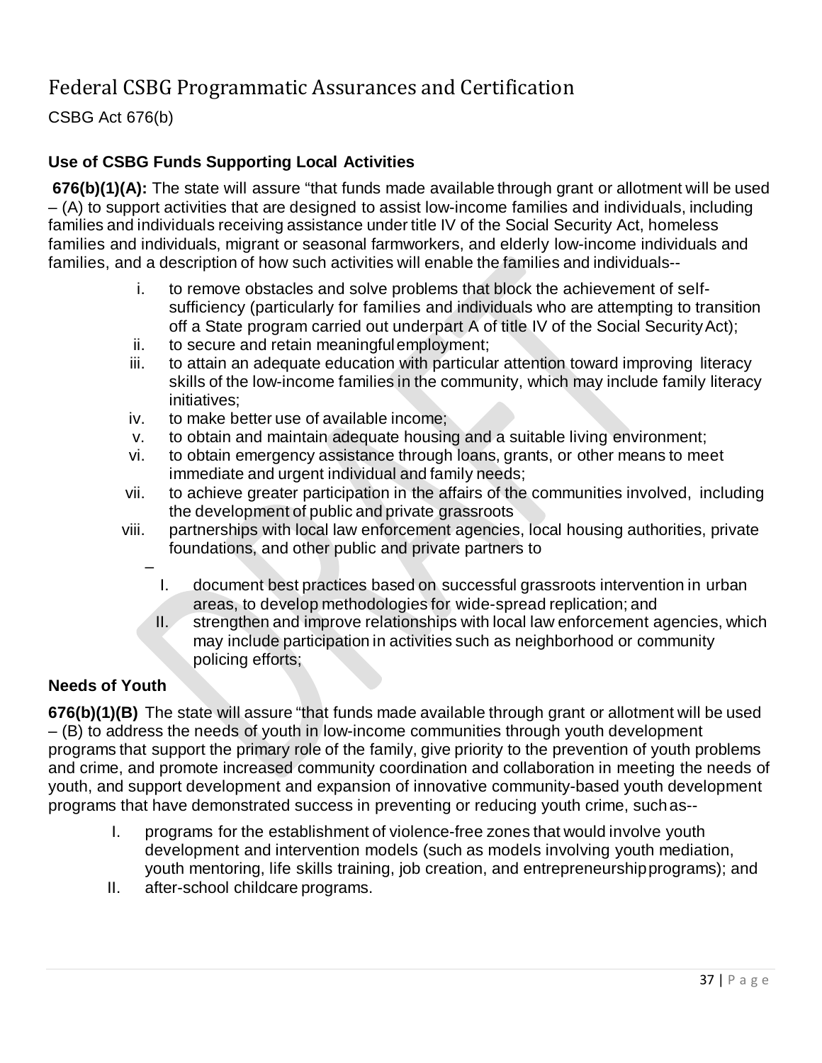## Federal CSBG Programmatic Assurances and Certification

CSBG Act 676(b)

### Use of CSBG Funds Supporting Local Activities

**676(b)(1)(A):** The state will assure "that funds made available through grant or allotment will be used – (A) to support activities that are designed to assist low-income families and individuals, including families and individuals receiving assistance under title IV of the Social Security Act, homeless families and individuals, migrant or seasonal farmworkers, and elderly low-income individuals and families, and a description of how such activities will enable the families and individuals--

- i. to remove obstacles and solve problems that block the achievement of self-sufficiency (particularly for families and individuals who are attempting to transition off a State program carried out underpart A of title IV of the Social Security Act);
- ii. to secure and retain meaningful employment;
- iii. to attain an adequate education with particular attention toward improving literacy skills of the low-income families in the community, which may include family literacy initiatives;
- iv. to make better use of available income;
- v. to obtain and maintain adequate housing and a suitable living environment;
- vi. to obtain emergency assistance through loans, grants, or other means to meet immediate and urgent individual and family needs;
- vii. to achieve greater participation in the affairs of the communities involved, including the development of public and private grassroots
- viii. partnerships with local law enforcement agencies, local housing authorities, private foundations, and other public and private partners to
  –
  - I. document best practices based on successful grassroots intervention in urban areas, to develop methodologies for wide-spread replication; and
  - II. strengthen and improve relationships with local law enforcement agencies, which may include participation in activities such as neighborhood or community policing efforts;

### Needs of Youth

**676(b)(1)(B)** The state will assure "that funds made available through grant or allotment will be used – (B) to address the needs of youth in low-income communities through youth development programs that support the primary role of the family, give priority to the prevention of youth problems and crime, and promote increased community coordination and collaboration in meeting the needs of youth, and support development and expansion of innovative community-based youth development programs that have demonstrated success in preventing or reducing youth crime, such as--

- I. programs for the establishment of violence-free zones that would involve youth development and intervention models (such as models involving youth mediation, youth mentoring, life skills training, job creation, and entrepreneurship programs); and
- II. after-school childcare programs.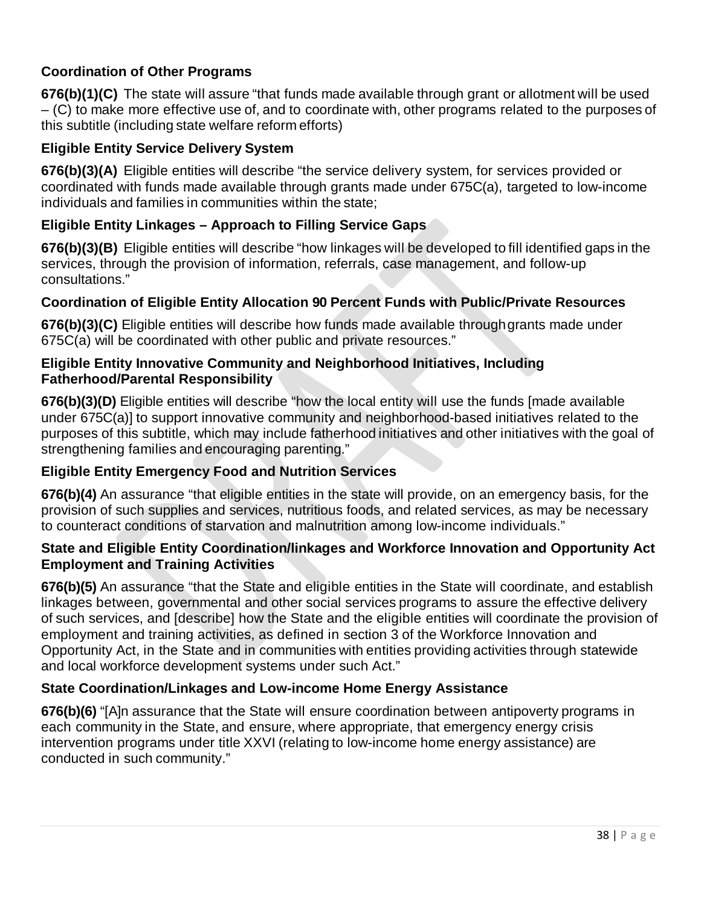### Coordination of Other Programs

**676(b)(1)(C)** The state will assure "that funds made available through grant or allotment will be used – (C) to make more effective use of, and to coordinate with, other programs related to the purposes of this subtitle (including state welfare reform efforts)

### Eligible Entity Service Delivery System

**676(b)(3)(A)** Eligible entities will describe "the service delivery system, for services provided or coordinated with funds made available through grants made under 675C(a), targeted to low-income individuals and families in communities within the state;

### Eligible Entity Linkages – Approach to Filling Service Gaps

**676(b)(3)(B)** Eligible entities will describe "how linkages will be developed to fill identified gaps in the services, through the provision of information, referrals, case management, and follow-up consultations."

### Coordination of Eligible Entity Allocation 90 Percent Funds with Public/Private Resources

**676(b)(3)(C)** Eligible entities will describe how funds made available through grants made under 675C(a) will be coordinated with other public and private resources."

### Eligible Entity Innovative Community and Neighborhood Initiatives, Including Fatherhood/Parental Responsibility

**676(b)(3)(D)** Eligible entities will describe "how the local entity will use the funds [made available under 675C(a)] to support innovative community and neighborhood-based initiatives related to the purposes of this subtitle, which may include fatherhood initiatives and other initiatives with the goal of strengthening families and encouraging parenting."

### Eligible Entity Emergency Food and Nutrition Services

**676(b)(4)** An assurance "that eligible entities in the state will provide, on an emergency basis, for the provision of such supplies and services, nutritious foods, and related services, as may be necessary to counteract conditions of starvation and malnutrition among low-income individuals."

### State and Eligible Entity Coordination/linkages and Workforce Innovation and Opportunity Act Employment and Training Activities

**676(b)(5)** An assurance "that the State and eligible entities in the State will coordinate, and establish linkages between, governmental and other social services programs to assure the effective delivery of such services, and [describe] how the State and the eligible entities will coordinate the provision of employment and training activities, as defined in section 3 of the Workforce Innovation and Opportunity Act, in the State and in communities with entities providing activities through statewide and local workforce development systems under such Act."

### State Coordination/Linkages and Low-income Home Energy Assistance

**676(b)(6)** "[A]n assurance that the State will ensure coordination between antipoverty programs in each community in the State, and ensure, where appropriate, that emergency energy crisis intervention programs under title XXVI (relating to low-income home energy assistance) are conducted in such community."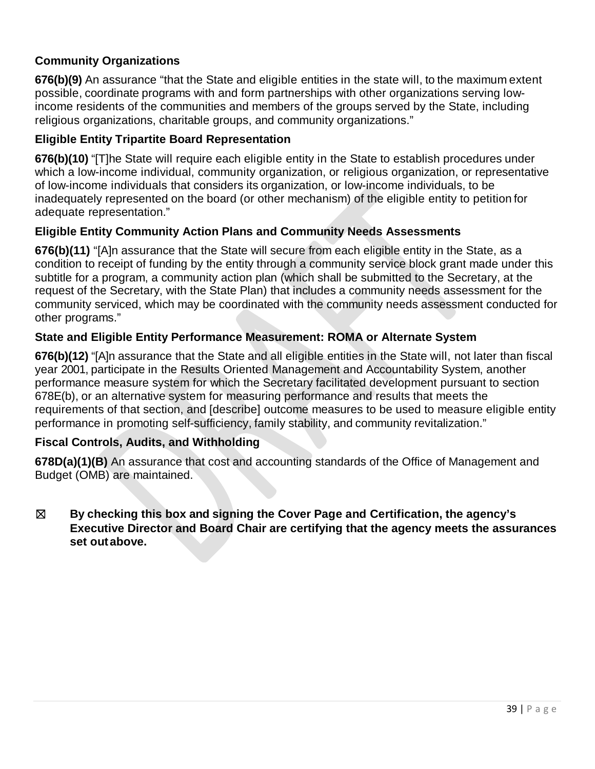### Community Organizations

**676(b)(9)** An assurance "that the State and eligible entities in the state will, to the maximum extent possible, coordinate programs with and form partnerships with other organizations serving low-income residents of the communities and members of the groups served by the State, including religious organizations, charitable groups, and community organizations."

### Eligible Entity Tripartite Board Representation

**676(b)(10)** "[T]he State will require each eligible entity in the State to establish procedures under which a low-income individual, community organization, or religious organization, or representative of low-income individuals that considers its organization, or low-income individuals, to be inadequately represented on the board (or other mechanism) of the eligible entity to petition for adequate representation."

### Eligible Entity Community Action Plans and Community Needs Assessments

**676(b)(11)** "[A]n assurance that the State will secure from each eligible entity in the State, as a condition to receipt of funding by the entity through a community service block grant made under this subtitle for a program, a community action plan (which shall be submitted to the Secretary, at the request of the Secretary, with the State Plan) that includes a community needs assessment for the community serviced, which may be coordinated with the community needs assessment conducted for other programs."

### State and Eligible Entity Performance Measurement: ROMA or Alternate System

**676(b)(12)** "[A]n assurance that the State and all eligible entities in the State will, not later than fiscal year 2001, participate in the Results Oriented Management and Accountability System, another performance measure system for which the Secretary facilitated development pursuant to section 678E(b), or an alternative system for measuring performance and results that meets the requirements of that section, and [describe] outcome measures to be used to measure eligible entity performance in promoting self-sufficiency, family stability, and community revitalization."

### Fiscal Controls, Audits, and Withholding

**678D(a)(1)(B)** An assurance that cost and accounting standards of the Office of Management and Budget (OMB) are maintained.

☒ **By checking this box and signing the Cover Page and Certification, the agency's Executive Director and Board Chair are certifying that the agency meets the assurances set out above.**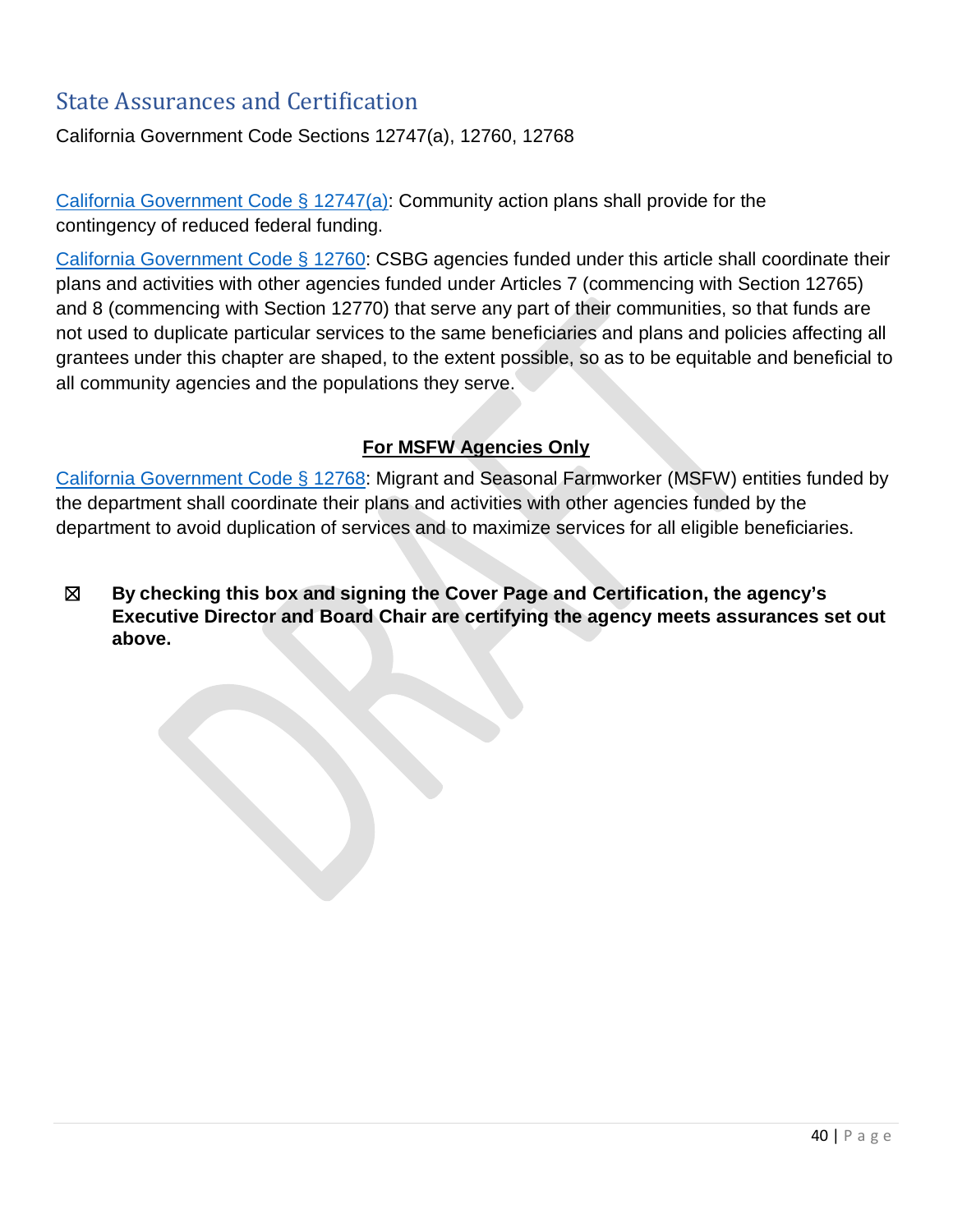## State Assurances and Certification

California Government Code Sections 12747(a), 12760, 12768

[California Government Code § 12747(a)](#): Community action plans shall provide for the contingency of reduced federal funding.

[California Government Code § 12760](#): CSBG agencies funded under this article shall coordinate their plans and activities with other agencies funded under Articles 7 (commencing with Section 12765) and 8 (commencing with Section 12770) that serve any part of their communities, so that funds are not used to duplicate particular services to the same beneficiaries and plans and policies affecting all grantees under this chapter are shaped, to the extent possible, so as to be equitable and beneficial to all community agencies and the populations they serve.

**For MSFW Agencies Only**

[California Government Code § 12768](#): Migrant and Seasonal Farmworker (MSFW) entities funded by the department shall coordinate their plans and activities with other agencies funded by the department to avoid duplication of services and to maximize services for all eligible beneficiaries.

☒ **By checking this box and signing the Cover Page and Certification, the agency's Executive Director and Board Chair are certifying the agency meets assurances set out above.**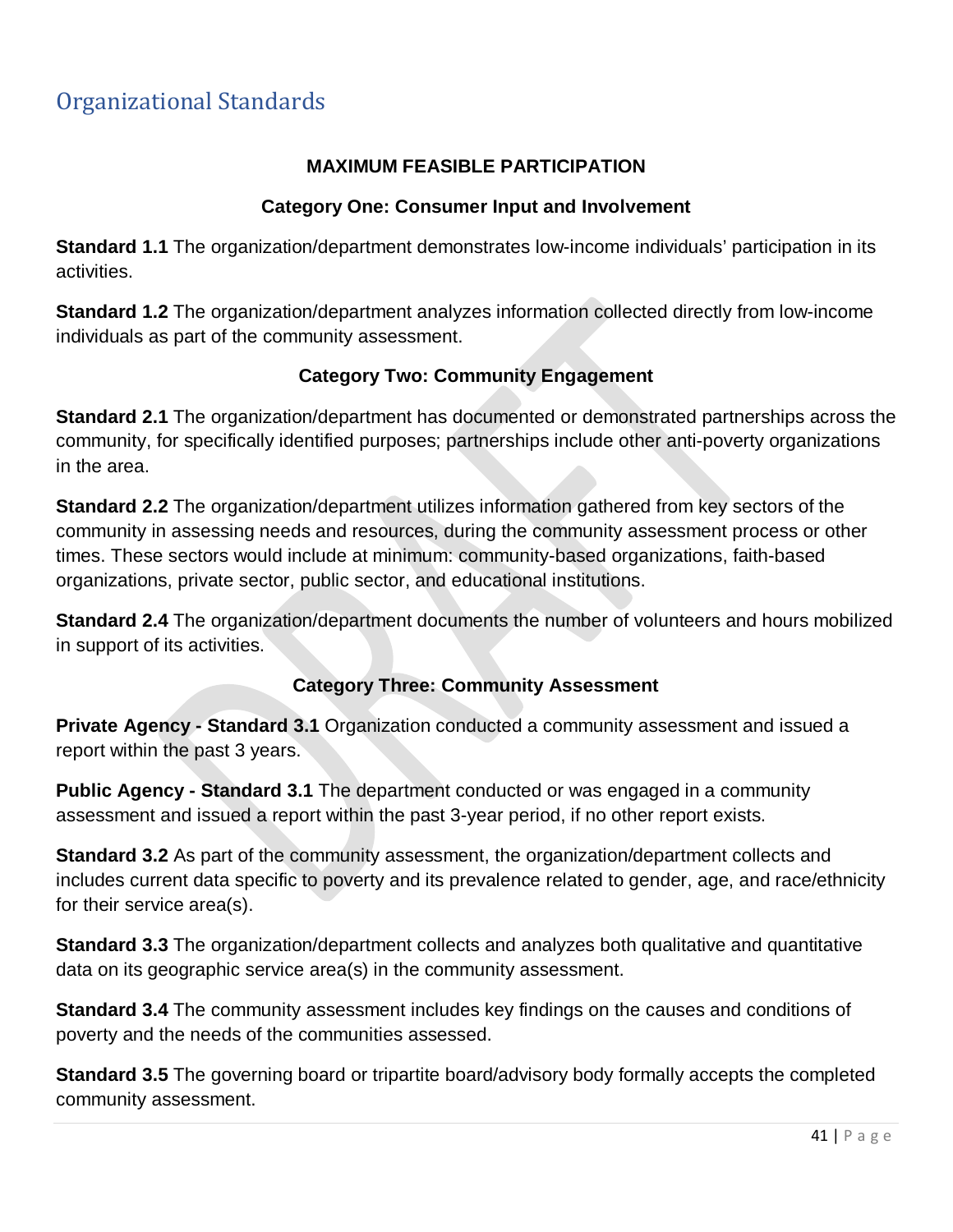# Organizational Standards

## MAXIMUM FEASIBLE PARTICIPATION

### Category One: Consumer Input and Involvement

**Standard 1.1** The organization/department demonstrates low-income individuals' participation in its activities.

**Standard 1.2** The organization/department analyzes information collected directly from low-income individuals as part of the community assessment.

### Category Two: Community Engagement

**Standard 2.1** The organization/department has documented or demonstrated partnerships across the community, for specifically identified purposes; partnerships include other anti-poverty organizations in the area.

**Standard 2.2** The organization/department utilizes information gathered from key sectors of the community in assessing needs and resources, during the community assessment process or other times. These sectors would include at minimum: community-based organizations, faith-based organizations, private sector, public sector, and educational institutions.

**Standard 2.4** The organization/department documents the number of volunteers and hours mobilized in support of its activities.

### Category Three: Community Assessment

**Private Agency - Standard 3.1** Organization conducted a community assessment and issued a report within the past 3 years.

**Public Agency - Standard 3.1** The department conducted or was engaged in a community assessment and issued a report within the past 3-year period, if no other report exists.

**Standard 3.2** As part of the community assessment, the organization/department collects and includes current data specific to poverty and its prevalence related to gender, age, and race/ethnicity for their service area(s).

**Standard 3.3** The organization/department collects and analyzes both qualitative and quantitative data on its geographic service area(s) in the community assessment.

**Standard 3.4** The community assessment includes key findings on the causes and conditions of poverty and the needs of the communities assessed.

**Standard 3.5** The governing board or tripartite board/advisory body formally accepts the completed community assessment.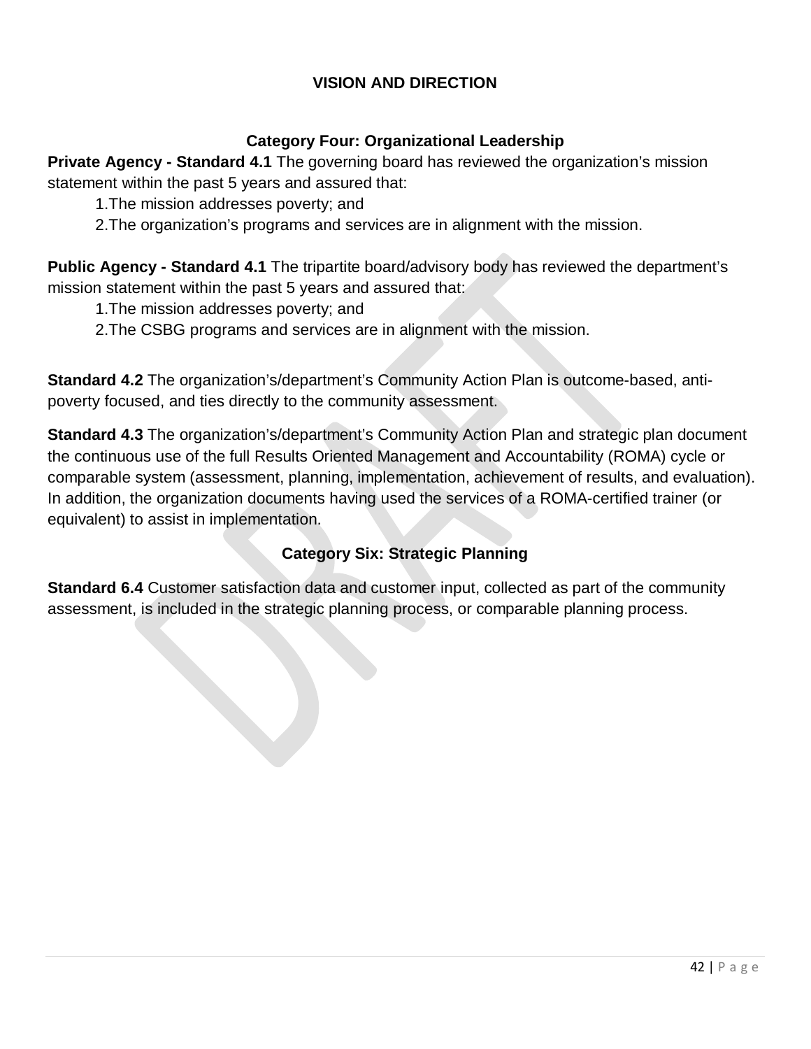## VISION AND DIRECTION

### Category Four: Organizational Leadership

**Private Agency - Standard 4.1** The governing board has reviewed the organization's mission statement within the past 5 years and assured that:

1. The mission addresses poverty; and
2. The organization's programs and services are in alignment with the mission.

**Public Agency - Standard 4.1** The tripartite board/advisory body has reviewed the department's mission statement within the past 5 years and assured that:

1. The mission addresses poverty; and
2. The CSBG programs and services are in alignment with the mission.

**Standard 4.2** The organization's/department's Community Action Plan is outcome-based, anti-poverty focused, and ties directly to the community assessment.

**Standard 4.3** The organization's/department's Community Action Plan and strategic plan document the continuous use of the full Results Oriented Management and Accountability (ROMA) cycle or comparable system (assessment, planning, implementation, achievement of results, and evaluation). In addition, the organization documents having used the services of a ROMA-certified trainer (or equivalent) to assist in implementation.

### Category Six: Strategic Planning

**Standard 6.4** Customer satisfaction data and customer input, collected as part of the community assessment, is included in the strategic planning process, or comparable planning process.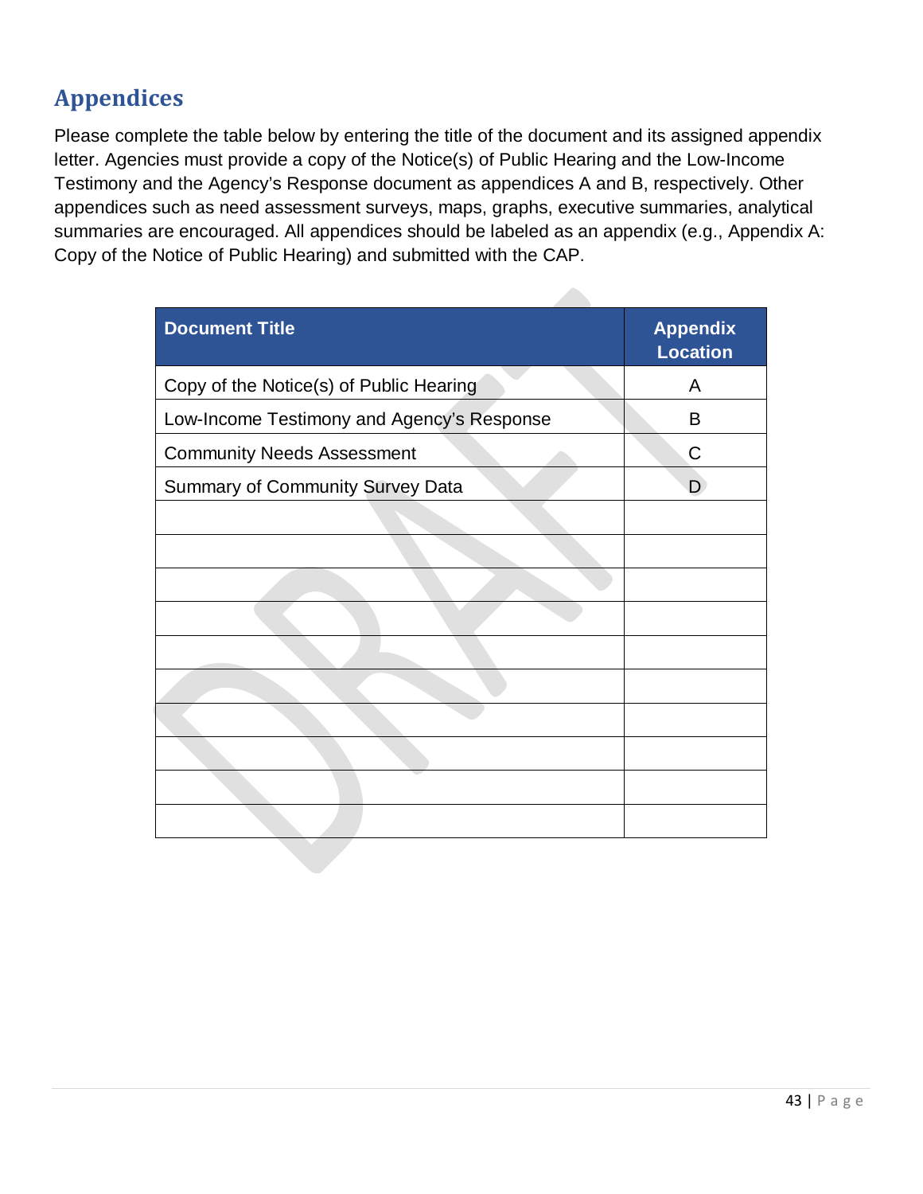## Appendices

Please complete the table below by entering the title of the document and its assigned appendix letter. Agencies must provide a copy of the Notice(s) of Public Hearing and the Low-Income Testimony and the Agency's Response document as appendices A and B, respectively. Other appendices such as need assessment surveys, maps, graphs, executive summaries, analytical summaries are encouraged. All appendices should be labeled as an appendix (e.g., Appendix A: Copy of the Notice of Public Hearing) and submitted with the CAP.

| Document Title | Appendix Location |
|---|---|
| Copy of the Notice(s) of Public Hearing | A |
| Low-Income Testimony and Agency's Response | B |
| Community Needs Assessment | C |
| Summary of Community Survey Data | D |
| | |
| | |
| | |
| | |
| | |
| | |
| | |
| | |
| | |
| | |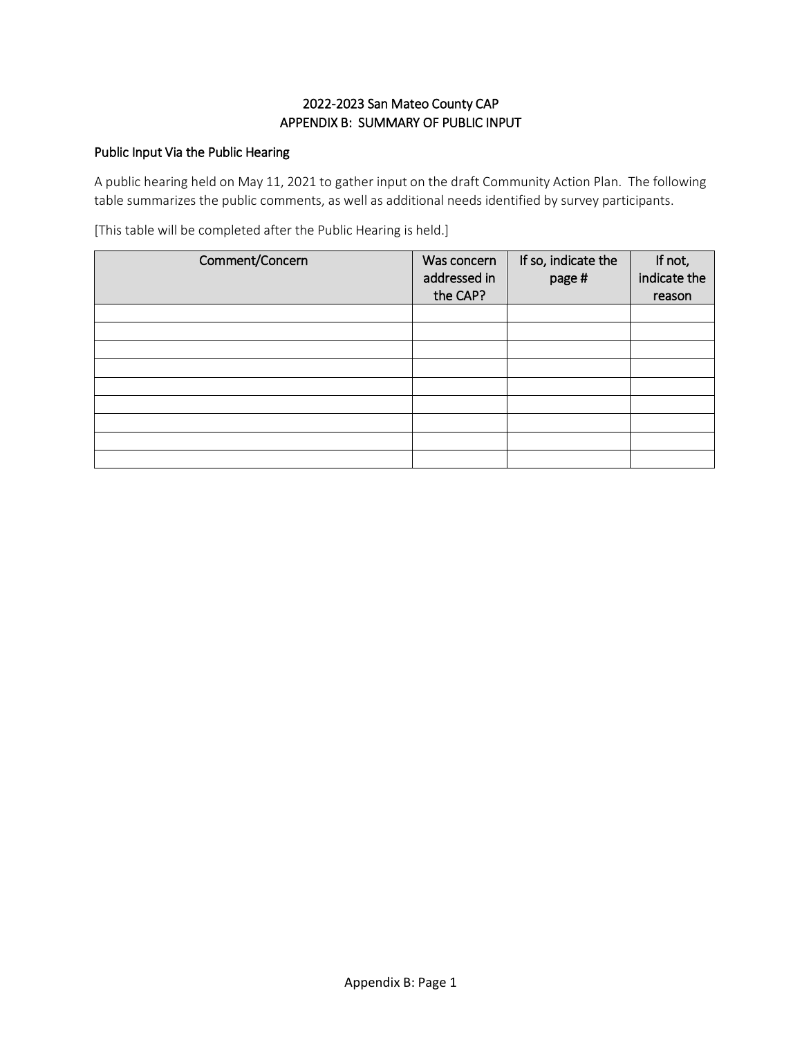# 2022-2023 San Mateo County CAP
# APPENDIX B: SUMMARY OF PUBLIC INPUT

## Public Input Via the Public Hearing

A public hearing held on May 11, 2021 to gather input on the draft Community Action Plan. The following table summarizes the public comments, as well as additional needs identified by survey participants.

[This table will be completed after the Public Hearing is held.]

| Comment/Concern | Was concern addressed in the CAP? | If so, indicate the page # | If not, indicate the reason |
|---|---|---|---|
| | | | |
| | | | |
| | | | |
| | | | |
| | | | |
| | | | |
| | | | |
| | | | |
| | | | |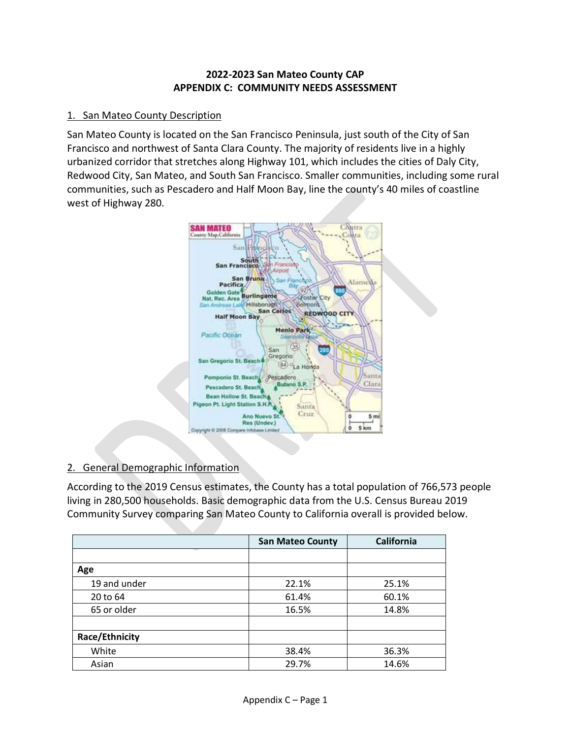**2022-2023 San Mateo County CAP**
**APPENDIX C: COMMUNITY NEEDS ASSESSMENT**

## 1. San Mateo County Description

San Mateo County is located on the San Francisco Peninsula, just south of the City of San Francisco and northwest of Santa Clara County. The majority of residents live in a highly urbanized corridor that stretches along Highway 101, which includes the cities of Daly City, Redwood City, San Mateo, and South San Francisco. Smaller communities, including some rural communities, such as Pescadero and Half Moon Bay, line the county's 40 miles of coastline west of Highway 280.

## 2. General Demographic Information

According to the 2019 Census estimates, the County has a total population of 766,573 people living in 280,500 households. Basic demographic data from the U.S. Census Bureau 2019 Community Survey comparing San Mateo County to California overall is provided below.

| | San Mateo County | California |
|---|---|---|
| | | |
| **Age** | | |
| 19 and under | 22.1% | 25.1% |
| 20 to 64 | 61.4% | 60.1% |
| 65 or older | 16.5% | 14.8% |
| | | |
| **Race/Ethnicity** | | |
| White | 38.4% | 36.3% |
| Asian | 29.7% | 14.6% |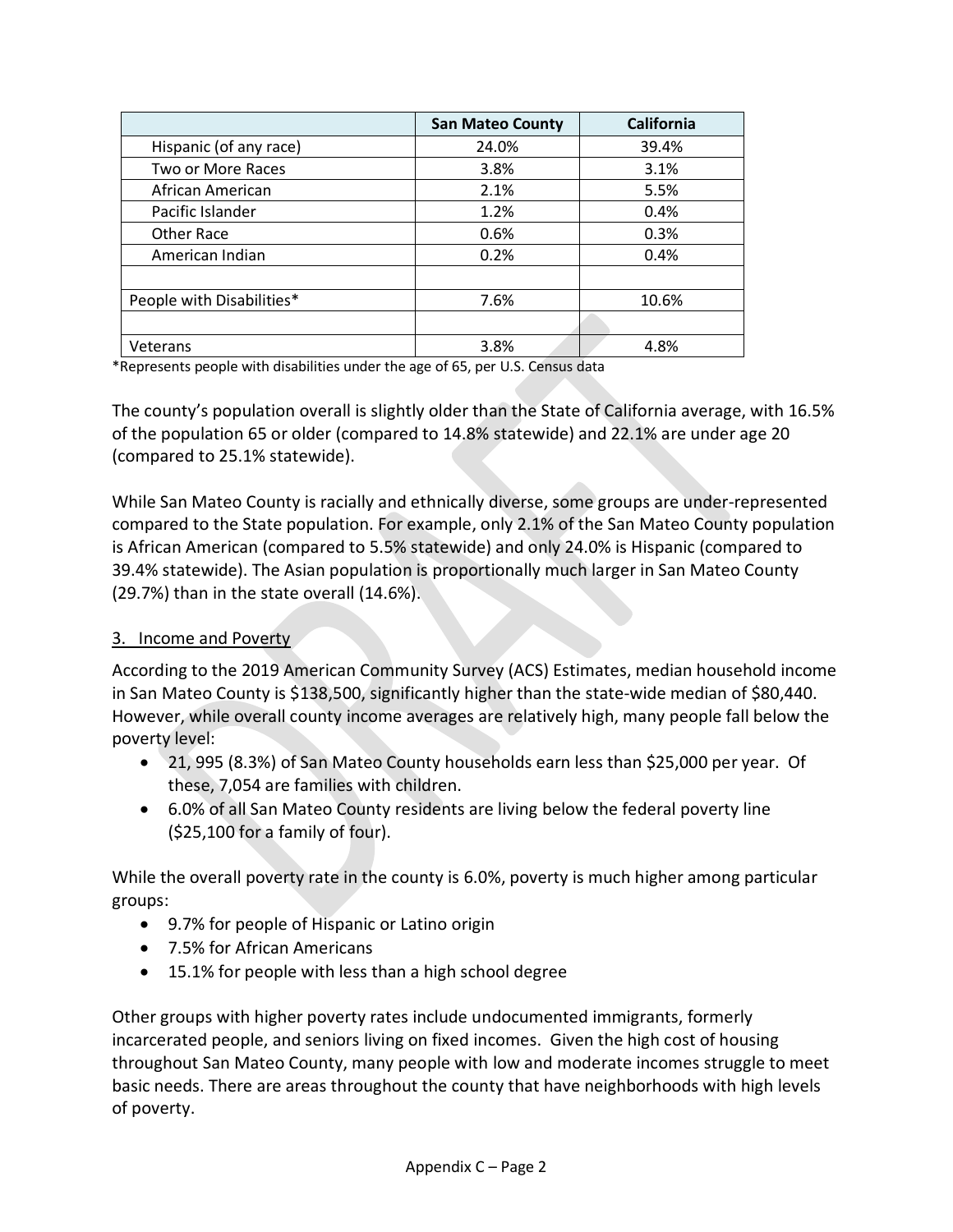| | San Mateo County | California |
|---|---|---|
| Hispanic (of any race) | 24.0% | 39.4% |
| Two or More Races | 3.8% | 3.1% |
| African American | 2.1% | 5.5% |
| Pacific Islander | 1.2% | 0.4% |
| Other Race | 0.6% | 0.3% |
| American Indian | 0.2% | 0.4% |
| | | |
| People with Disabilities* | 7.6% | 10.6% |
| | | |
| Veterans | 3.8% | 4.8% |

*Represents people with disabilities under the age of 65, per U.S. Census data

The county's population overall is slightly older than the State of California average, with 16.5% of the population 65 or older (compared to 14.8% statewide) and 22.1% are under age 20 (compared to 25.1% statewide).

While San Mateo County is racially and ethnically diverse, some groups are under-represented compared to the State population. For example, only 2.1% of the San Mateo County population is African American (compared to 5.5% statewide) and only 24.0% is Hispanic (compared to 39.4% statewide). The Asian population is proportionally much larger in San Mateo County (29.7%) than in the state overall (14.6%).

3. Income and Poverty

According to the 2019 American Community Survey (ACS) Estimates, median household income in San Mateo County is $138,500, significantly higher than the state-wide median of $80,440. However, while overall county income averages are relatively high, many people fall below the poverty level:

- 21, 995 (8.3%) of San Mateo County households earn less than $25,000 per year. Of these, 7,054 are families with children.
- 6.0% of all San Mateo County residents are living below the federal poverty line ($25,100 for a family of four).

While the overall poverty rate in the county is 6.0%, poverty is much higher among particular groups:

- 9.7% for people of Hispanic or Latino origin
- 7.5% for African Americans
- 15.1% for people with less than a high school degree

Other groups with higher poverty rates include undocumented immigrants, formerly incarcerated people, and seniors living on fixed incomes. Given the high cost of housing throughout San Mateo County, many people with low and moderate incomes struggle to meet basic needs. There are areas throughout the county that have neighborhoods with high levels of poverty.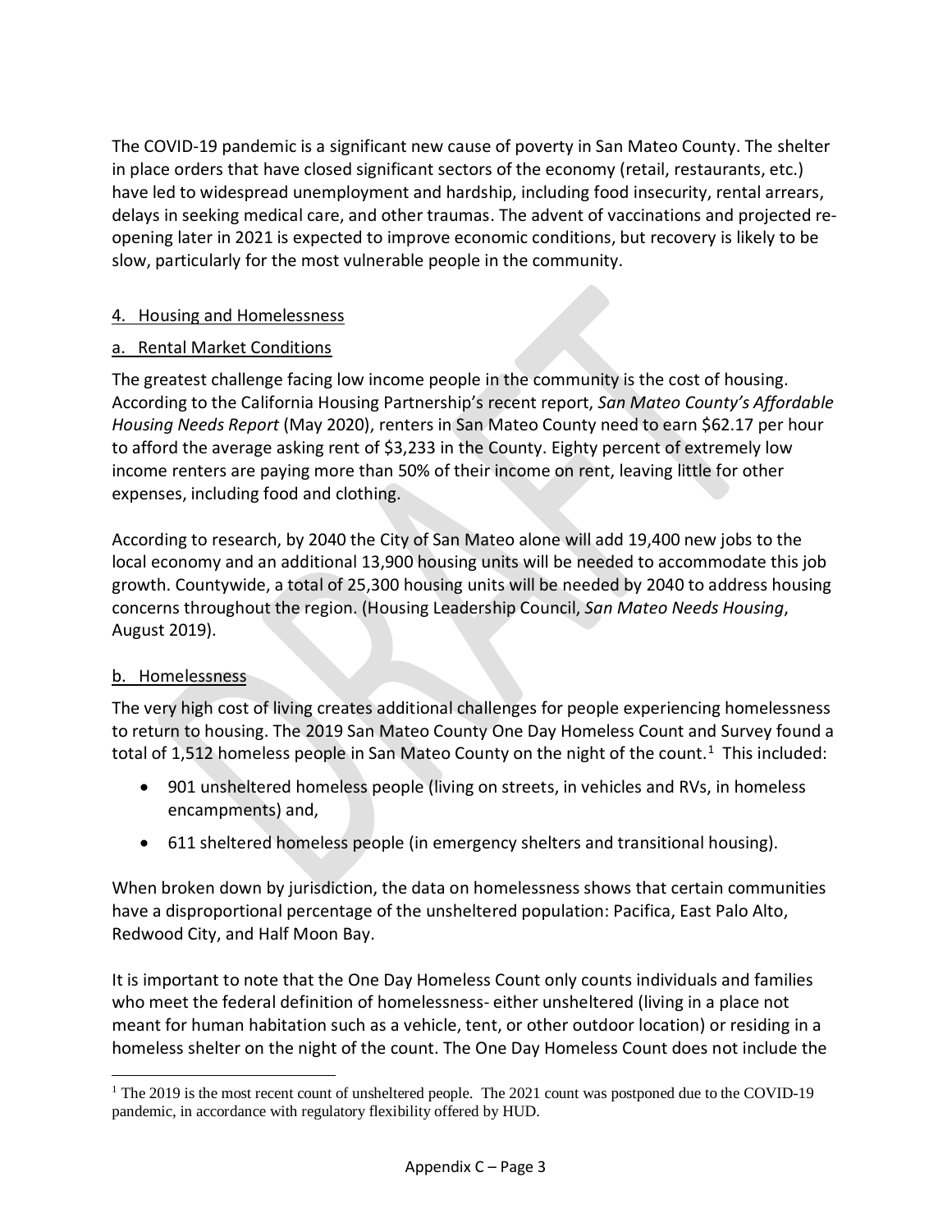The COVID-19 pandemic is a significant new cause of poverty in San Mateo County. The shelter in place orders that have closed significant sectors of the economy (retail, restaurants, etc.) have led to widespread unemployment and hardship, including food insecurity, rental arrears, delays in seeking medical care, and other traumas. The advent of vaccinations and projected re-opening later in 2021 is expected to improve economic conditions, but recovery is likely to be slow, particularly for the most vulnerable people in the community.

4. Housing and Homelessness

a. Rental Market Conditions

The greatest challenge facing low income people in the community is the cost of housing. According to the California Housing Partnership's recent report, *San Mateo County's Affordable Housing Needs Report* (May 2020), renters in San Mateo County need to earn $62.17 per hour to afford the average asking rent of $3,233 in the County. Eighty percent of extremely low income renters are paying more than 50% of their income on rent, leaving little for other expenses, including food and clothing.

According to research, by 2040 the City of San Mateo alone will add 19,400 new jobs to the local economy and an additional 13,900 housing units will be needed to accommodate this job growth. Countywide, a total of 25,300 housing units will be needed by 2040 to address housing concerns throughout the region. (Housing Leadership Council, *San Mateo Needs Housing*, August 2019).

b. Homelessness

The very high cost of living creates additional challenges for people experiencing homelessness to return to housing. The 2019 San Mateo County One Day Homeless Count and Survey found a total of 1,512 homeless people in San Mateo County on the night of the count.[1] This included:

- 901 unsheltered homeless people (living on streets, in vehicles and RVs, in homeless encampments) and,
- 611 sheltered homeless people (in emergency shelters and transitional housing).

When broken down by jurisdiction, the data on homelessness shows that certain communities have a disproportional percentage of the unsheltered population: Pacifica, East Palo Alto, Redwood City, and Half Moon Bay.

It is important to note that the One Day Homeless Count only counts individuals and families who meet the federal definition of homelessness- either unsheltered (living in a place not meant for human habitation such as a vehicle, tent, or other outdoor location) or residing in a homeless shelter on the night of the count. The One Day Homeless Count does not include the

[1] The 2019 is the most recent count of unsheltered people. The 2021 count was postponed due to the COVID-19 pandemic, in accordance with regulatory flexibility offered by HUD.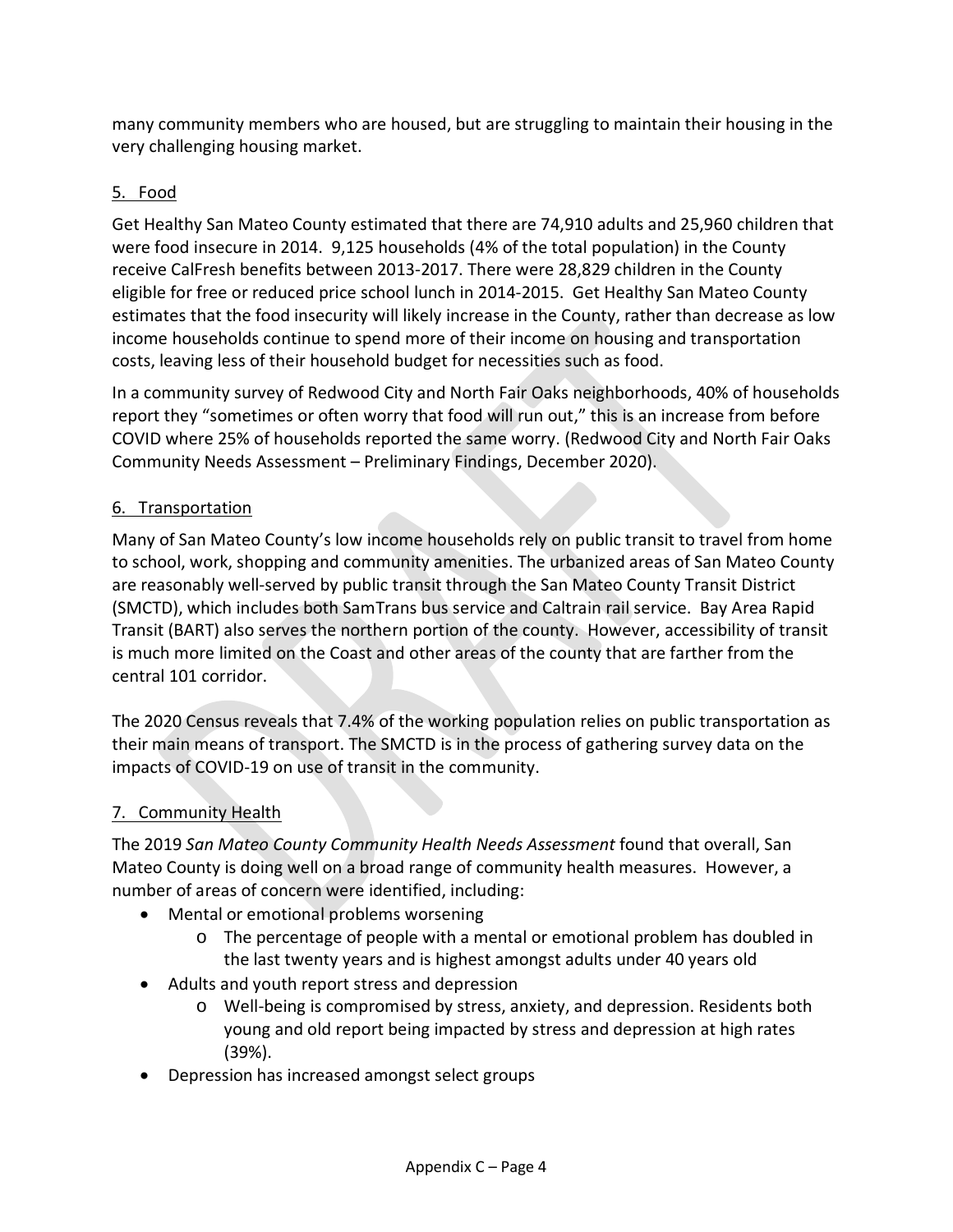many community members who are housed, but are struggling to maintain their housing in the very challenging housing market.

## 5. Food

Get Healthy San Mateo County estimated that there are 74,910 adults and 25,960 children that were food insecure in 2014. 9,125 households (4% of the total population) in the County receive CalFresh benefits between 2013-2017. There were 28,829 children in the County eligible for free or reduced price school lunch in 2014-2015. Get Healthy San Mateo County estimates that the food insecurity will likely increase in the County, rather than decrease as low income households continue to spend more of their income on housing and transportation costs, leaving less of their household budget for necessities such as food.

In a community survey of Redwood City and North Fair Oaks neighborhoods, 40% of households report they "sometimes or often worry that food will run out," this is an increase from before COVID where 25% of households reported the same worry. (Redwood City and North Fair Oaks Community Needs Assessment – Preliminary Findings, December 2020).

## 6. Transportation

Many of San Mateo County's low income households rely on public transit to travel from home to school, work, shopping and community amenities. The urbanized areas of San Mateo County are reasonably well-served by public transit through the San Mateo County Transit District (SMCTD), which includes both SamTrans bus service and Caltrain rail service. Bay Area Rapid Transit (BART) also serves the northern portion of the county. However, accessibility of transit is much more limited on the Coast and other areas of the county that are farther from the central 101 corridor.

The 2020 Census reveals that 7.4% of the working population relies on public transportation as their main means of transport. The SMCTD is in the process of gathering survey data on the impacts of COVID-19 on use of transit in the community.

## 7. Community Health

The 2019 *San Mateo County Community Health Needs Assessment* found that overall, San Mateo County is doing well on a broad range of community health measures. However, a number of areas of concern were identified, including:

- Mental or emotional problems worsening
  - The percentage of people with a mental or emotional problem has doubled in the last twenty years and is highest amongst adults under 40 years old
- Adults and youth report stress and depression
  - Well-being is compromised by stress, anxiety, and depression. Residents both young and old report being impacted by stress and depression at high rates (39%).
- Depression has increased amongst select groups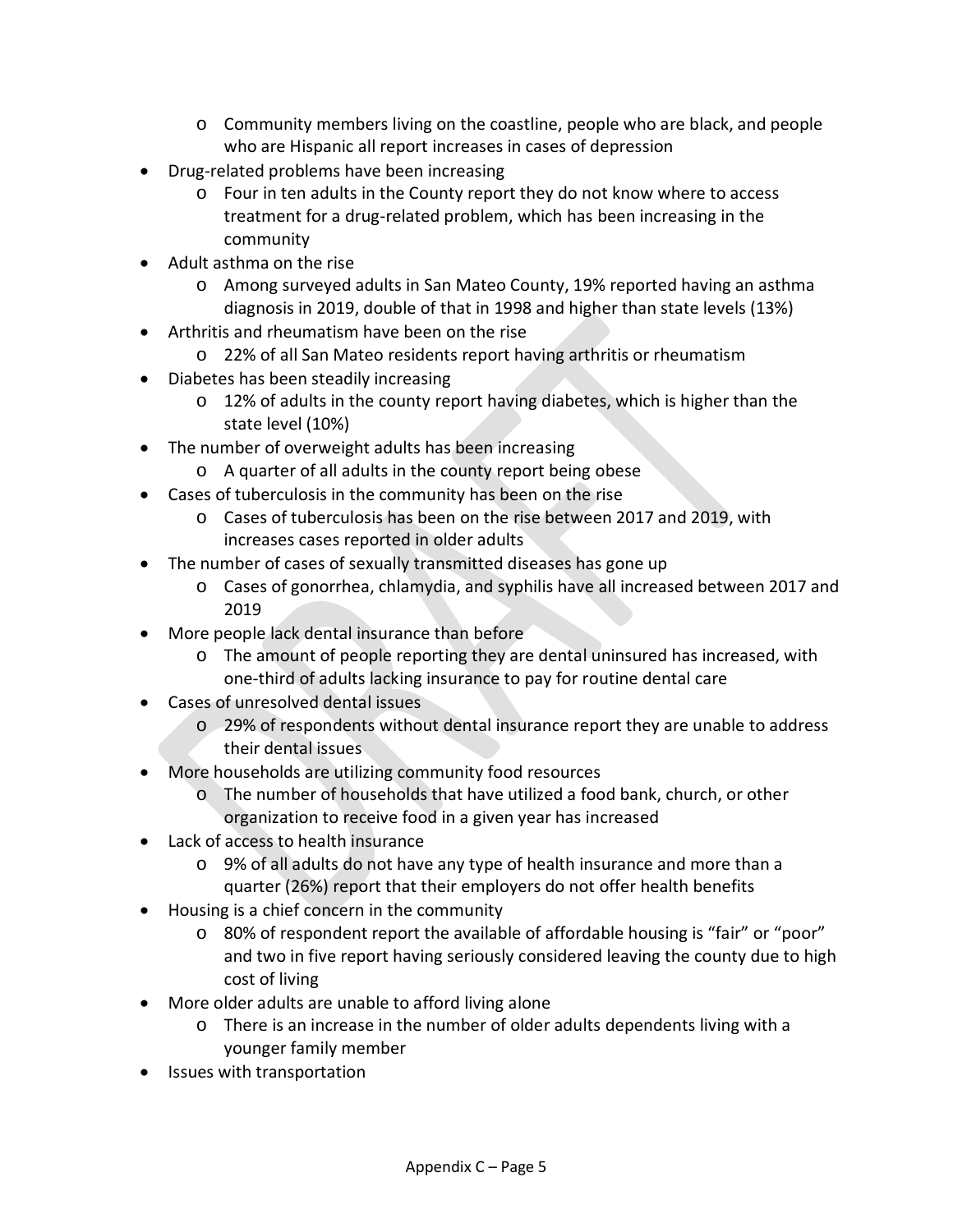- Community members living on the coastline, people who are black, and people who are Hispanic all report increases in cases of depression
- Drug-related problems have been increasing
  - Four in ten adults in the County report they do not know where to access treatment for a drug-related problem, which has been increasing in the community
- Adult asthma on the rise
  - Among surveyed adults in San Mateo County, 19% reported having an asthma diagnosis in 2019, double of that in 1998 and higher than state levels (13%)
- Arthritis and rheumatism have been on the rise
  - 22% of all San Mateo residents report having arthritis or rheumatism
- Diabetes has been steadily increasing
  - 12% of adults in the county report having diabetes, which is higher than the state level (10%)
- The number of overweight adults has been increasing
  - A quarter of all adults in the county report being obese
- Cases of tuberculosis in the community has been on the rise
  - Cases of tuberculosis has been on the rise between 2017 and 2019, with increases cases reported in older adults
- The number of cases of sexually transmitted diseases has gone up
  - Cases of gonorrhea, chlamydia, and syphilis have all increased between 2017 and 2019
- More people lack dental insurance than before
  - The amount of people reporting they are dental uninsured has increased, with one-third of adults lacking insurance to pay for routine dental care
- Cases of unresolved dental issues
  - 29% of respondents without dental insurance report they are unable to address their dental issues
- More households are utilizing community food resources
  - The number of households that have utilized a food bank, church, or other organization to receive food in a given year has increased
- Lack of access to health insurance
  - 9% of all adults do not have any type of health insurance and more than a quarter (26%) report that their employers do not offer health benefits
- Housing is a chief concern in the community
  - 80% of respondent report the available of affordable housing is "fair" or "poor" and two in five report having seriously considered leaving the county due to high cost of living
- More older adults are unable to afford living alone
  - There is an increase in the number of older adults dependents living with a younger family member
- Issues with transportation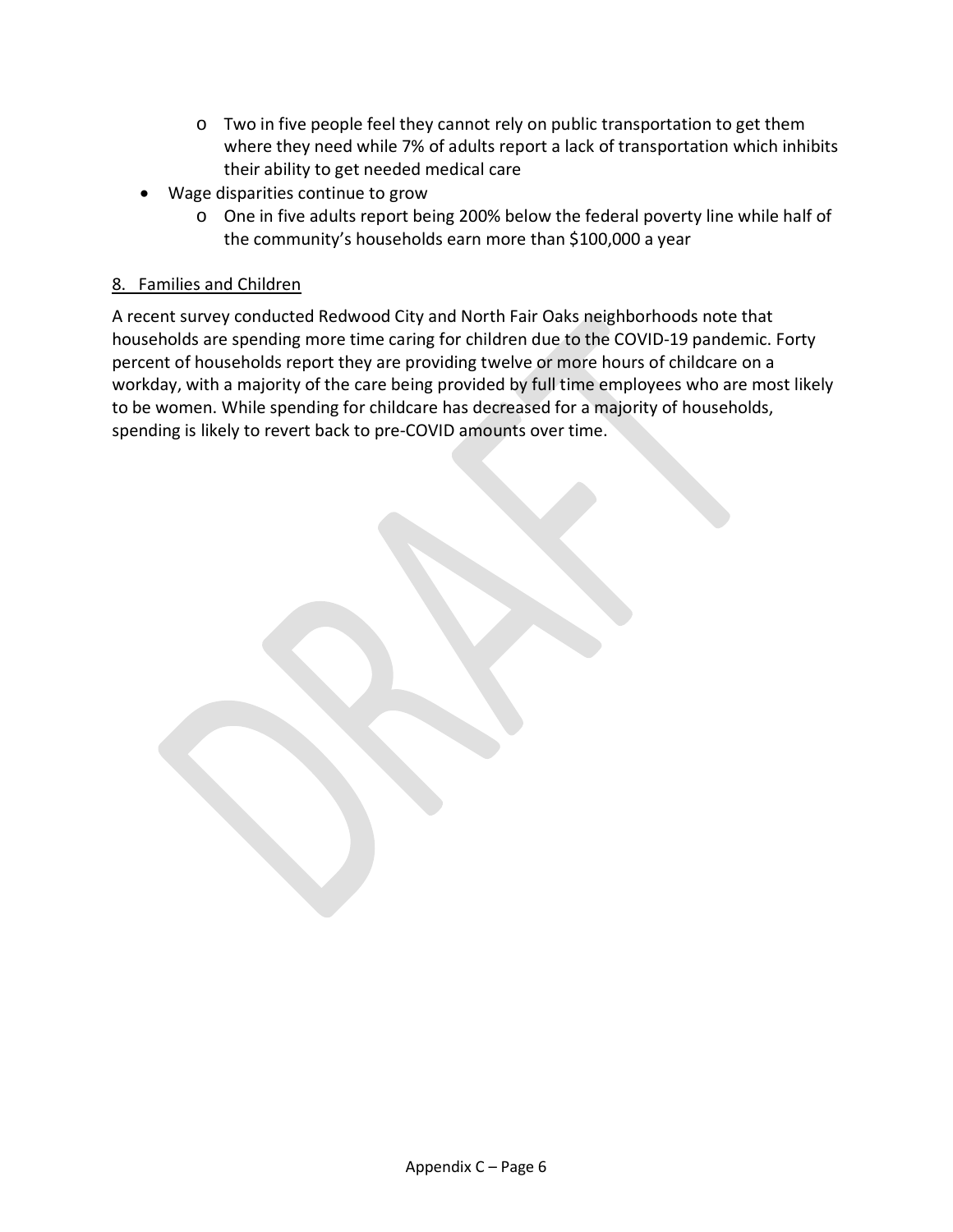- Two in five people feel they cannot rely on public transportation to get them where they need while 7% of adults report a lack of transportation which inhibits their ability to get needed medical care
- Wage disparities continue to grow
  - One in five adults report being 200% below the federal poverty line while half of the community's households earn more than $100,000 a year

8. Families and Children

A recent survey conducted Redwood City and North Fair Oaks neighborhoods note that households are spending more time caring for children due to the COVID-19 pandemic. Forty percent of households report they are providing twelve or more hours of childcare on a workday, with a majority of the care being provided by full time employees who are most likely to be women. While spending for childcare has decreased for a majority of households, spending is likely to revert back to pre-COVID amounts over time.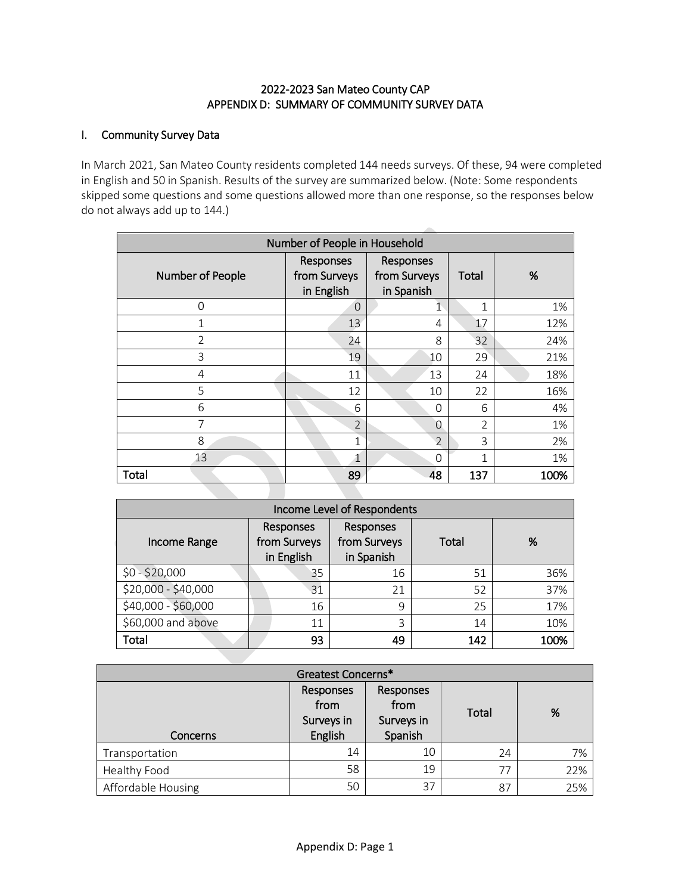# 2022-2023 San Mateo County CAP
# APPENDIX D: SUMMARY OF COMMUNITY SURVEY DATA

## I. Community Survey Data

In March 2021, San Mateo County residents completed 144 needs surveys. Of these, 94 were completed in English and 50 in Spanish. Results of the survey are summarized below. (Note: Some respondents skipped some questions and some questions allowed more than one response, so the responses below do not always add up to 144.)

| Number of People in Household | | | | |
|---|---|---|---|---|
| Number of People | Responses from Surveys in English | Responses from Surveys in Spanish | Total | % |
| 0 | 0 | 1 | 1 | 1% |
| 1 | 13 | 4 | 17 | 12% |
| 2 | 24 | 8 | 32 | 24% |
| 3 | 19 | 10 | 29 | 21% |
| 4 | 11 | 13 | 24 | 18% |
| 5 | 12 | 10 | 22 | 16% |
| 6 | 6 | 0 | 6 | 4% |
| 7 | 2 | 0 | 2 | 1% |
| 8 | 1 | 2 | 3 | 2% |
| 13 | 1 | 0 | 1 | 1% |
| **Total** | **89** | **48** | **137** | **100%** |

| Income Level of Respondents | | | | |
|---|---|---|---|---|
| Income Range | Responses from Surveys in English | Responses from Surveys in Spanish | Total | % |
| $0 - $20,000 | 35 | 16 | 51 | 36% |
| $20,000 - $40,000 | 31 | 21 | 52 | 37% |
| $40,000 - $60,000 | 16 | 9 | 25 | 17% |
| $60,000 and above | 11 | 3 | 14 | 10% |
| **Total** | **93** | **49** | **142** | **100%** |

| Greatest Concerns* | | | | |
|---|---|---|---|---|
| Concerns | Responses from Surveys in English | Responses from Surveys in Spanish | Total | % |
| Transportation | 14 | 10 | 24 | 7% |
| Healthy Food | 58 | 19 | 77 | 22% |
| Affordable Housing | 50 | 37 | 87 | 25% |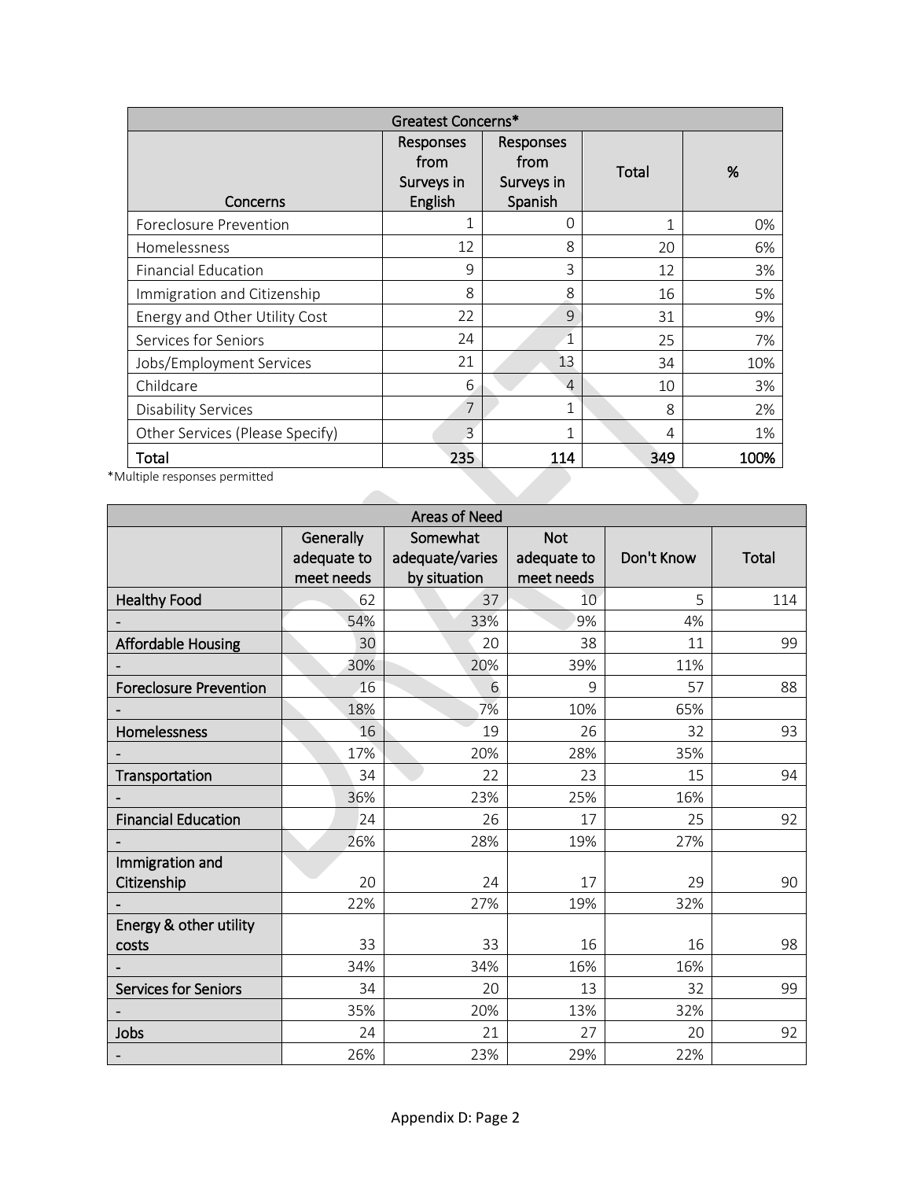| Greatest Concerns* | | | | |
|---|---|---|---|---|
| Concerns | Responses from Surveys in English | Responses from Surveys in Spanish | Total | % |
| Foreclosure Prevention | 1 | 0 | 1 | 0% |
| Homelessness | 12 | 8 | 20 | 6% |
| Financial Education | 9 | 3 | 12 | 3% |
| Immigration and Citizenship | 8 | 8 | 16 | 5% |
| Energy and Other Utility Cost | 22 | 9 | 31 | 9% |
| Services for Seniors | 24 | 1 | 25 | 7% |
| Jobs/Employment Services | 21 | 13 | 34 | 10% |
| Childcare | 6 | 4 | 10 | 3% |
| Disability Services | 7 | 1 | 8 | 2% |
| Other Services (Please Specify) | 3 | 1 | 4 | 1% |
| Total | 235 | 114 | 349 | 100% |

*Multiple responses permitted

| Areas of Need | | | | | |
|---|---|---|---|---|---|
| | Generally adequate to meet needs | Somewhat adequate/varies by situation | Not adequate to meet needs | Don't Know | Total |
| Healthy Food | 62 | 37 | 10 | 5 | 114 |
| - | 54% | 33% | 9% | 4% | |
| Affordable Housing | 30 | 20 | 38 | 11 | 99 |
| - | 30% | 20% | 39% | 11% | |
| Foreclosure Prevention | 16 | 6 | 9 | 57 | 88 |
| - | 18% | 7% | 10% | 65% | |
| Homelessness | 16 | 19 | 26 | 32 | 93 |
| - | 17% | 20% | 28% | 35% | |
| Transportation | 34 | 22 | 23 | 15 | 94 |
| - | 36% | 23% | 25% | 16% | |
| Financial Education | 24 | 26 | 17 | 25 | 92 |
| - | 26% | 28% | 19% | 27% | |
| Immigration and Citizenship | 20 | 24 | 17 | 29 | 90 |
| - | 22% | 27% | 19% | 32% | |
| Energy & other utility costs | 33 | 33 | 16 | 16 | 98 |
| - | 34% | 34% | 16% | 16% | |
| Services for Seniors | 34 | 20 | 13 | 32 | 99 |
| - | 35% | 20% | 13% | 32% | |
| Jobs | 24 | 21 | 27 | 20 | 92 |
| - | 26% | 23% | 29% | 22% | |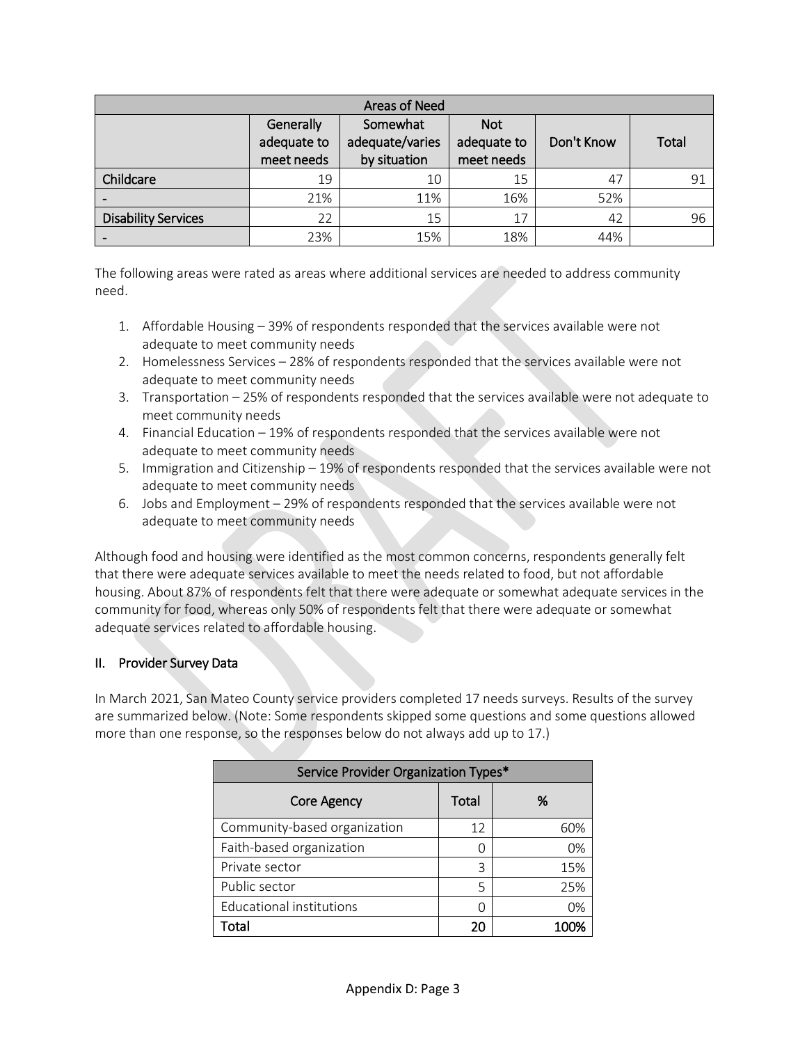| Areas of Need | | | | | |
|---|---|---|---|---|---|
| | Generally adequate to meet needs | Somewhat adequate/varies by situation | Not adequate to meet needs | Don't Know | Total |
| Childcare | 19 | 10 | 15 | 47 | 91 |
| - | 21% | 11% | 16% | 52% | |
| Disability Services | 22 | 15 | 17 | 42 | 96 |
| - | 23% | 15% | 18% | 44% | |

The following areas were rated as areas where additional services are needed to address community need.

1. Affordable Housing – 39% of respondents responded that the services available were not adequate to meet community needs
2. Homelessness Services – 28% of respondents responded that the services available were not adequate to meet community needs
3. Transportation – 25% of respondents responded that the services available were not adequate to meet community needs
4. Financial Education – 19% of respondents responded that the services available were not adequate to meet community needs
5. Immigration and Citizenship – 19% of respondents responded that the services available were not adequate to meet community needs
6. Jobs and Employment – 29% of respondents responded that the services available were not adequate to meet community needs

Although food and housing were identified as the most common concerns, respondents generally felt that there were adequate services available to meet the needs related to food, but not affordable housing. About 87% of respondents felt that there were adequate or somewhat adequate services in the community for food, whereas only 50% of respondents felt that there were adequate or somewhat adequate services related to affordable housing.

## II. Provider Survey Data

In March 2021, San Mateo County service providers completed 17 needs surveys. Results of the survey are summarized below. (Note: Some respondents skipped some questions and some questions allowed more than one response, so the responses below do not always add up to 17.)

| Service Provider Organization Types* | | |
|---|---|---|
| Core Agency | Total | % |
| Community-based organization | 12 | 60% |
| Faith-based organization | 0 | 0% |
| Private sector | 3 | 15% |
| Public sector | 5 | 25% |
| Educational institutions | 0 | 0% |
| **Total** | **20** | **100%** |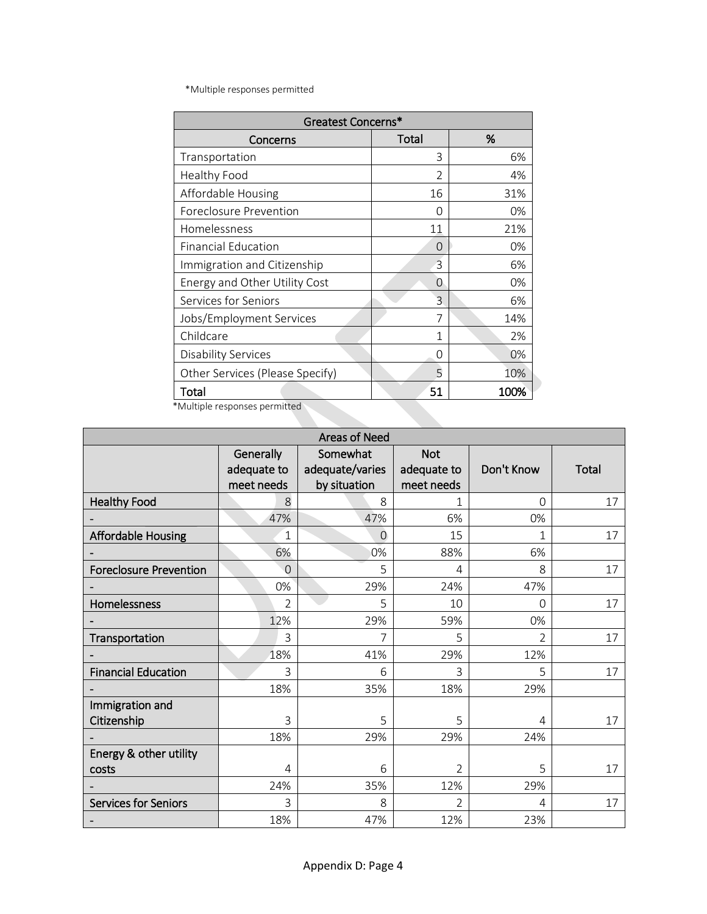*Multiple responses permitted

| Greatest Concerns* | | |
|---|---|---|
| Concerns | Total | % |
| Transportation | 3 | 6% |
| Healthy Food | 2 | 4% |
| Affordable Housing | 16 | 31% |
| Foreclosure Prevention | 0 | 0% |
| Homelessness | 11 | 21% |
| Financial Education | 0 | 0% |
| Immigration and Citizenship | 3 | 6% |
| Energy and Other Utility Cost | 0 | 0% |
| Services for Seniors | 3 | 6% |
| Jobs/Employment Services | 7 | 14% |
| Childcare | 1 | 2% |
| Disability Services | 0 | 0% |
| Other Services (Please Specify) | 5 | 10% |
| **Total** | **51** | **100%** |

*Multiple responses permitted

| Areas of Need | | | | | |
|---|---|---|---|---|---|
| | Generally adequate to meet needs | Somewhat adequate/varies by situation | Not adequate to meet needs | Don't Know | Total |
| Healthy Food | 8 | 8 | 1 | 0 | 17 |
| - | 47% | 47% | 6% | 0% | |
| Affordable Housing | 1 | 0 | 15 | 1 | 17 |
| - | 6% | 0% | 88% | 6% | |
| Foreclosure Prevention | 0 | 5 | 4 | 8 | 17 |
| - | 0% | 29% | 24% | 47% | |
| Homelessness | 2 | 5 | 10 | 0 | 17 |
| - | 12% | 29% | 59% | 0% | |
| Transportation | 3 | 7 | 5 | 2 | 17 |
| - | 18% | 41% | 29% | 12% | |
| Financial Education | 3 | 6 | 3 | 5 | 17 |
| - | 18% | 35% | 18% | 29% | |
| Immigration and Citizenship | 3 | 5 | 5 | 4 | 17 |
| - | 18% | 29% | 29% | 24% | |
| Energy & other utility costs | 4 | 6 | 2 | 5 | 17 |
| - | 24% | 35% | 12% | 29% | |
| Services for Seniors | 3 | 8 | 2 | 4 | 17 |
| - | 18% | 47% | 12% | 23% | |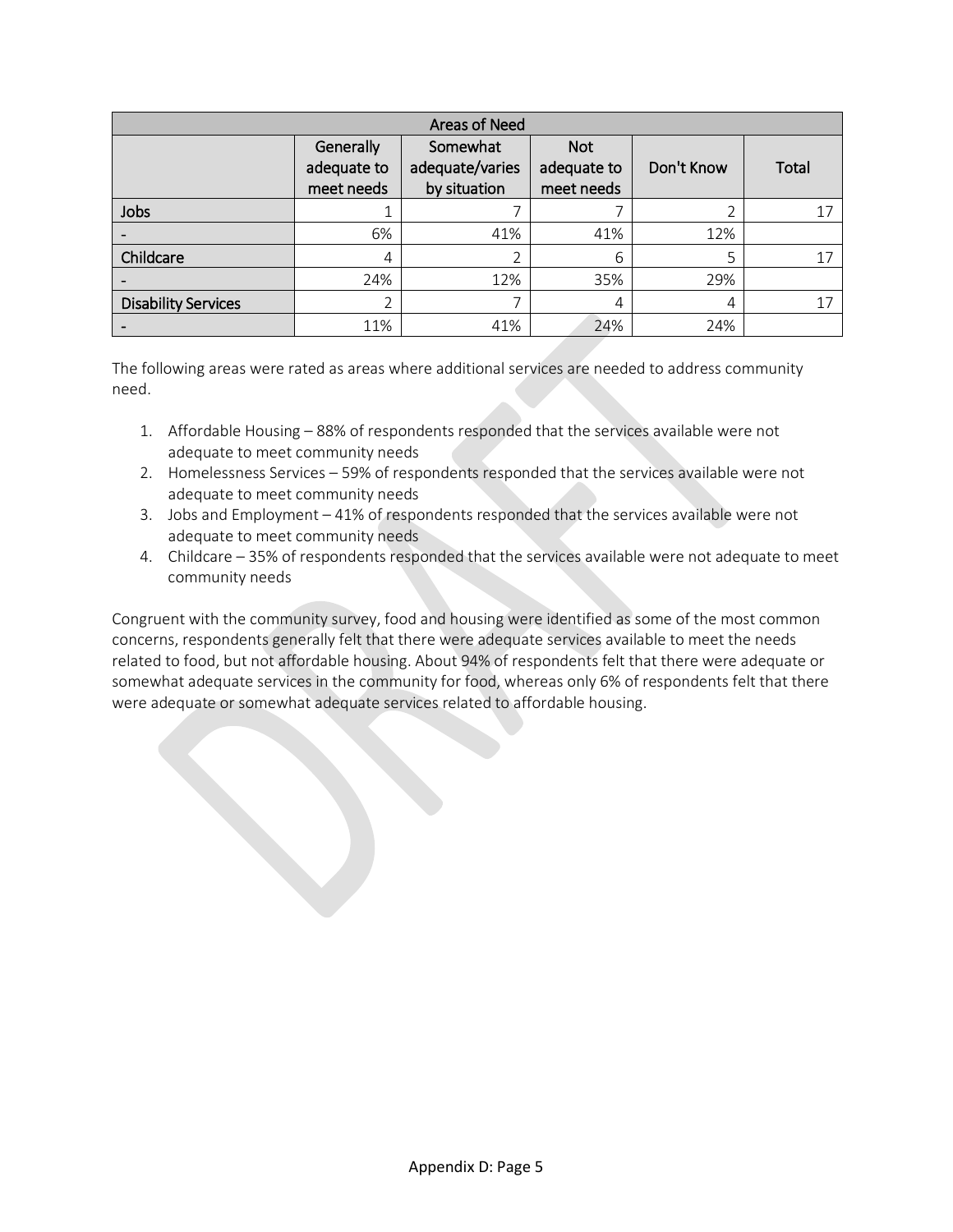| Areas of Need | | | | | |
|---|---|---|---|---|---|
| | Generally adequate to meet needs | Somewhat adequate/varies by situation | Not adequate to meet needs | Don't Know | Total |
| Jobs | 1 | 7 | 7 | 2 | 17 |
| - | 6% | 41% | 41% | 12% | |
| Childcare | 4 | 2 | 6 | 5 | 17 |
| - | 24% | 12% | 35% | 29% | |
| Disability Services | 2 | 7 | 4 | 4 | 17 |
| - | 11% | 41% | 24% | 24% | |

The following areas were rated as areas where additional services are needed to address community need.

1. Affordable Housing – 88% of respondents responded that the services available were not adequate to meet community needs
2. Homelessness Services – 59% of respondents responded that the services available were not adequate to meet community needs
3. Jobs and Employment – 41% of respondents responded that the services available were not adequate to meet community needs
4. Childcare – 35% of respondents responded that the services available were not adequate to meet community needs

Congruent with the community survey, food and housing were identified as some of the most common concerns, respondents generally felt that there were adequate services available to meet the needs related to food, but not affordable housing. About 94% of respondents felt that there were adequate or somewhat adequate services in the community for food, whereas only 6% of respondents felt that there were adequate or somewhat adequate services related to affordable housing.